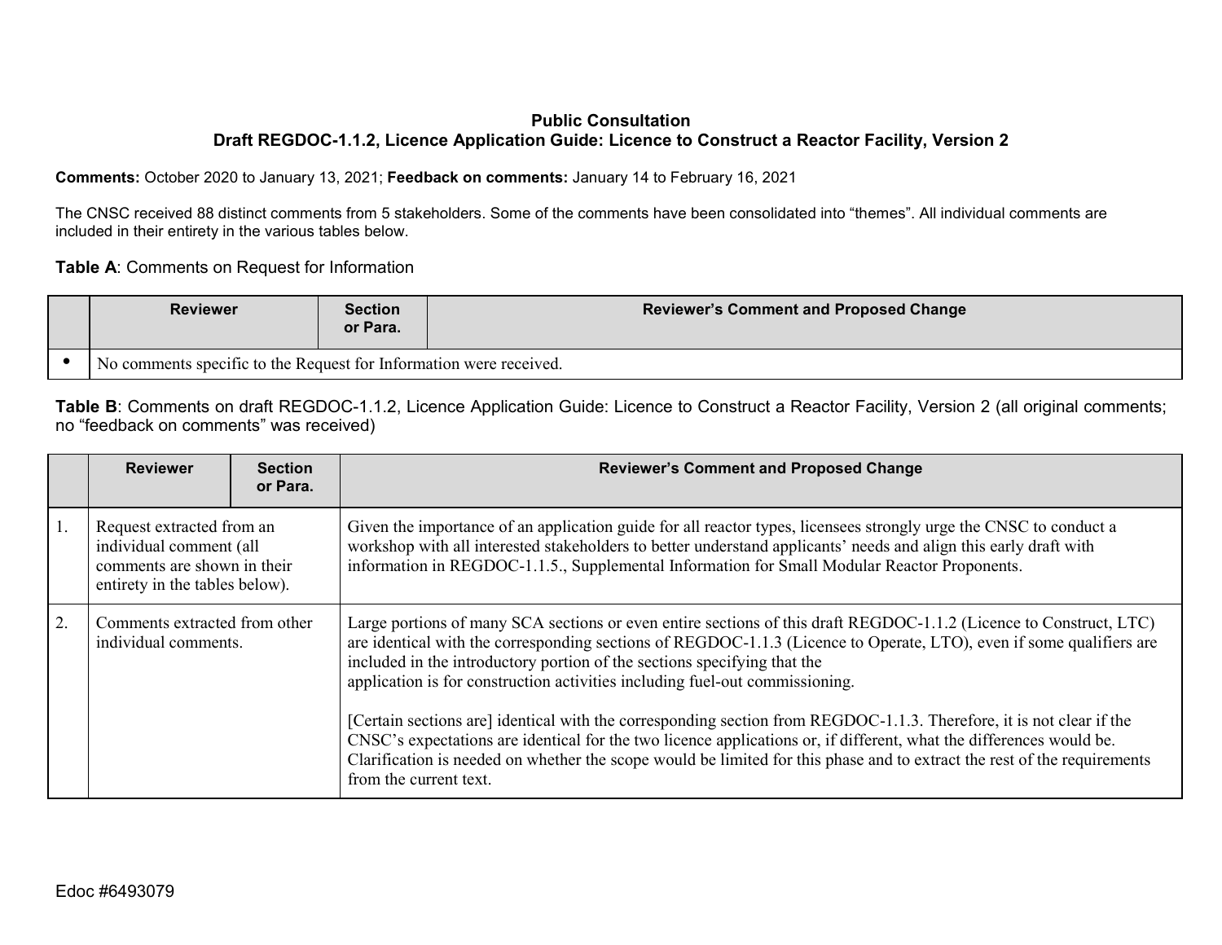**Public Consultation**
**Draft REGDOC-1.1.2, Licence Application Guide: Licence to Construct a Reactor Facility, Version 2**

**Comments:** October 2020 to January 13, 2021; **Feedback on comments:** January 14 to February 16, 2021

The CNSC received 88 distinct comments from 5 stakeholders. Some of the comments have been consolidated into "themes". All individual comments are included in their entirety in the various tables below.

**Table A**: Comments on Request for Information

| | Reviewer | Section or Para. | Reviewer's Comment and Proposed Change |
|---|---|---|---|
| • | No comments specific to the Request for Information were received. | | |

**Table B**: Comments on draft REGDOC-1.1.2, Licence Application Guide: Licence to Construct a Reactor Facility, Version 2 (all original comments; no "feedback on comments" was received)

| | Reviewer | Section or Para. | Reviewer's Comment and Proposed Change |
|---|---|---|---|
| 1. | Request extracted from an individual comment (all comments are shown in their entirety in the tables below). | | Given the importance of an application guide for all reactor types, licensees strongly urge the CNSC to conduct a workshop with all interested stakeholders to better understand applicants' needs and align this early draft with information in REGDOC-1.1.5., Supplemental Information for Small Modular Reactor Proponents. |
| 2. | Comments extracted from other individual comments. | | Large portions of many SCA sections or even entire sections of this draft REGDOC-1.1.2 (Licence to Construct, LTC) are identical with the corresponding sections of REGDOC-1.1.3 (Licence to Operate, LTO), even if some qualifiers are included in the introductory portion of the sections specifying that the application is for construction activities including fuel-out commissioning.<br><br>[Certain sections are] identical with the corresponding section from REGDOC-1.1.3. Therefore, it is not clear if the CNSC's expectations are identical for the two licence applications or, if different, what the differences would be. Clarification is needed on whether the scope would be limited for this phase and to extract the rest of the requirements from the current text. |

Edoc #6493079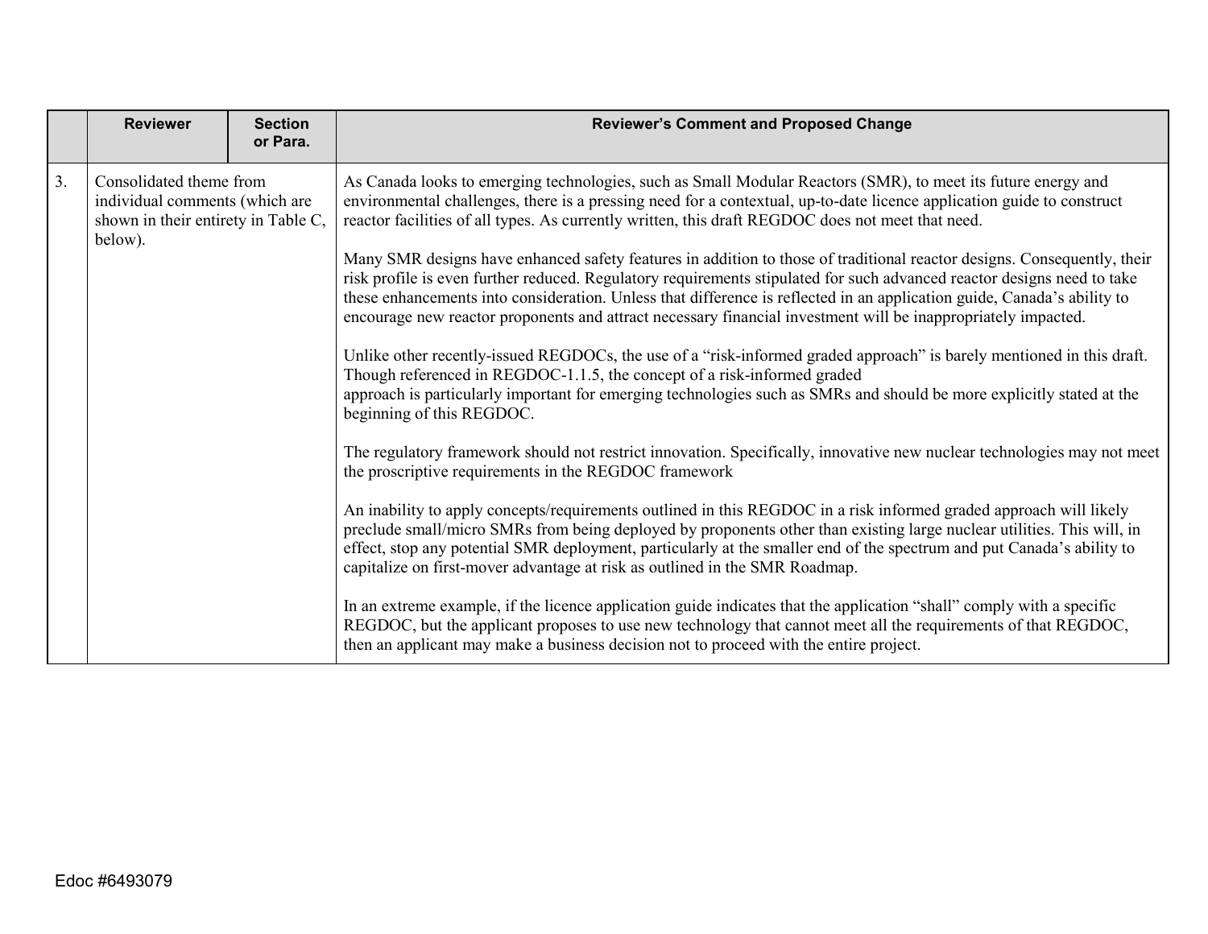| | Reviewer | Section or Para. | Reviewer's Comment and Proposed Change |
|---|---|---|---|
| 3. | Consolidated theme from individual comments (which are shown in their entirety in Table C, below). | | As Canada looks to emerging technologies, such as Small Modular Reactors (SMR), to meet its future energy and environmental challenges, there is a pressing need for a contextual, up-to-date licence application guide to construct reactor facilities of all types. As currently written, this draft REGDOC does not meet that need.<br><br>Many SMR designs have enhanced safety features in addition to those of traditional reactor designs. Consequently, their risk profile is even further reduced. Regulatory requirements stipulated for such advanced reactor designs need to take these enhancements into consideration. Unless that difference is reflected in an application guide, Canada's ability to encourage new reactor proponents and attract necessary financial investment will be inappropriately impacted.<br><br>Unlike other recently-issued REGDOCs, the use of a "risk-informed graded approach" is barely mentioned in this draft. Though referenced in REGDOC-1.1.5, the concept of a risk-informed graded approach is particularly important for emerging technologies such as SMRs and should be more explicitly stated at the beginning of this REGDOC.<br><br>The regulatory framework should not restrict innovation. Specifically, innovative new nuclear technologies may not meet the proscriptive requirements in the REGDOC framework<br><br>An inability to apply concepts/requirements outlined in this REGDOC in a risk informed graded approach will likely preclude small/micro SMRs from being deployed by proponents other than existing large nuclear utilities. This will, in effect, stop any potential SMR deployment, particularly at the smaller end of the spectrum and put Canada's ability to capitalize on first-mover advantage at risk as outlined in the SMR Roadmap.<br><br>In an extreme example, if the licence application guide indicates that the application "shall" comply with a specific REGDOC, but the applicant proposes to use new technology that cannot meet all the requirements of that REGDOC, then an applicant may make a business decision not to proceed with the entire project. |

Edoc #6493079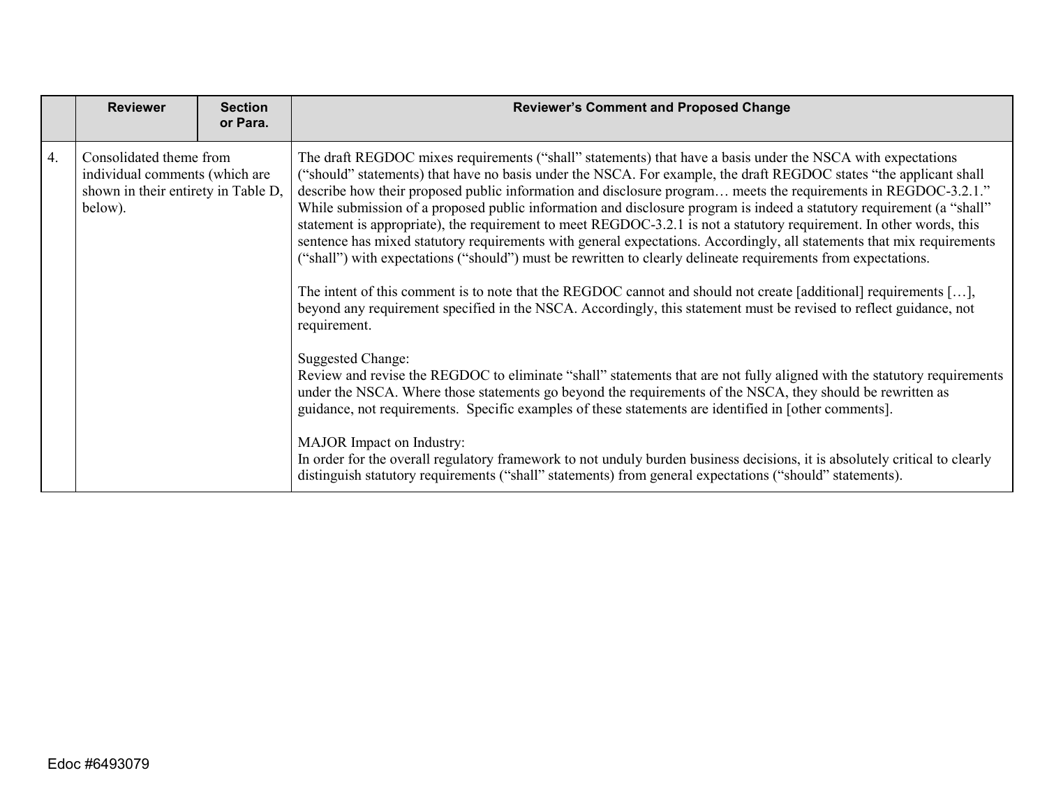| | Reviewer | Section or Para. | Reviewer's Comment and Proposed Change |
|---|---|---|---|
| 4. | Consolidated theme from individual comments (which are shown in their entirety in Table D, below). | | The draft REGDOC mixes requirements ("shall" statements) that have a basis under the NSCA with expectations ("should" statements) that have no basis under the NSCA. For example, the draft REGDOC states "the applicant shall describe how their proposed public information and disclosure program… meets the requirements in REGDOC-3.2.1." While submission of a proposed public information and disclosure program is indeed a statutory requirement (a "shall" statement is appropriate), the requirement to meet REGDOC-3.2.1 is not a statutory requirement. In other words, this sentence has mixed statutory requirements with general expectations. Accordingly, all statements that mix requirements ("shall") with expectations ("should") must be rewritten to clearly delineate requirements from expectations.<br><br>The intent of this comment is to note that the REGDOC cannot and should not create [additional] requirements […], beyond any requirement specified in the NSCA. Accordingly, this statement must be revised to reflect guidance, not requirement.<br><br>Suggested Change:<br>Review and revise the REGDOC to eliminate "shall" statements that are not fully aligned with the statutory requirements under the NSCA. Where those statements go beyond the requirements of the NSCA, they should be rewritten as guidance, not requirements. Specific examples of these statements are identified in [other comments].<br><br>MAJOR Impact on Industry:<br>In order for the overall regulatory framework to not unduly burden business decisions, it is absolutely critical to clearly distinguish statutory requirements ("shall" statements) from general expectations ("should" statements). |

Edoc #6493079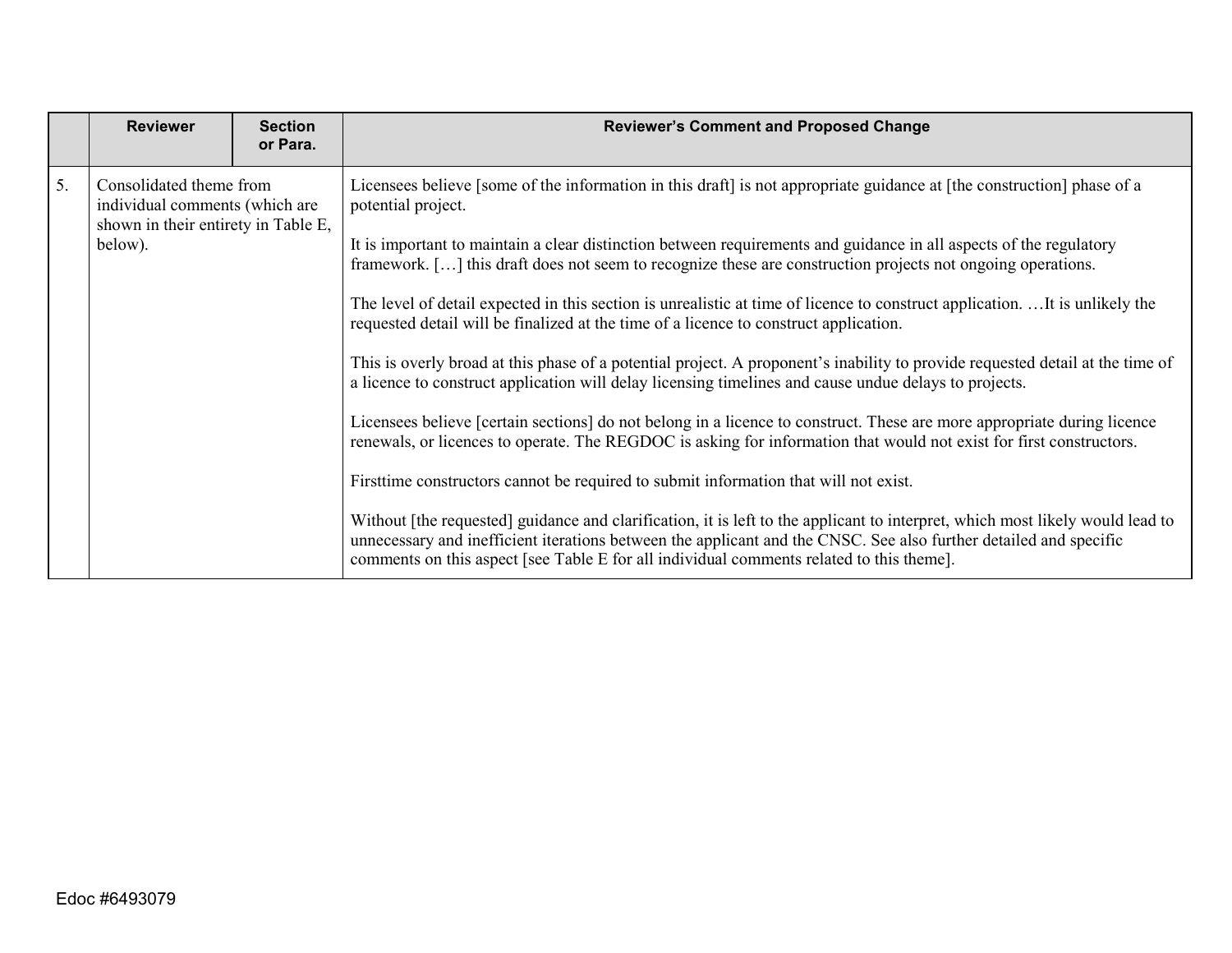| | Reviewer | Section or Para. | Reviewer's Comment and Proposed Change |
|---|---|---|---|
| 5. | Consolidated theme from individual comments (which are shown in their entirety in Table E, below). | | Licensees believe [some of the information in this draft] is not appropriate guidance at [the construction] phase of a potential project.<br><br>It is important to maintain a clear distinction between requirements and guidance in all aspects of the regulatory framework. […] this draft does not seem to recognize these are construction projects not ongoing operations.<br><br>The level of detail expected in this section is unrealistic at time of licence to construct application. …It is unlikely the requested detail will be finalized at the time of a licence to construct application.<br><br>This is overly broad at this phase of a potential project. A proponent's inability to provide requested detail at the time of a licence to construct application will delay licensing timelines and cause undue delays to projects.<br><br>Licensees believe [certain sections] do not belong in a licence to construct. These are more appropriate during licence renewals, or licences to operate. The REGDOC is asking for information that would not exist for first constructors.<br><br>Firsttime constructors cannot be required to submit information that will not exist.<br><br>Without [the requested] guidance and clarification, it is left to the applicant to interpret, which most likely would lead to unnecessary and inefficient iterations between the applicant and the CNSC. See also further detailed and specific comments on this aspect [see Table E for all individual comments related to this theme]. |

Edoc #6493079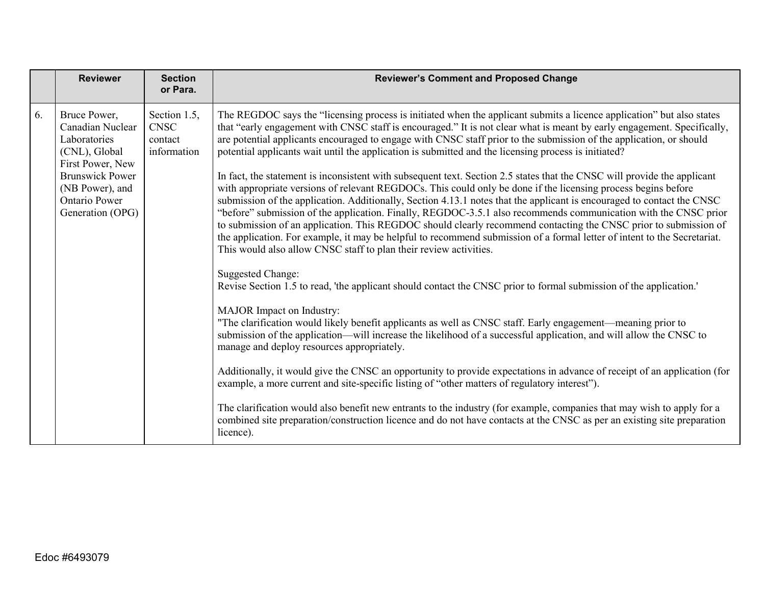| | Reviewer | Section or Para. | Reviewer's Comment and Proposed Change |
|---|---|---|---|
| 6. | Bruce Power, Canadian Nuclear Laboratories (CNL), Global First Power, New Brunswick Power (NB Power), and Ontario Power Generation (OPG) | Section 1.5, CNSC contact information | The REGDOC says the "licensing process is initiated when the applicant submits a licence application" but also states that "early engagement with CNSC staff is encouraged." It is not clear what is meant by early engagement. Specifically, are potential applicants encouraged to engage with CNSC staff prior to the submission of the application, or should potential applicants wait until the application is submitted and the licensing process is initiated?<br><br>In fact, the statement is inconsistent with subsequent text. Section 2.5 states that the CNSC will provide the applicant with appropriate versions of relevant REGDOCs. This could only be done if the licensing process begins before submission of the application. Additionally, Section 4.13.1 notes that the applicant is encouraged to contact the CNSC "before" submission of the application. Finally, REGDOC-3.5.1 also recommends communication with the CNSC prior to submission of an application. This REGDOC should clearly recommend contacting the CNSC prior to submission of the application. For example, it may be helpful to recommend submission of a formal letter of intent to the Secretariat. This would also allow CNSC staff to plan their review activities.<br><br>Suggested Change:<br>Revise Section 1.5 to read, 'the applicant should contact the CNSC prior to formal submission of the application.'<br><br>MAJOR Impact on Industry:<br>"The clarification would likely benefit applicants as well as CNSC staff. Early engagement—meaning prior to submission of the application—will increase the likelihood of a successful application, and will allow the CNSC to manage and deploy resources appropriately.<br><br>Additionally, it would give the CNSC an opportunity to provide expectations in advance of receipt of an application (for example, a more current and site-specific listing of "other matters of regulatory interest").<br><br>The clarification would also benefit new entrants to the industry (for example, companies that may wish to apply for a combined site preparation/construction licence and do not have contacts at the CNSC as per an existing site preparation licence). |

Edoc #6493079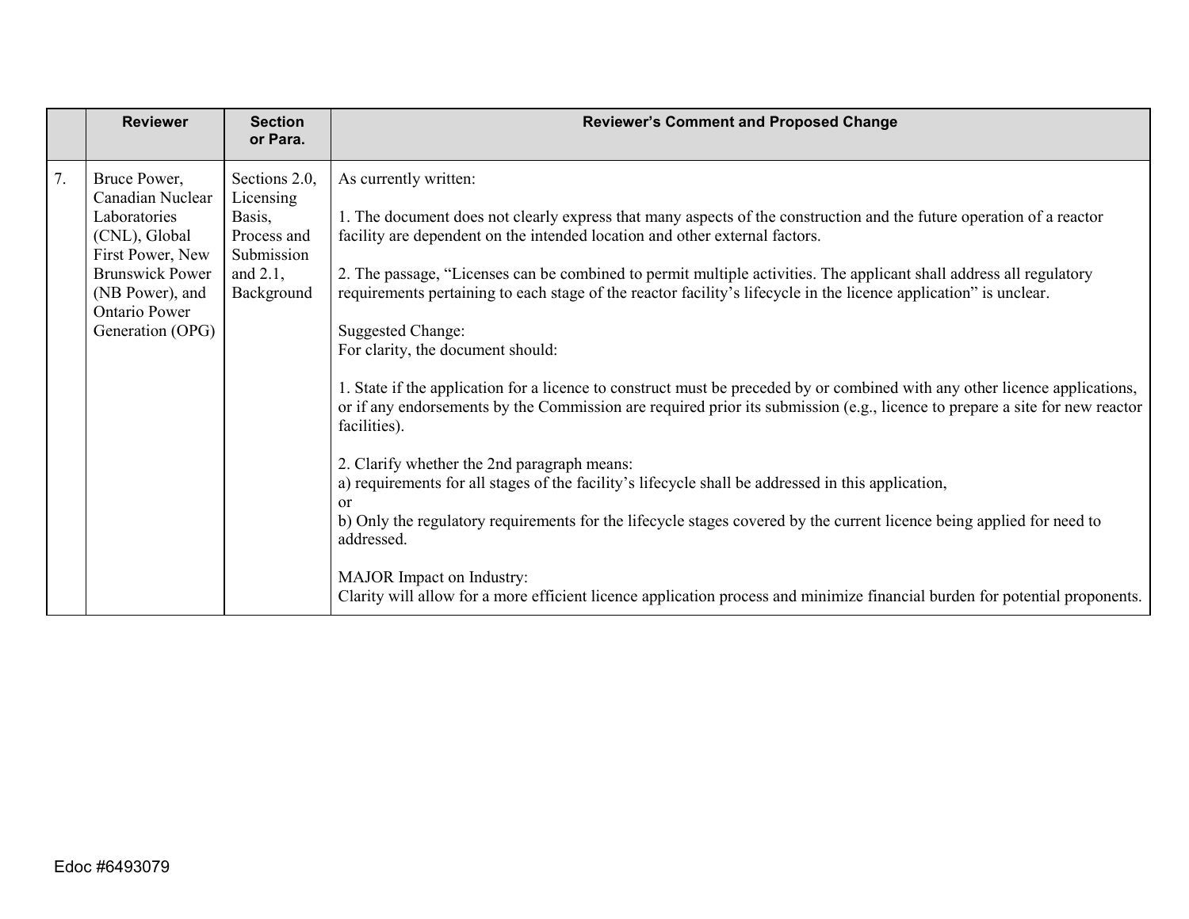| | Reviewer | Section or Para. | Reviewer's Comment and Proposed Change |
|---|---|---|---|
| 7. | Bruce Power, Canadian Nuclear Laboratories (CNL), Global First Power, New Brunswick Power (NB Power), and Ontario Power Generation (OPG) | Sections 2.0, Licensing Basis, Process and Submission and 2.1, Background | As currently written:<br><br>1. The document does not clearly express that many aspects of the construction and the future operation of a reactor facility are dependent on the intended location and other external factors.<br><br>2. The passage, "Licenses can be combined to permit multiple activities. The applicant shall address all regulatory requirements pertaining to each stage of the reactor facility's lifecycle in the licence application" is unclear.<br><br>Suggested Change:<br>For clarity, the document should:<br><br>1. State if the application for a licence to construct must be preceded by or combined with any other licence applications, or if any endorsements by the Commission are required prior its submission (e.g., licence to prepare a site for new reactor facilities).<br><br>2. Clarify whether the 2nd paragraph means:<br>a) requirements for all stages of the facility's lifecycle shall be addressed in this application,<br>or<br>b) Only the regulatory requirements for the lifecycle stages covered by the current licence being applied for need to addressed.<br><br>MAJOR Impact on Industry:<br>Clarity will allow for a more efficient licence application process and minimize financial burden for potential proponents. |

Edoc #6493079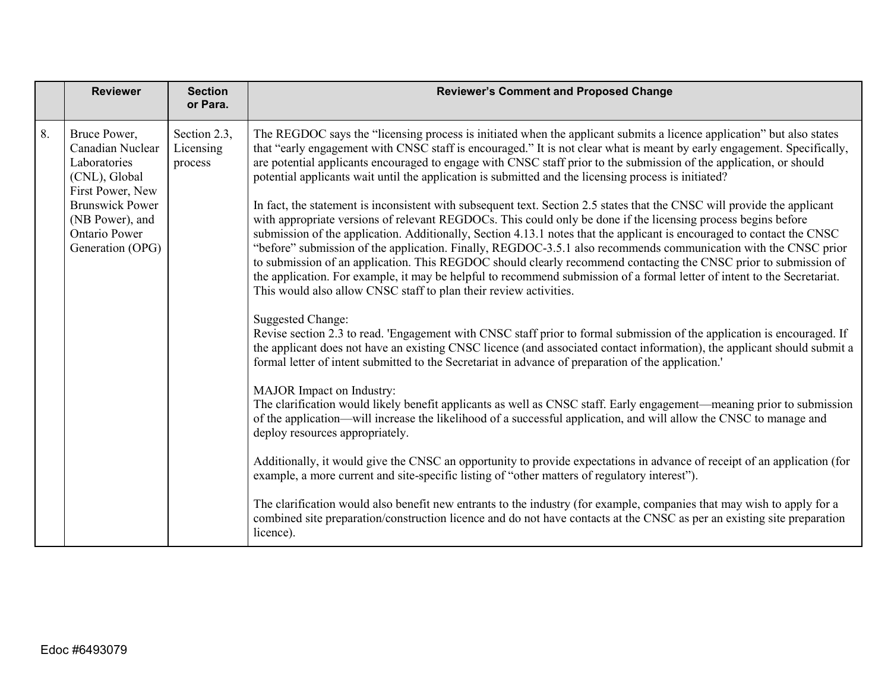| | Reviewer | Section or Para. | Reviewer's Comment and Proposed Change |
|---|---|---|---|
| 8. | Bruce Power, Canadian Nuclear Laboratories (CNL), Global First Power, New Brunswick Power (NB Power), and Ontario Power Generation (OPG) | Section 2.3, Licensing process | The REGDOC says the "licensing process is initiated when the applicant submits a licence application" but also states that "early engagement with CNSC staff is encouraged." It is not clear what is meant by early engagement. Specifically, are potential applicants encouraged to engage with CNSC staff prior to the submission of the application, or should potential applicants wait until the application is submitted and the licensing process is initiated?<br><br>In fact, the statement is inconsistent with subsequent text. Section 2.5 states that the CNSC will provide the applicant with appropriate versions of relevant REGDOCs. This could only be done if the licensing process begins before submission of the application. Additionally, Section 4.13.1 notes that the applicant is encouraged to contact the CNSC "before" submission of the application. Finally, REGDOC-3.5.1 also recommends communication with the CNSC prior to submission of an application. This REGDOC should clearly recommend contacting the CNSC prior to submission of the application. For example, it may be helpful to recommend submission of a formal letter of intent to the Secretariat. This would also allow CNSC staff to plan their review activities.<br><br>Suggested Change:<br>Revise section 2.3 to read. 'Engagement with CNSC staff prior to formal submission of the application is encouraged. If the applicant does not have an existing CNSC licence (and associated contact information), the applicant should submit a formal letter of intent submitted to the Secretariat in advance of preparation of the application.'<br><br>MAJOR Impact on Industry:<br>The clarification would likely benefit applicants as well as CNSC staff. Early engagement—meaning prior to submission of the application—will increase the likelihood of a successful application, and will allow the CNSC to manage and deploy resources appropriately.<br><br>Additionally, it would give the CNSC an opportunity to provide expectations in advance of receipt of an application (for example, a more current and site-specific listing of "other matters of regulatory interest").<br><br>The clarification would also benefit new entrants to the industry (for example, companies that may wish to apply for a combined site preparation/construction licence and do not have contacts at the CNSC as per an existing site preparation licence). |

Edoc #6493079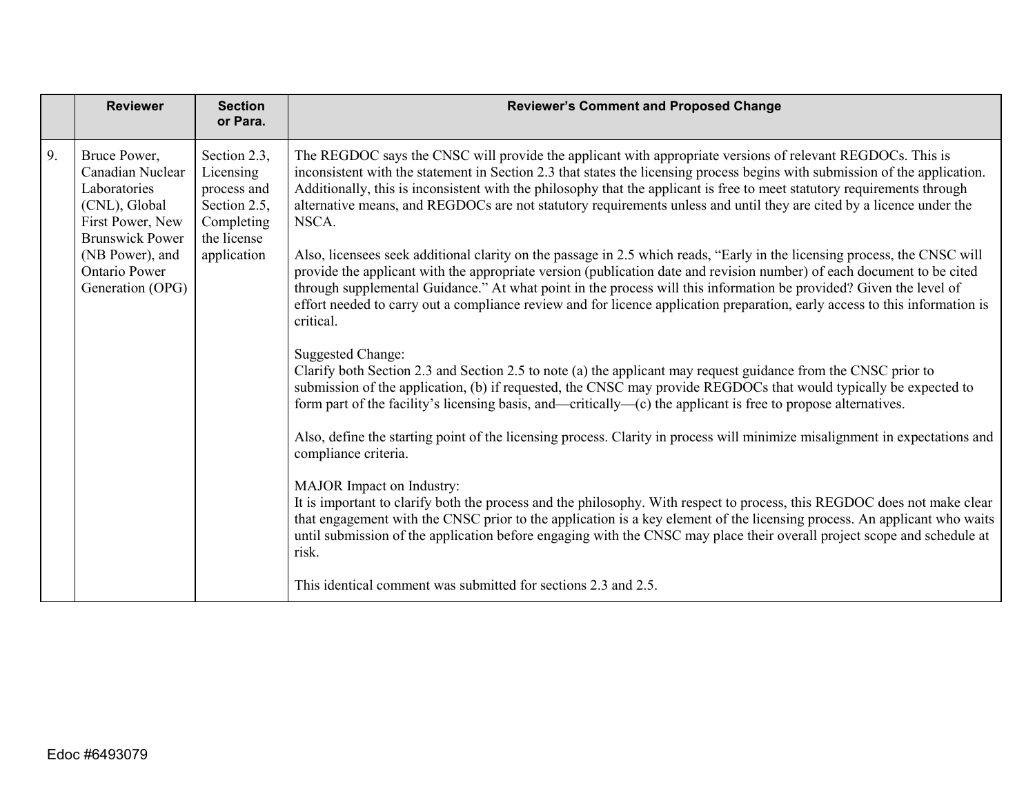| | Reviewer | Section or Para. | Reviewer's Comment and Proposed Change |
|---|---|---|---|
| 9. | Bruce Power, Canadian Nuclear Laboratories (CNL), Global First Power, New Brunswick Power (NB Power), and Ontario Power Generation (OPG) | Section 2.3, Licensing process and Section 2.5, Completing the license application | The REGDOC says the CNSC will provide the applicant with appropriate versions of relevant REGDOCs. This is inconsistent with the statement in Section 2.3 that states the licensing process begins with submission of the application. Additionally, this is inconsistent with the philosophy that the applicant is free to meet statutory requirements through alternative means, and REGDOCs are not statutory requirements unless and until they are cited by a licence under the NSCA.<br><br>Also, licensees seek additional clarity on the passage in 2.5 which reads, "Early in the licensing process, the CNSC will provide the applicant with the appropriate version (publication date and revision number) of each document to be cited through supplemental Guidance." At what point in the process will this information be provided? Given the level of effort needed to carry out a compliance review and for licence application preparation, early access to this information is critical.<br><br>Suggested Change:<br>Clarify both Section 2.3 and Section 2.5 to note (a) the applicant may request guidance from the CNSC prior to submission of the application, (b) if requested, the CNSC may provide REGDOCs that would typically be expected to form part of the facility's licensing basis, and—critically—(c) the applicant is free to propose alternatives.<br><br>Also, define the starting point of the licensing process. Clarity in process will minimize misalignment in expectations and compliance criteria.<br><br>MAJOR Impact on Industry:<br>It is important to clarify both the process and the philosophy. With respect to process, this REGDOC does not make clear that engagement with the CNSC prior to the application is a key element of the licensing process. An applicant who waits until submission of the application before engaging with the CNSC may place their overall project scope and schedule at risk.<br><br>This identical comment was submitted for sections 2.3 and 2.5. |

Edoc #6493079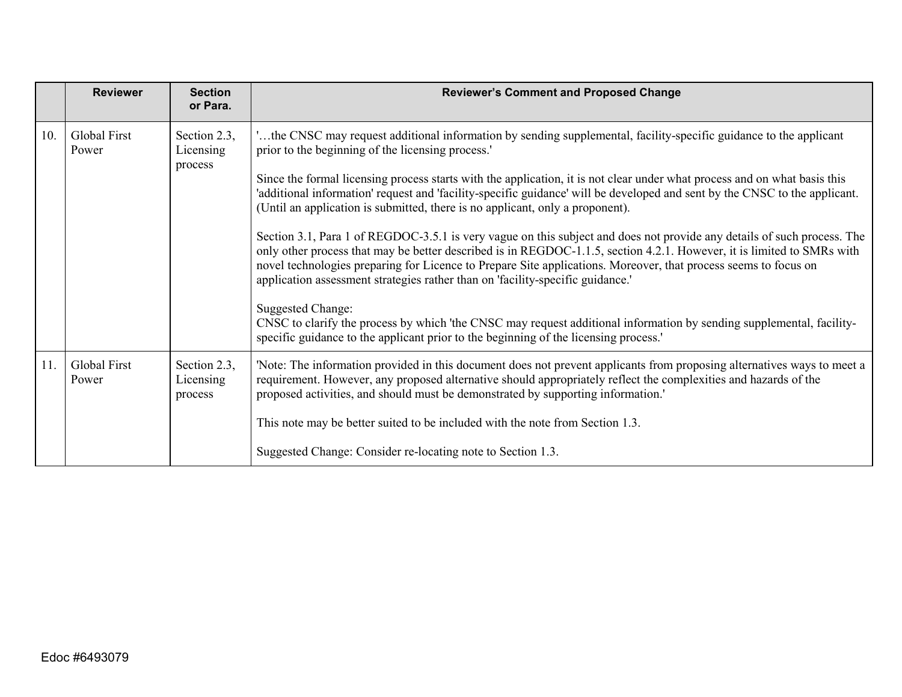| | Reviewer | Section or Para. | Reviewer's Comment and Proposed Change |
|---|---|---|---|
| 10. | Global First Power | Section 2.3, Licensing process | '…the CNSC may request additional information by sending supplemental, facility-specific guidance to the applicant prior to the beginning of the licensing process.'<br><br>Since the formal licensing process starts with the application, it is not clear under what process and on what basis this 'additional information' request and 'facility-specific guidance' will be developed and sent by the CNSC to the applicant. (Until an application is submitted, there is no applicant, only a proponent).<br><br>Section 3.1, Para 1 of REGDOC-3.5.1 is very vague on this subject and does not provide any details of such process. The only other process that may be better described is in REGDOC-1.1.5, section 4.2.1. However, it is limited to SMRs with novel technologies preparing for Licence to Prepare Site applications. Moreover, that process seems to focus on application assessment strategies rather than on 'facility-specific guidance.'<br><br>Suggested Change:<br>CNSC to clarify the process by which 'the CNSC may request additional information by sending supplemental, facility-specific guidance to the applicant prior to the beginning of the licensing process.' |
| 11. | Global First Power | Section 2.3, Licensing process | 'Note: The information provided in this document does not prevent applicants from proposing alternatives ways to meet a requirement. However, any proposed alternative should appropriately reflect the complexities and hazards of the proposed activities, and should must be demonstrated by supporting information.'<br><br>This note may be better suited to be included with the note from Section 1.3.<br><br>Suggested Change: Consider re-locating note to Section 1.3. |

Edoc #6493079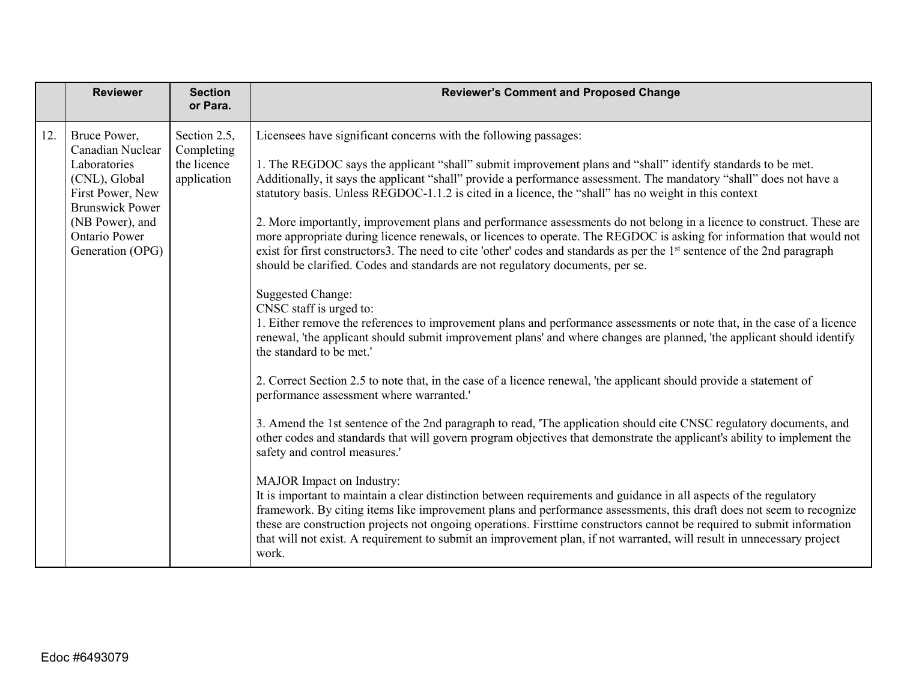| | Reviewer | Section or Para. | Reviewer's Comment and Proposed Change |
|---|---|---|---|
| 12. | Bruce Power, Canadian Nuclear Laboratories (CNL), Global First Power, New Brunswick Power (NB Power), and Ontario Power Generation (OPG) | Section 2.5, Completing the licence application | Licensees have significant concerns with the following passages:<br><br>1. The REGDOC says the applicant "shall" submit improvement plans and "shall" identify standards to be met. Additionally, it says the applicant "shall" provide a performance assessment. The mandatory "shall" does not have a statutory basis. Unless REGDOC-1.1.2 is cited in a licence, the "shall" has no weight in this context<br><br>2. More importantly, improvement plans and performance assessments do not belong in a licence to construct. These are more appropriate during licence renewals, or licences to operate. The REGDOC is asking for information that would not exist for first constructors3. The need to cite 'other' codes and standards as per the 1st sentence of the 2nd paragraph should be clarified. Codes and standards are not regulatory documents, per se.<br><br>Suggested Change:<br>CNSC staff is urged to:<br>1. Either remove the references to improvement plans and performance assessments or note that, in the case of a licence renewal, 'the applicant should submit improvement plans' and where changes are planned, 'the applicant should identify the standard to be met.'<br><br>2. Correct Section 2.5 to note that, in the case of a licence renewal, 'the applicant should provide a statement of performance assessment where warranted.'<br><br>3. Amend the 1st sentence of the 2nd paragraph to read, 'The application should cite CNSC regulatory documents, and other codes and standards that will govern program objectives that demonstrate the applicant's ability to implement the safety and control measures.'<br><br>MAJOR Impact on Industry:<br>It is important to maintain a clear distinction between requirements and guidance in all aspects of the regulatory framework. By citing items like improvement plans and performance assessments, this draft does not seem to recognize these are construction projects not ongoing operations. Firsttime constructors cannot be required to submit information that will not exist. A requirement to submit an improvement plan, if not warranted, will result in unnecessary project work. |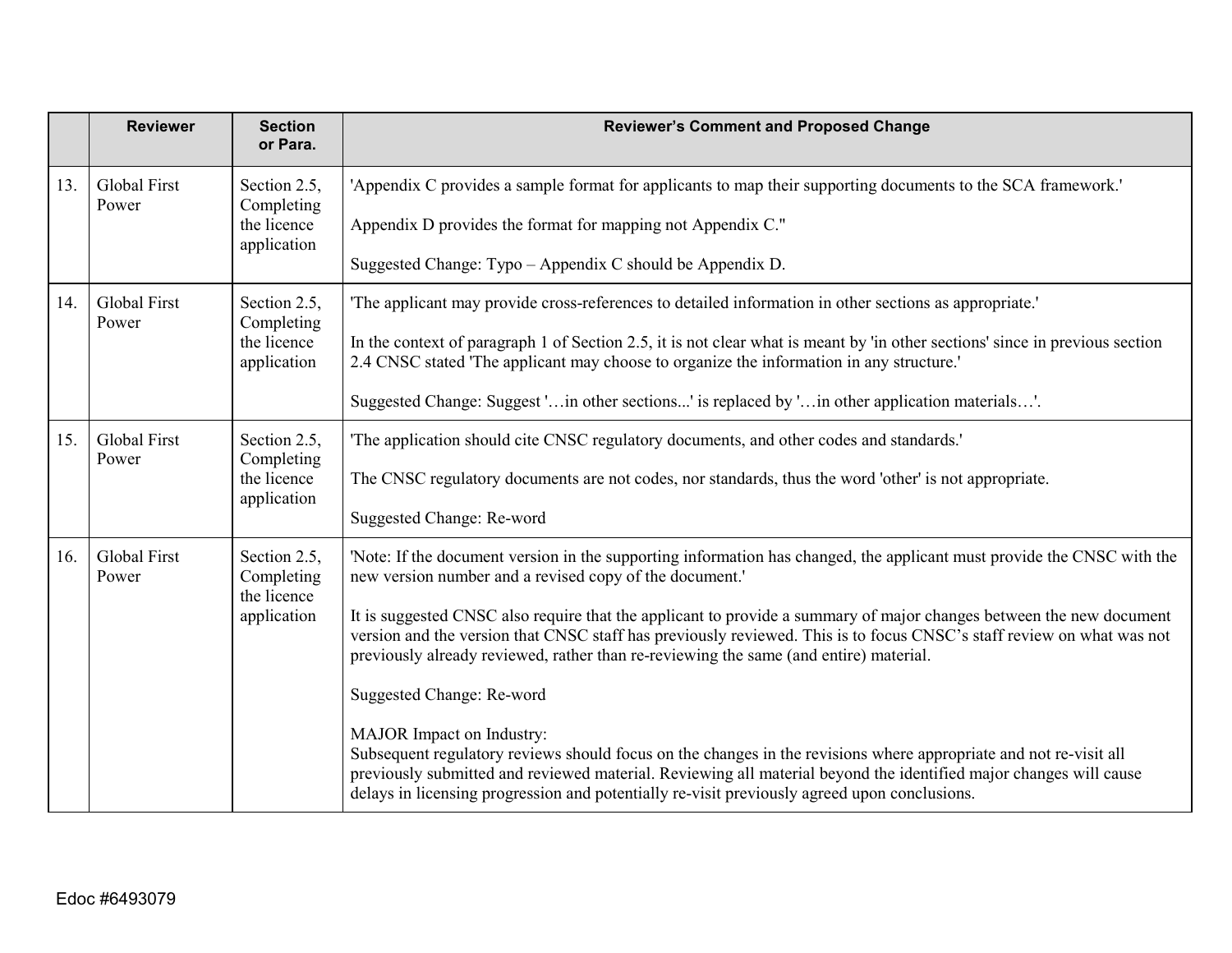|  | Reviewer | Section or Para. | Reviewer's Comment and Proposed Change |
|---|---|---|---|
| 13. | Global First Power | Section 2.5, Completing the licence application | 'Appendix C provides a sample format for applicants to map their supporting documents to the SCA framework.'<br><br>Appendix D provides the format for mapping not Appendix C."<br><br>Suggested Change: Typo – Appendix C should be Appendix D. |
| 14. | Global First Power | Section 2.5, Completing the licence application | 'The applicant may provide cross-references to detailed information in other sections as appropriate.'<br><br>In the context of paragraph 1 of Section 2.5, it is not clear what is meant by 'in other sections' since in previous section 2.4 CNSC stated 'The applicant may choose to organize the information in any structure.'<br><br>Suggested Change: Suggest '…in other sections...' is replaced by '…in other application materials…'. |
| 15. | Global First Power | Section 2.5, Completing the licence application | 'The application should cite CNSC regulatory documents, and other codes and standards.'<br><br>The CNSC regulatory documents are not codes, nor standards, thus the word 'other' is not appropriate.<br><br>Suggested Change: Re-word |
| 16. | Global First Power | Section 2.5, Completing the licence application | 'Note: If the document version in the supporting information has changed, the applicant must provide the CNSC with the new version number and a revised copy of the document.'<br><br>It is suggested CNSC also require that the applicant to provide a summary of major changes between the new document version and the version that CNSC staff has previously reviewed. This is to focus CNSC's staff review on what was not previously already reviewed, rather than re-reviewing the same (and entire) material.<br><br>Suggested Change: Re-word<br><br>MAJOR Impact on Industry:<br>Subsequent regulatory reviews should focus on the changes in the revisions where appropriate and not re-visit all previously submitted and reviewed material. Reviewing all material beyond the identified major changes will cause delays in licensing progression and potentially re-visit previously agreed upon conclusions. |

Edoc #6493079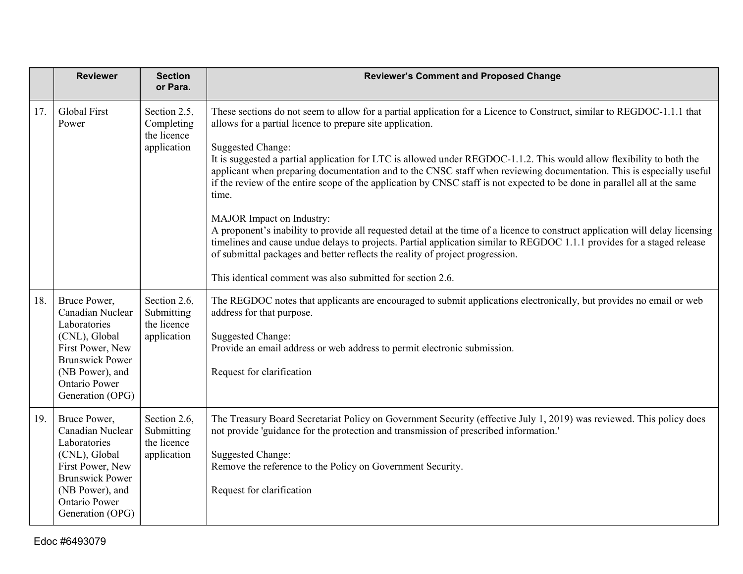| | Reviewer | Section or Para. | Reviewer's Comment and Proposed Change |
|---|---|---|---|
| 17. | Global First Power | Section 2.5, Completing the licence application | These sections do not seem to allow for a partial application for a Licence to Construct, similar to REGDOC-1.1.1 that allows for a partial licence to prepare site application.<br><br>Suggested Change:<br>It is suggested a partial application for LTC is allowed under REGDOC-1.1.2. This would allow flexibility to both the applicant when preparing documentation and to the CNSC staff when reviewing documentation. This is especially useful if the review of the entire scope of the application by CNSC staff is not expected to be done in parallel all at the same time.<br><br>MAJOR Impact on Industry:<br>A proponent's inability to provide all requested detail at the time of a licence to construct application will delay licensing timelines and cause undue delays to projects. Partial application similar to REGDOC 1.1.1 provides for a staged release of submittal packages and better reflects the reality of project progression.<br><br>This identical comment was also submitted for section 2.6. |
| 18. | Bruce Power, Canadian Nuclear Laboratories (CNL), Global First Power, New Brunswick Power (NB Power), and Ontario Power Generation (OPG) | Section 2.6, Submitting the licence application | The REGDOC notes that applicants are encouraged to submit applications electronically, but provides no email or web address for that purpose.<br><br>Suggested Change:<br>Provide an email address or web address to permit electronic submission.<br><br>Request for clarification |
| 19. | Bruce Power, Canadian Nuclear Laboratories (CNL), Global First Power, New Brunswick Power (NB Power), and Ontario Power Generation (OPG) | Section 2.6, Submitting the licence application | The Treasury Board Secretariat Policy on Government Security (effective July 1, 2019) was reviewed. This policy does not provide 'guidance for the protection and transmission of prescribed information.'<br><br>Suggested Change:<br>Remove the reference to the Policy on Government Security.<br><br>Request for clarification |

Edoc #6493079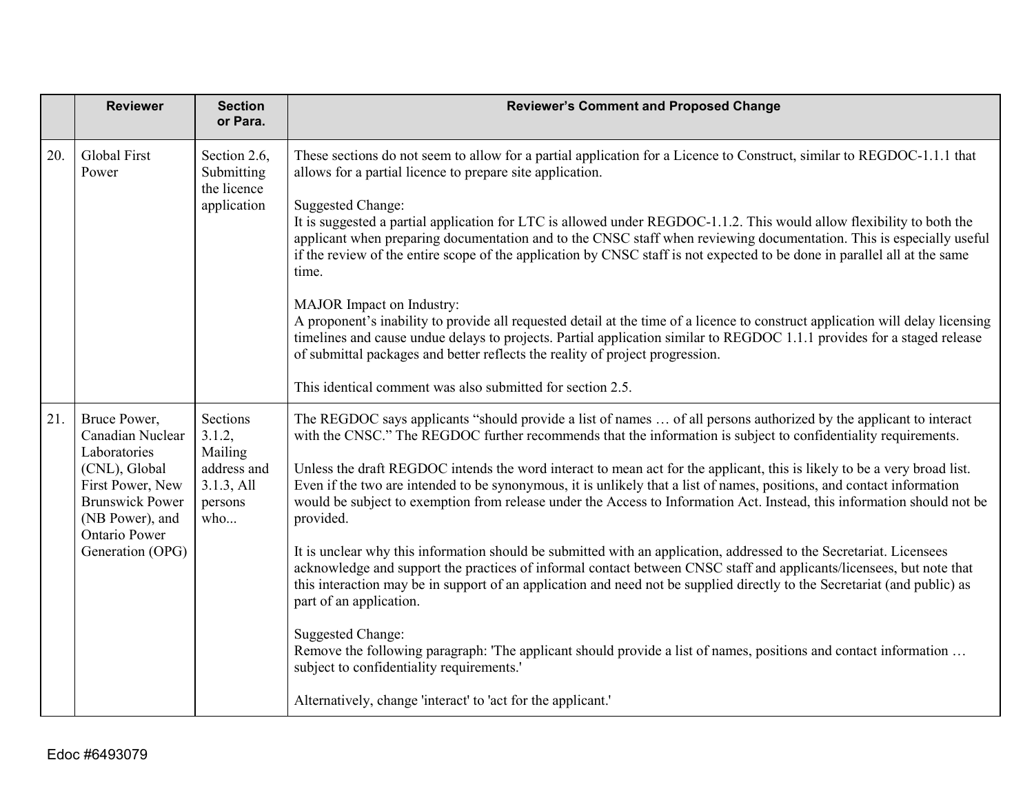| | Reviewer | Section or Para. | Reviewer's Comment and Proposed Change |
|---|---|---|---|
| 20. | Global First Power | Section 2.6, Submitting the licence application | These sections do not seem to allow for a partial application for a Licence to Construct, similar to REGDOC-1.1.1 that allows for a partial licence to prepare site application.<br><br>Suggested Change:<br>It is suggested a partial application for LTC is allowed under REGDOC-1.1.2. This would allow flexibility to both the applicant when preparing documentation and to the CNSC staff when reviewing documentation. This is especially useful if the review of the entire scope of the application by CNSC staff is not expected to be done in parallel all at the same time.<br><br>MAJOR Impact on Industry:<br>A proponent's inability to provide all requested detail at the time of a licence to construct application will delay licensing timelines and cause undue delays to projects. Partial application similar to REGDOC 1.1.1 provides for a staged release of submittal packages and better reflects the reality of project progression.<br><br>This identical comment was also submitted for section 2.5. |
| 21. | Bruce Power, Canadian Nuclear Laboratories (CNL), Global First Power, New Brunswick Power (NB Power), and Ontario Power Generation (OPG) | Sections 3.1.2, Mailing address and 3.1.3, All persons who... | The REGDOC says applicants "should provide a list of names … of all persons authorized by the applicant to interact with the CNSC." The REGDOC further recommends that the information is subject to confidentiality requirements.<br><br>Unless the draft REGDOC intends the word interact to mean act for the applicant, this is likely to be a very broad list. Even if the two are intended to be synonymous, it is unlikely that a list of names, positions, and contact information would be subject to exemption from release under the Access to Information Act. Instead, this information should not be provided.<br><br>It is unclear why this information should be submitted with an application, addressed to the Secretariat. Licensees acknowledge and support the practices of informal contact between CNSC staff and applicants/licensees, but note that this interaction may be in support of an application and need not be supplied directly to the Secretariat (and public) as part of an application.<br><br>Suggested Change:<br>Remove the following paragraph: 'The applicant should provide a list of names, positions and contact information … subject to confidentiality requirements.'<br><br>Alternatively, change 'interact' to 'act for the applicant.' |

Edoc #6493079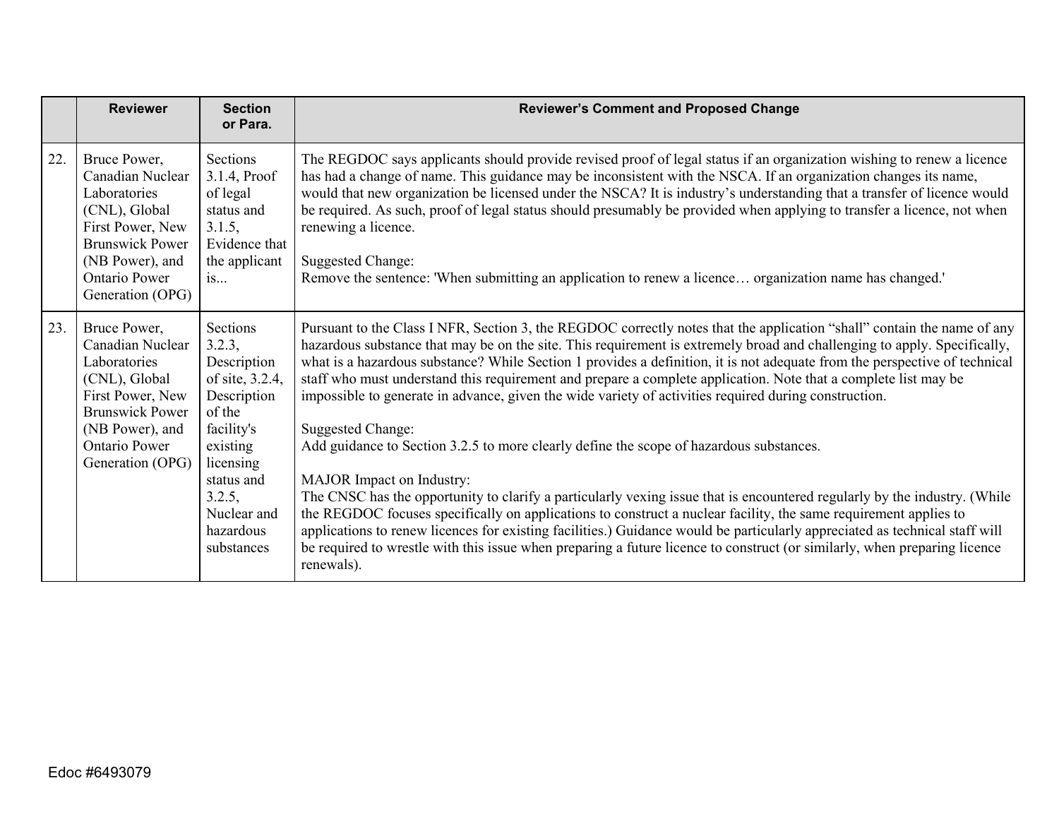| | Reviewer | Section or Para. | Reviewer's Comment and Proposed Change |
|---|---|---|---|
| 22. | Bruce Power, Canadian Nuclear Laboratories (CNL), Global First Power, New Brunswick Power (NB Power), and Ontario Power Generation (OPG) | Sections 3.1.4, Proof of legal status and 3.1.5, Evidence that the applicant is... | The REGDOC says applicants should provide revised proof of legal status if an organization wishing to renew a licence has had a change of name. This guidance may be inconsistent with the NSCA. If an organization changes its name, would that new organization be licensed under the NSCA? It is industry's understanding that a transfer of licence would be required. As such, proof of legal status should presumably be provided when applying to transfer a licence, not when renewing a licence.<br><br>Suggested Change:<br>Remove the sentence: 'When submitting an application to renew a licence… organization name has changed.' |
| 23. | Bruce Power, Canadian Nuclear Laboratories (CNL), Global First Power, New Brunswick Power (NB Power), and Ontario Power Generation (OPG) | Sections 3.2.3, Description of site, 3.2.4, Description of the facility's existing licensing status and 3.2.5, Nuclear and hazardous substances | Pursuant to the Class I NFR, Section 3, the REGDOC correctly notes that the application "shall" contain the name of any hazardous substance that may be on the site. This requirement is extremely broad and challenging to apply. Specifically, what is a hazardous substance? While Section 1 provides a definition, it is not adequate from the perspective of technical staff who must understand this requirement and prepare a complete application. Note that a complete list may be impossible to generate in advance, given the wide variety of activities required during construction.<br><br>Suggested Change:<br>Add guidance to Section 3.2.5 to more clearly define the scope of hazardous substances.<br><br>MAJOR Impact on Industry:<br>The CNSC has the opportunity to clarify a particularly vexing issue that is encountered regularly by the industry. (While the REGDOC focuses specifically on applications to construct a nuclear facility, the same requirement applies to applications to renew licences for existing facilities.) Guidance would be particularly appreciated as technical staff will be required to wrestle with this issue when preparing a future licence to construct (or similarly, when preparing licence renewals). |

Edoc #6493079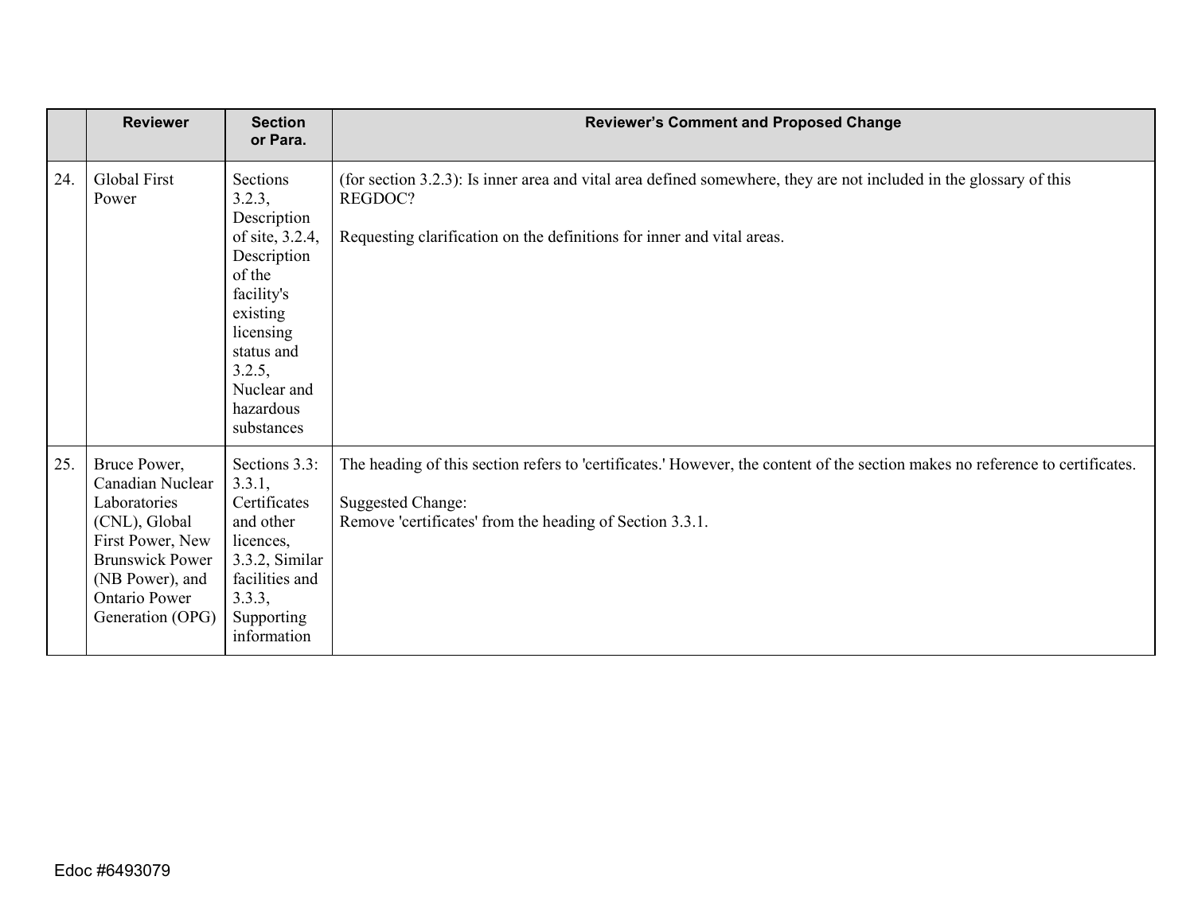| | Reviewer | Section or Para. | Reviewer's Comment and Proposed Change |
|---|---|---|---|
| 24. | Global First Power | Sections 3.2.3, Description of site, 3.2.4, Description of the facility's existing licensing status and 3.2.5, Nuclear and hazardous substances | (for section 3.2.3): Is inner area and vital area defined somewhere, they are not included in the glossary of this REGDOC?<br><br>Requesting clarification on the definitions for inner and vital areas. |
| 25. | Bruce Power, Canadian Nuclear Laboratories (CNL), Global First Power, New Brunswick Power (NB Power), and Ontario Power Generation (OPG) | Sections 3.3: 3.3.1, Certificates and other licences, 3.3.2, Similar facilities and 3.3.3, Supporting information | The heading of this section refers to 'certificates.' However, the content of the section makes no reference to certificates.<br><br>Suggested Change:<br>Remove 'certificates' from the heading of Section 3.3.1. |

Edoc #6493079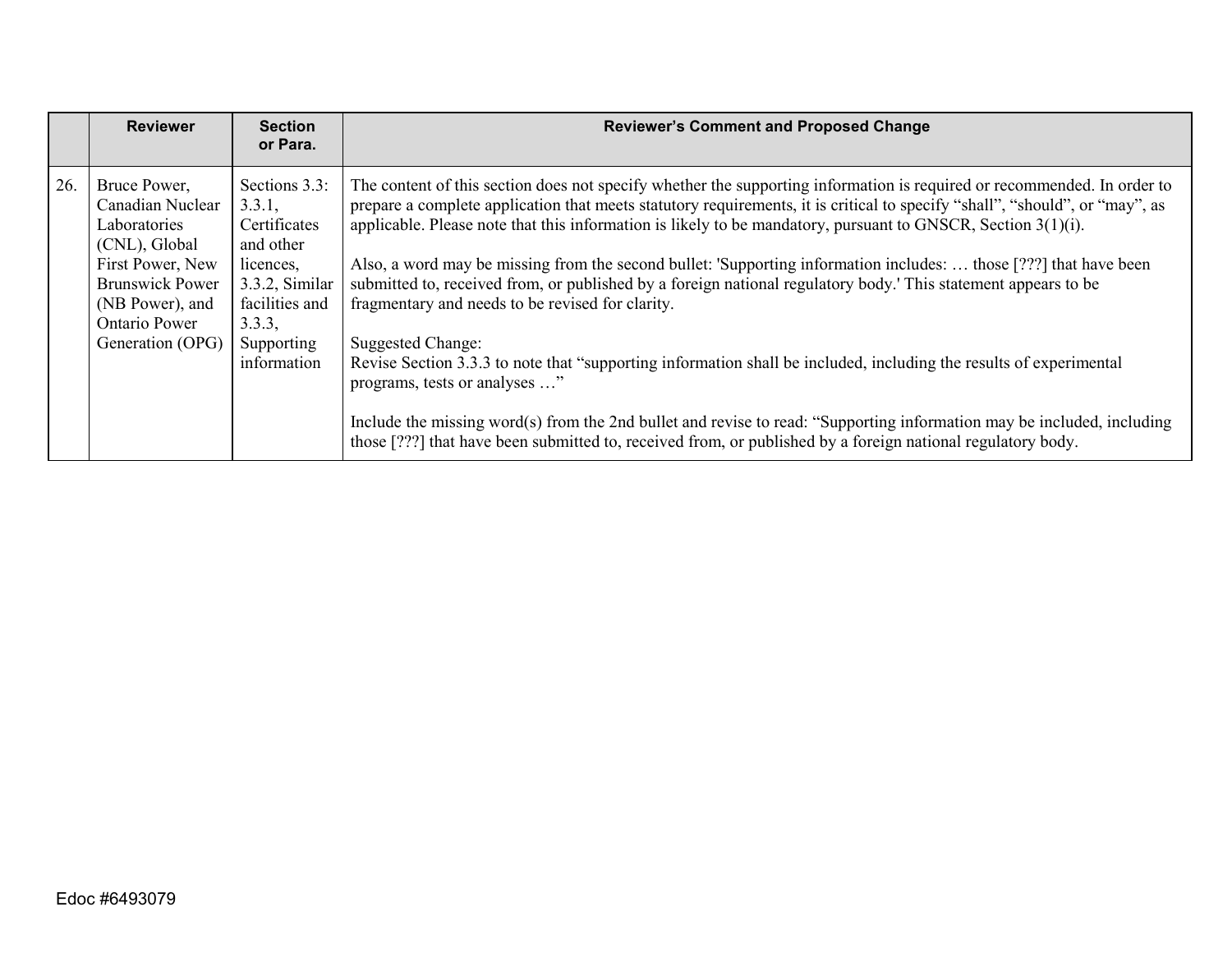| | Reviewer | Section or Para. | Reviewer's Comment and Proposed Change |
|---|---|---|---|
| 26. | Bruce Power, Canadian Nuclear Laboratories (CNL), Global First Power, New Brunswick Power (NB Power), and Ontario Power Generation (OPG) | Sections 3.3: 3.3.1, Certificates and other licences, 3.3.2, Similar facilities and 3.3.3, Supporting information | The content of this section does not specify whether the supporting information is required or recommended. In order to prepare a complete application that meets statutory requirements, it is critical to specify "shall", "should", or "may", as applicable. Please note that this information is likely to be mandatory, pursuant to GNSCR, Section 3(1)(i).<br><br>Also, a word may be missing from the second bullet: 'Supporting information includes: … those [???] that have been submitted to, received from, or published by a foreign national regulatory body.' This statement appears to be fragmentary and needs to be revised for clarity.<br><br>Suggested Change:<br>Revise Section 3.3.3 to note that "supporting information shall be included, including the results of experimental programs, tests or analyses …"<br><br>Include the missing word(s) from the 2nd bullet and revise to read: "Supporting information may be included, including those [???] that have been submitted to, received from, or published by a foreign national regulatory body. |

Edoc #6493079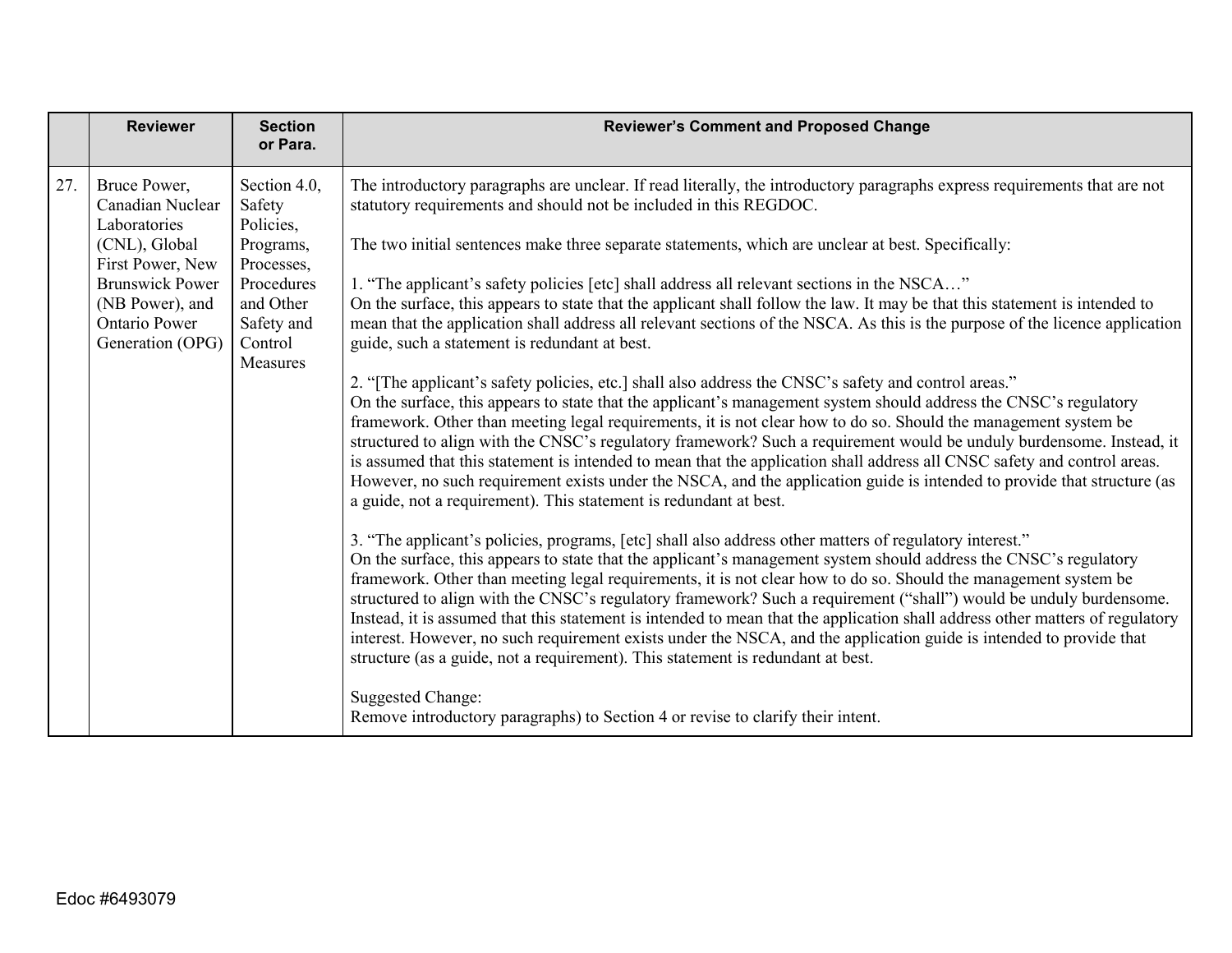|  | Reviewer | Section or Para. | Reviewer's Comment and Proposed Change |
|---|---|---|---|
| 27. | Bruce Power, Canadian Nuclear Laboratories (CNL), Global First Power, New Brunswick Power (NB Power), and Ontario Power Generation (OPG) | Section 4.0, Safety Policies, Programs, Processes, Procedures and Other Safety and Control Measures | The introductory paragraphs are unclear. If read literally, the introductory paragraphs express requirements that are not statutory requirements and should not be included in this REGDOC.<br><br>The two initial sentences make three separate statements, which are unclear at best. Specifically:<br><br>1. "The applicant's safety policies [etc] shall address all relevant sections in the NSCA…"<br>On the surface, this appears to state that the applicant shall follow the law. It may be that this statement is intended to mean that the application shall address all relevant sections of the NSCA. As this is the purpose of the licence application guide, such a statement is redundant at best.<br><br>2. "[The applicant's safety policies, etc.] shall also address the CNSC's safety and control areas."<br>On the surface, this appears to state that the applicant's management system should address the CNSC's regulatory framework. Other than meeting legal requirements, it is not clear how to do so. Should the management system be structured to align with the CNSC's regulatory framework? Such a requirement would be unduly burdensome. Instead, it is assumed that this statement is intended to mean that the application shall address all CNSC safety and control areas. However, no such requirement exists under the NSCA, and the application guide is intended to provide that structure (as a guide, not a requirement). This statement is redundant at best.<br><br>3. "The applicant's policies, programs, [etc] shall also address other matters of regulatory interest."<br>On the surface, this appears to state that the applicant's management system should address the CNSC's regulatory framework. Other than meeting legal requirements, it is not clear how to do so. Should the management system be structured to align with the CNSC's regulatory framework? Such a requirement ("shall") would be unduly burdensome. Instead, it is assumed that this statement is intended to mean that the application shall address other matters of regulatory interest. However, no such requirement exists under the NSCA, and the application guide is intended to provide that structure (as a guide, not a requirement). This statement is redundant at best.<br><br>Suggested Change:<br>Remove introductory paragraphs) to Section 4 or revise to clarify their intent. |

Edoc #6493079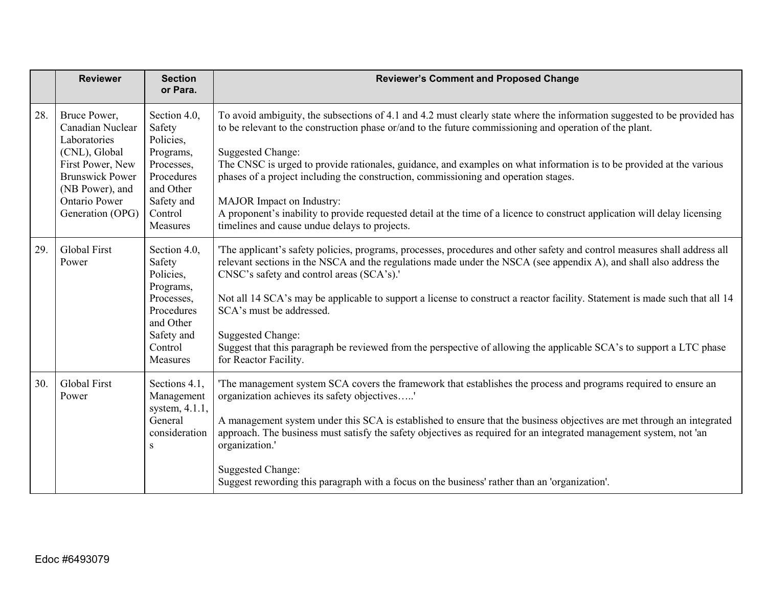| | Reviewer | Section or Para. | Reviewer's Comment and Proposed Change |
|---|---|---|---|
| 28. | Bruce Power, Canadian Nuclear Laboratories (CNL), Global First Power, New Brunswick Power (NB Power), and Ontario Power Generation (OPG) | Section 4.0, Safety Policies, Programs, Processes, Procedures and Other Safety and Control Measures | To avoid ambiguity, the subsections of 4.1 and 4.2 must clearly state where the information suggested to be provided has to be relevant to the construction phase or/and to the future commissioning and operation of the plant.<br><br>Suggested Change:<br>The CNSC is urged to provide rationales, guidance, and examples on what information is to be provided at the various phases of a project including the construction, commissioning and operation stages.<br><br>MAJOR Impact on Industry:<br>A proponent's inability to provide requested detail at the time of a licence to construct application will delay licensing timelines and cause undue delays to projects. |
| 29. | Global First Power | Section 4.0, Safety Policies, Programs, Processes, Procedures and Other Safety and Control Measures | 'The applicant's safety policies, programs, processes, procedures and other safety and control measures shall address all relevant sections in the NSCA and the regulations made under the NSCA (see appendix A), and shall also address the CNSC's safety and control areas (SCA's).'<br><br>Not all 14 SCA's may be applicable to support a license to construct a reactor facility. Statement is made such that all 14 SCA's must be addressed.<br><br>Suggested Change:<br>Suggest that this paragraph be reviewed from the perspective of allowing the applicable SCA's to support a LTC phase for Reactor Facility. |
| 30. | Global First Power | Sections 4.1, Management system, 4.1.1, General considerations | 'The management system SCA covers the framework that establishes the process and programs required to ensure an organization achieves its safety objectives…..'<br><br>A management system under this SCA is established to ensure that the business objectives are met through an integrated approach. The business must satisfy the safety objectives as required for an integrated management system, not 'an organization.'<br><br>Suggested Change:<br>Suggest rewording this paragraph with a focus on the business' rather than an 'organization'. |

Edoc #6493079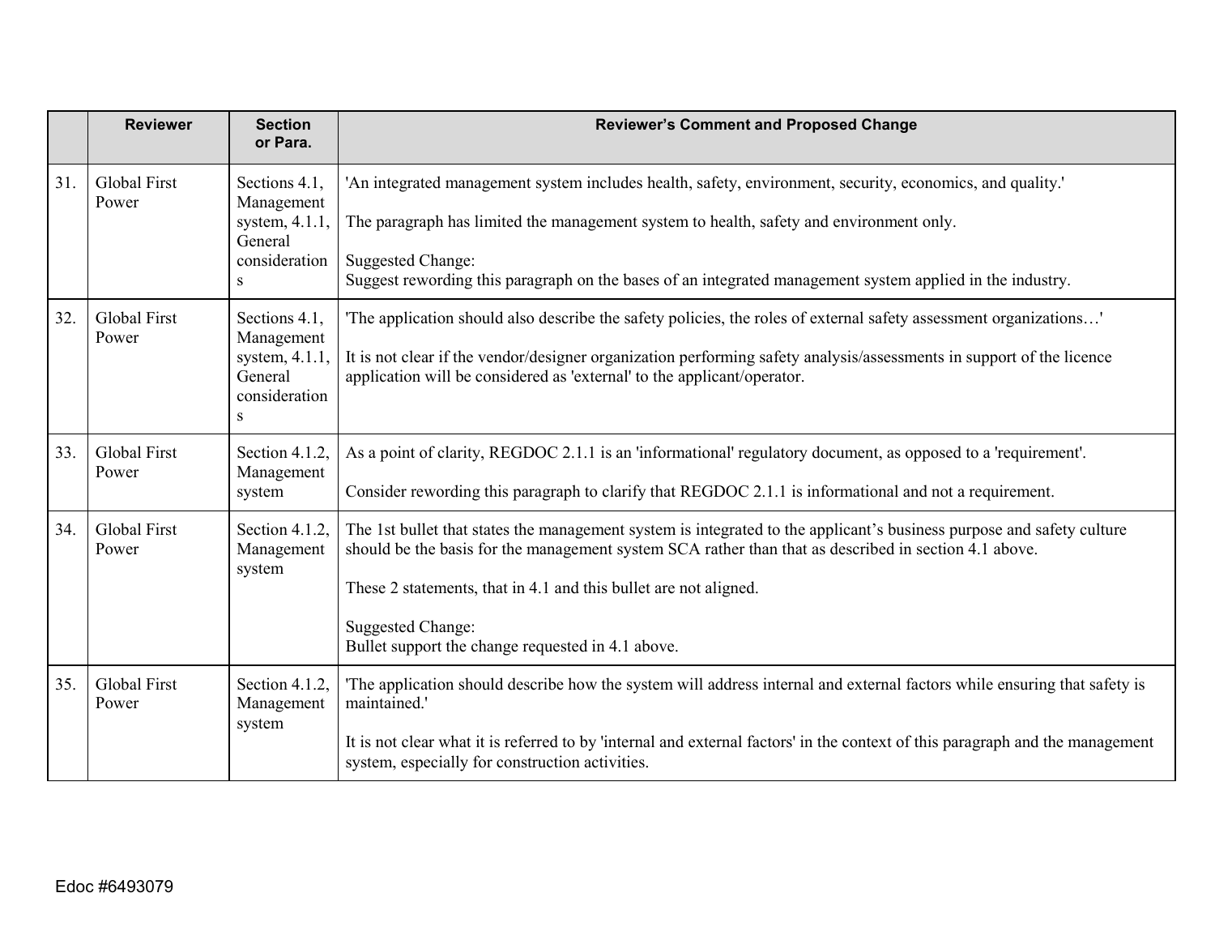|  | Reviewer | Section or Para. | Reviewer's Comment and Proposed Change |
|---|---|---|---|
| 31. | Global First Power | Sections 4.1, Management system, 4.1.1, General considerations | 'An integrated management system includes health, safety, environment, security, economics, and quality.'<br><br>The paragraph has limited the management system to health, safety and environment only.<br><br>Suggested Change:<br>Suggest rewording this paragraph on the bases of an integrated management system applied in the industry. |
| 32. | Global First Power | Sections 4.1, Management system, 4.1.1, General considerations | 'The application should also describe the safety policies, the roles of external safety assessment organizations…'<br><br>It is not clear if the vendor/designer organization performing safety analysis/assessments in support of the licence application will be considered as 'external' to the applicant/operator. |
| 33. | Global First Power | Section 4.1.2, Management system | As a point of clarity, REGDOC 2.1.1 is an 'informational' regulatory document, as opposed to a 'requirement'.<br><br>Consider rewording this paragraph to clarify that REGDOC 2.1.1 is informational and not a requirement. |
| 34. | Global First Power | Section 4.1.2, Management system | The 1st bullet that states the management system is integrated to the applicant's business purpose and safety culture should be the basis for the management system SCA rather than that as described in section 4.1 above.<br><br>These 2 statements, that in 4.1 and this bullet are not aligned.<br><br>Suggested Change:<br>Bullet support the change requested in 4.1 above. |
| 35. | Global First Power | Section 4.1.2, Management system | 'The application should describe how the system will address internal and external factors while ensuring that safety is maintained.'<br><br>It is not clear what it is referred to by 'internal and external factors' in the context of this paragraph and the management system, especially for construction activities. |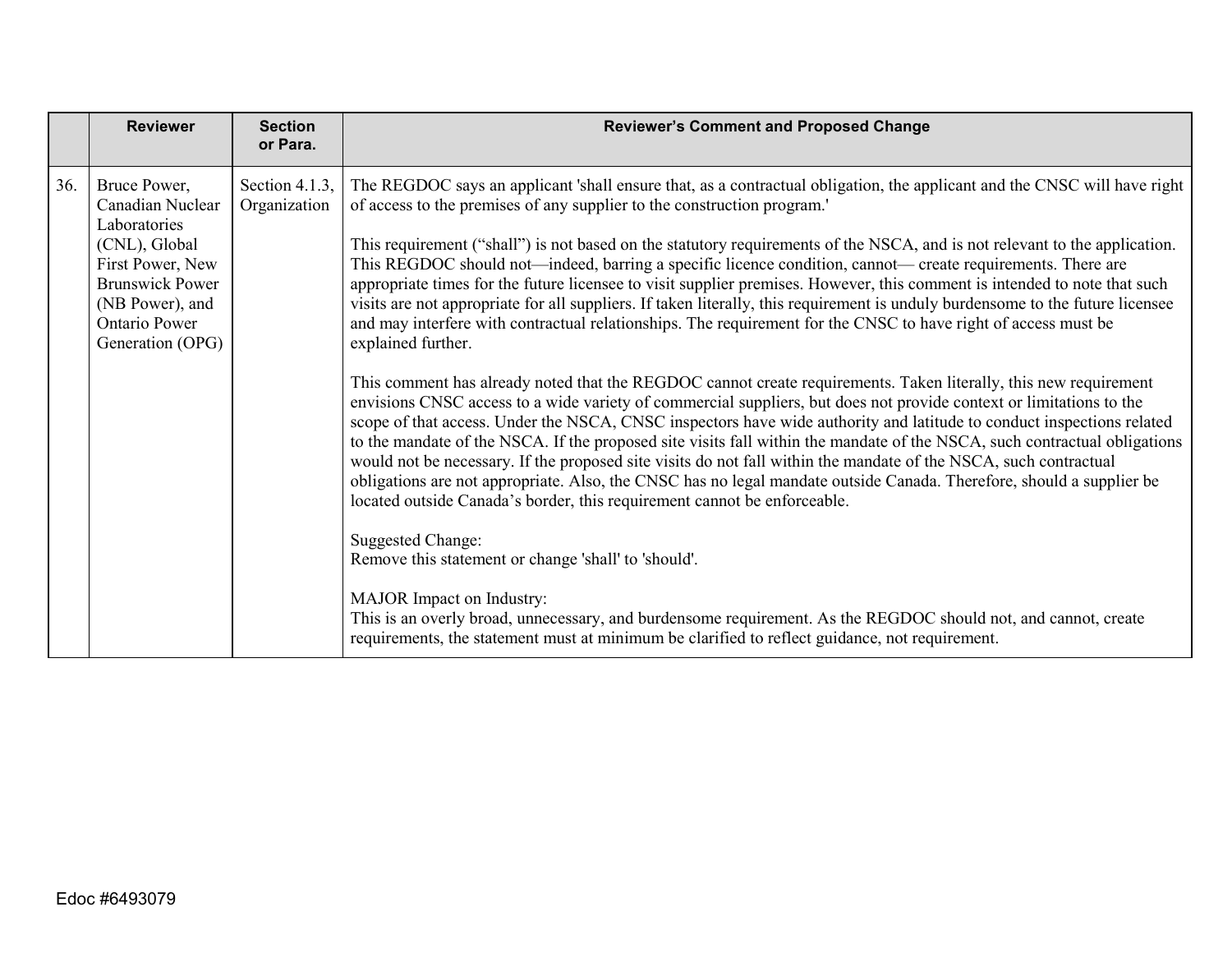| | Reviewer | Section or Para. | Reviewer's Comment and Proposed Change |
|---|---|---|---|
| 36. | Bruce Power, Canadian Nuclear Laboratories (CNL), Global First Power, New Brunswick Power (NB Power), and Ontario Power Generation (OPG) | Section 4.1.3, Organization | The REGDOC says an applicant 'shall ensure that, as a contractual obligation, the applicant and the CNSC will have right of access to the premises of any supplier to the construction program.'<br><br>This requirement ("shall") is not based on the statutory requirements of the NSCA, and is not relevant to the application. This REGDOC should not—indeed, barring a specific licence condition, cannot— create requirements. There are appropriate times for the future licensee to visit supplier premises. However, this comment is intended to note that such visits are not appropriate for all suppliers. If taken literally, this requirement is unduly burdensome to the future licensee and may interfere with contractual relationships. The requirement for the CNSC to have right of access must be explained further.<br><br>This comment has already noted that the REGDOC cannot create requirements. Taken literally, this new requirement envisions CNSC access to a wide variety of commercial suppliers, but does not provide context or limitations to the scope of that access. Under the NSCA, CNSC inspectors have wide authority and latitude to conduct inspections related to the mandate of the NSCA. If the proposed site visits fall within the mandate of the NSCA, such contractual obligations would not be necessary. If the proposed site visits do not fall within the mandate of the NSCA, such contractual obligations are not appropriate. Also, the CNSC has no legal mandate outside Canada. Therefore, should a supplier be located outside Canada's border, this requirement cannot be enforceable.<br><br>Suggested Change:<br>Remove this statement or change 'shall' to 'should'.<br><br>MAJOR Impact on Industry:<br>This is an overly broad, unnecessary, and burdensome requirement. As the REGDOC should not, and cannot, create requirements, the statement must at minimum be clarified to reflect guidance, not requirement. |

Edoc #6493079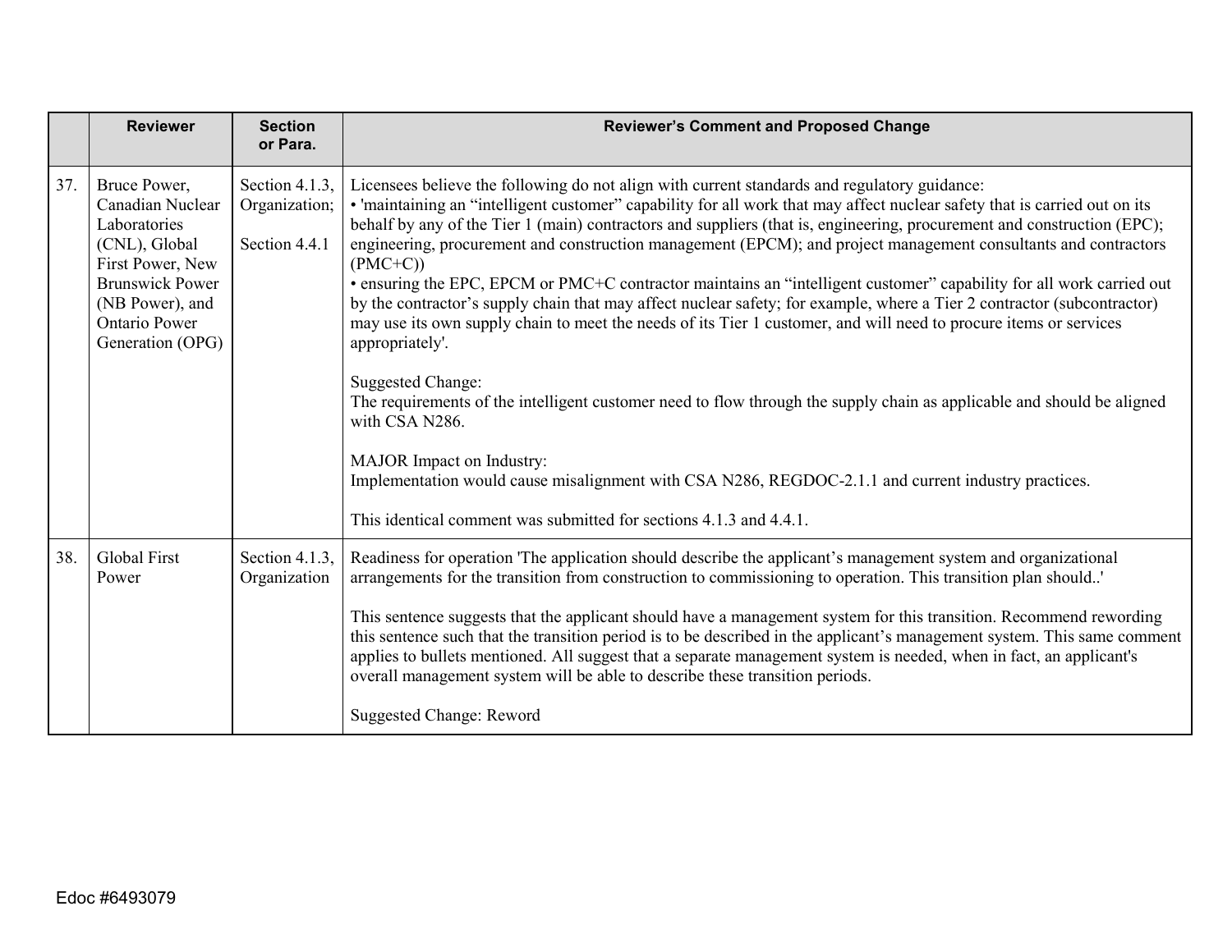| | Reviewer | Section or Para. | Reviewer's Comment and Proposed Change |
|---|---|---|---|
| 37. | Bruce Power, Canadian Nuclear Laboratories (CNL), Global First Power, New Brunswick Power (NB Power), and Ontario Power Generation (OPG) | Section 4.1.3, Organization;<br><br>Section 4.4.1 | Licensees believe the following do not align with current standards and regulatory guidance:<br>• 'maintaining an "intelligent customer" capability for all work that may affect nuclear safety that is carried out on its behalf by any of the Tier 1 (main) contractors and suppliers (that is, engineering, procurement and construction (EPC); engineering, procurement and construction management (EPCM); and project management consultants and contractors (PMC+C))<br>• ensuring the EPC, EPCM or PMC+C contractor maintains an "intelligent customer" capability for all work carried out by the contractor's supply chain that may affect nuclear safety; for example, where a Tier 2 contractor (subcontractor) may use its own supply chain to meet the needs of its Tier 1 customer, and will need to procure items or services appropriately'.<br><br>Suggested Change:<br>The requirements of the intelligent customer need to flow through the supply chain as applicable and should be aligned with CSA N286.<br><br>MAJOR Impact on Industry:<br>Implementation would cause misalignment with CSA N286, REGDOC-2.1.1 and current industry practices.<br><br>This identical comment was submitted for sections 4.1.3 and 4.4.1. |
| 38. | Global First Power | Section 4.1.3, Organization | Readiness for operation 'The application should describe the applicant's management system and organizational arrangements for the transition from construction to commissioning to operation. This transition plan should..'<br><br>This sentence suggests that the applicant should have a management system for this transition. Recommend rewording this sentence such that the transition period is to be described in the applicant's management system. This same comment applies to bullets mentioned. All suggest that a separate management system is needed, when in fact, an applicant's overall management system will be able to describe these transition periods.<br><br>Suggested Change: Reword |

Edoc #6493079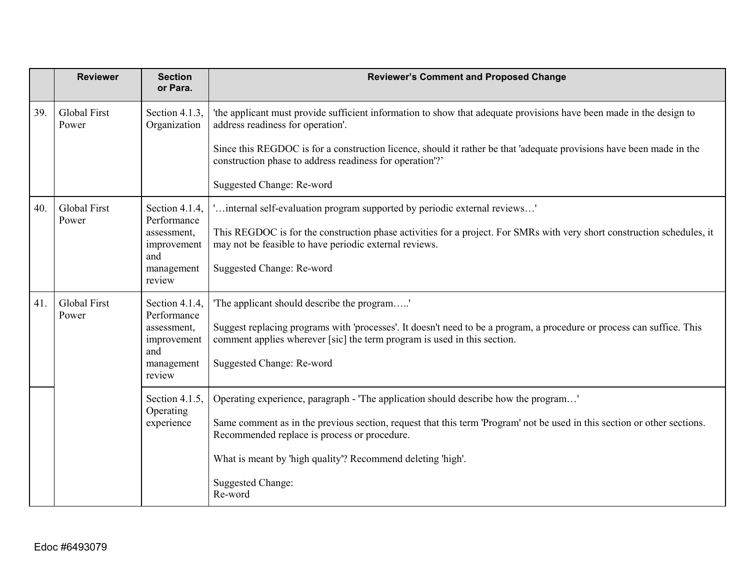| | Reviewer | Section or Para. | Reviewer's Comment and Proposed Change |
|---|---|---|---|
| 39. | Global First Power | Section 4.1.3, Organization | 'the applicant must provide sufficient information to show that adequate provisions have been made in the design to address readiness for operation'.<br><br>Since this REGDOC is for a construction licence, should it rather be that 'adequate provisions have been made in the construction phase to address readiness for operation'?'<br><br>Suggested Change: Re-word |
| 40. | Global First Power | Section 4.1.4, Performance assessment, improvement and management review | '…internal self-evaluation program supported by periodic external reviews…'<br><br>This REGDOC is for the construction phase activities for a project. For SMRs with very short construction schedules, it may not be feasible to have periodic external reviews.<br><br>Suggested Change: Re-word |
| 41. | Global First Power | Section 4.1.4, Performance assessment, improvement and management review | 'The applicant should describe the program…..'<br><br>Suggest replacing programs with 'processes'. It doesn't need to be a program, a procedure or process can suffice. This comment applies wherever [sic] the term program is used in this section.<br><br>Suggested Change: Re-word |
| | | Section 4.1.5, Operating experience | Operating experience, paragraph - 'The application should describe how the program…'<br><br>Same comment as in the previous section, request that this term 'Program' not be used in this section or other sections. Recommended replace is process or procedure.<br><br>What is meant by 'high quality'? Recommend deleting 'high'.<br><br>Suggested Change:<br>Re-word |

Edoc #6493079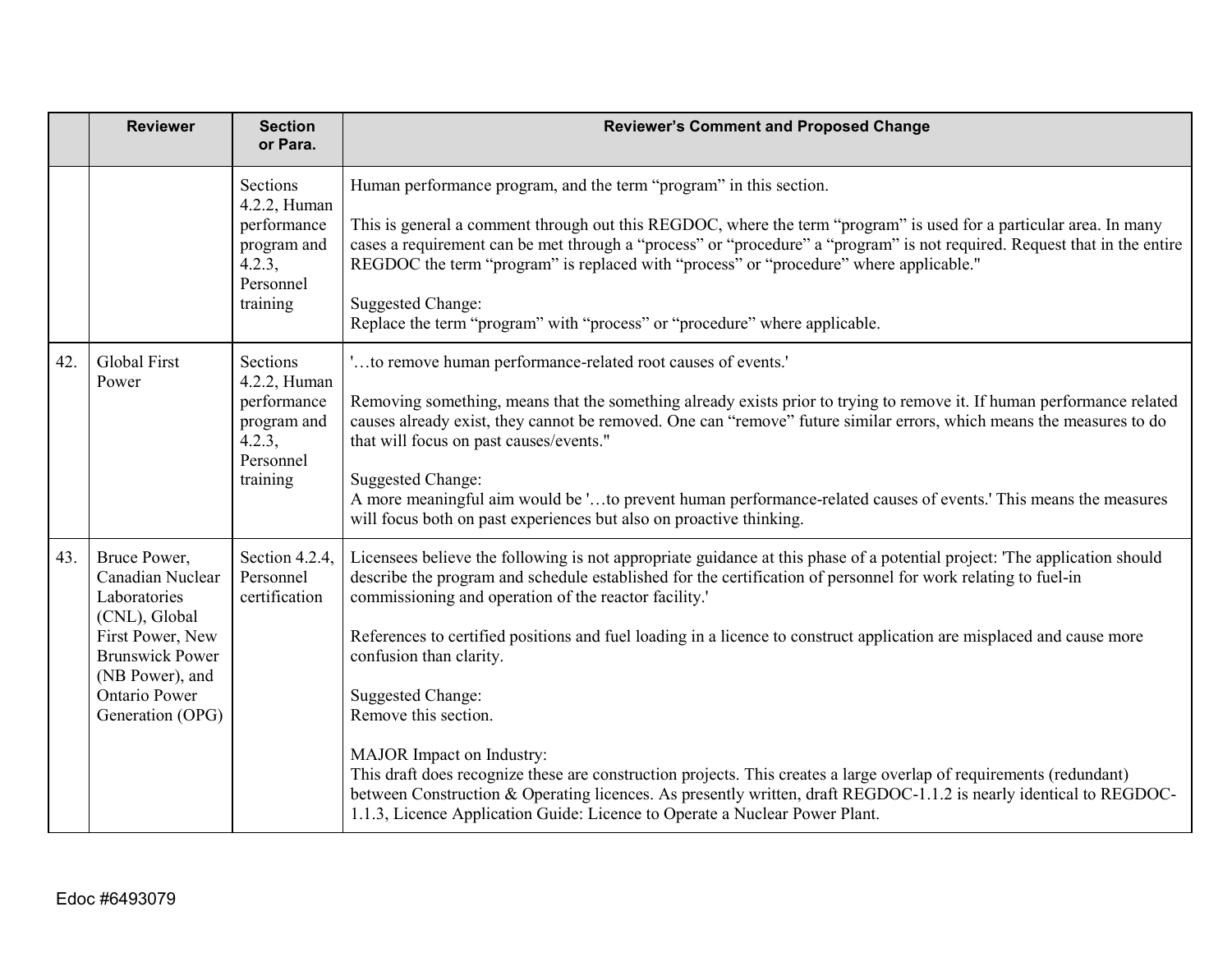| | Reviewer | Section or Para. | Reviewer's Comment and Proposed Change |
|---|---|---|---|
| | | Sections 4.2.2, Human performance program and 4.2.3, Personnel training | Human performance program, and the term "program" in this section.<br><br>This is general a comment through out this REGDOC, where the term "program" is used for a particular area. In many cases a requirement can be met through a "process" or "procedure" a "program" is not required. Request that in the entire REGDOC the term "program" is replaced with "process" or "procedure" where applicable."<br><br>Suggested Change:<br>Replace the term "program" with "process" or "procedure" where applicable. |
| 42. | Global First Power | Sections 4.2.2, Human performance program and 4.2.3, Personnel training | '…to remove human performance-related root causes of events.'<br><br>Removing something, means that the something already exists prior to trying to remove it. If human performance related causes already exist, they cannot be removed. One can "remove" future similar errors, which means the measures to do that will focus on past causes/events."<br><br>Suggested Change:<br>A more meaningful aim would be '…to prevent human performance-related causes of events.' This means the measures will focus both on past experiences but also on proactive thinking. |
| 43. | Bruce Power, Canadian Nuclear Laboratories (CNL), Global First Power, New Brunswick Power (NB Power), and Ontario Power Generation (OPG) | Section 4.2.4, Personnel certification | Licensees believe the following is not appropriate guidance at this phase of a potential project: 'The application should describe the program and schedule established for the certification of personnel for work relating to fuel-in commissioning and operation of the reactor facility.'<br><br>References to certified positions and fuel loading in a licence to construct application are misplaced and cause more confusion than clarity.<br><br>Suggested Change:<br>Remove this section.<br><br>MAJOR Impact on Industry:<br>This draft does recognize these are construction projects. This creates a large overlap of requirements (redundant) between Construction & Operating licences. As presently written, draft REGDOC-1.1.2 is nearly identical to REGDOC-1.1.3, Licence Application Guide: Licence to Operate a Nuclear Power Plant. |

Edoc #6493079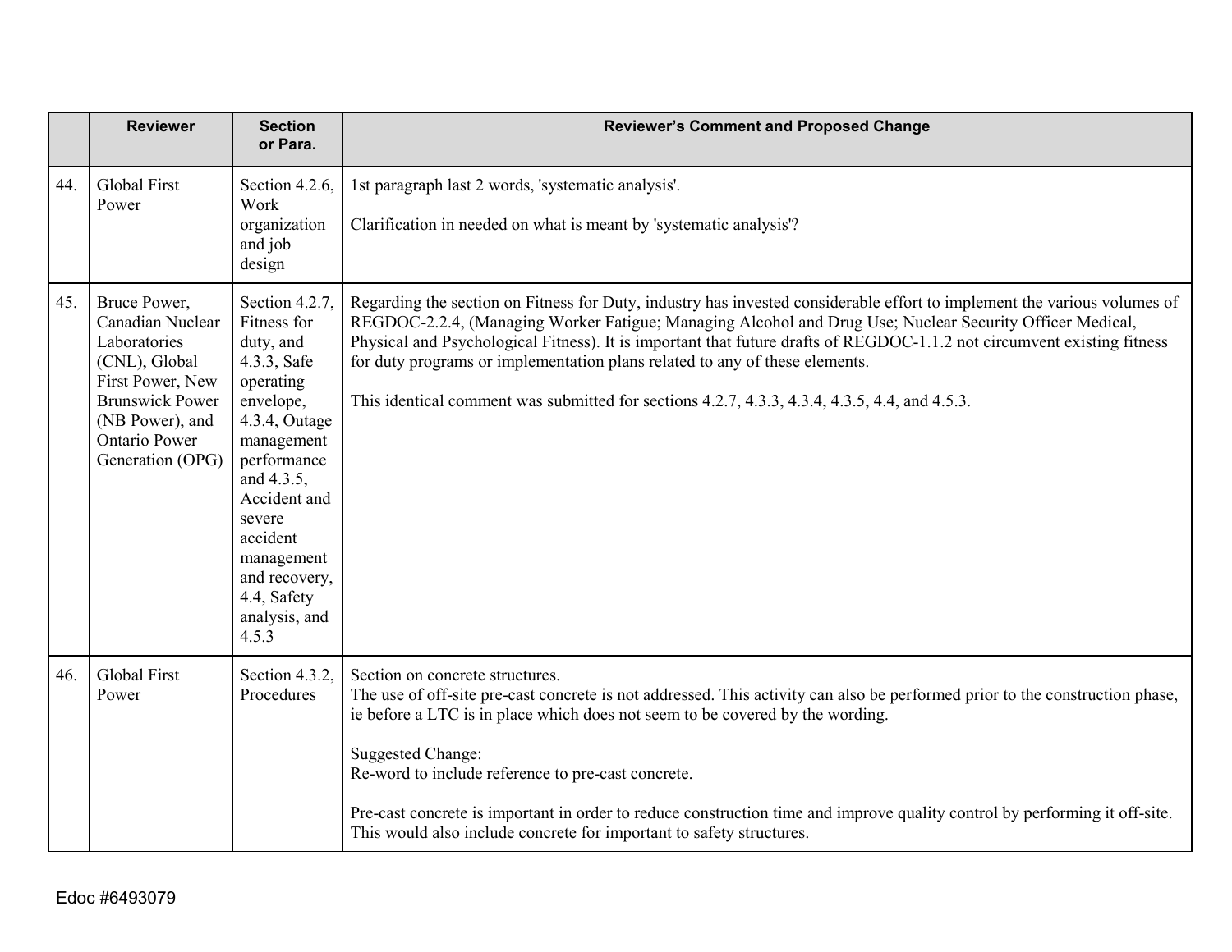| | Reviewer | Section or Para. | Reviewer's Comment and Proposed Change |
|---|---|---|---|
| 44. | Global First Power | Section 4.2.6, Work organization and job design | 1st paragraph last 2 words, 'systematic analysis'.<br><br>Clarification in needed on what is meant by 'systematic analysis'? |
| 45. | Bruce Power, Canadian Nuclear Laboratories (CNL), Global First Power, New Brunswick Power (NB Power), and Ontario Power Generation (OPG) | Section 4.2.7, Fitness for duty, and 4.3.3, Safe operating envelope, 4.3.4, Outage management performance and 4.3.5, Accident and severe accident management and recovery, 4.4, Safety analysis, and 4.5.3 | Regarding the section on Fitness for Duty, industry has invested considerable effort to implement the various volumes of REGDOC-2.2.4, (Managing Worker Fatigue; Managing Alcohol and Drug Use; Nuclear Security Officer Medical, Physical and Psychological Fitness). It is important that future drafts of REGDOC-1.1.2 not circumvent existing fitness for duty programs or implementation plans related to any of these elements.<br><br>This identical comment was submitted for sections 4.2.7, 4.3.3, 4.3.4, 4.3.5, 4.4, and 4.5.3. |
| 46. | Global First Power | Section 4.3.2, Procedures | Section on concrete structures.<br>The use of off-site pre-cast concrete is not addressed. This activity can also be performed prior to the construction phase, ie before a LTC is in place which does not seem to be covered by the wording.<br><br>Suggested Change:<br>Re-word to include reference to pre-cast concrete.<br><br>Pre-cast concrete is important in order to reduce construction time and improve quality control by performing it off-site. This would also include concrete for important to safety structures. |

Edoc #6493079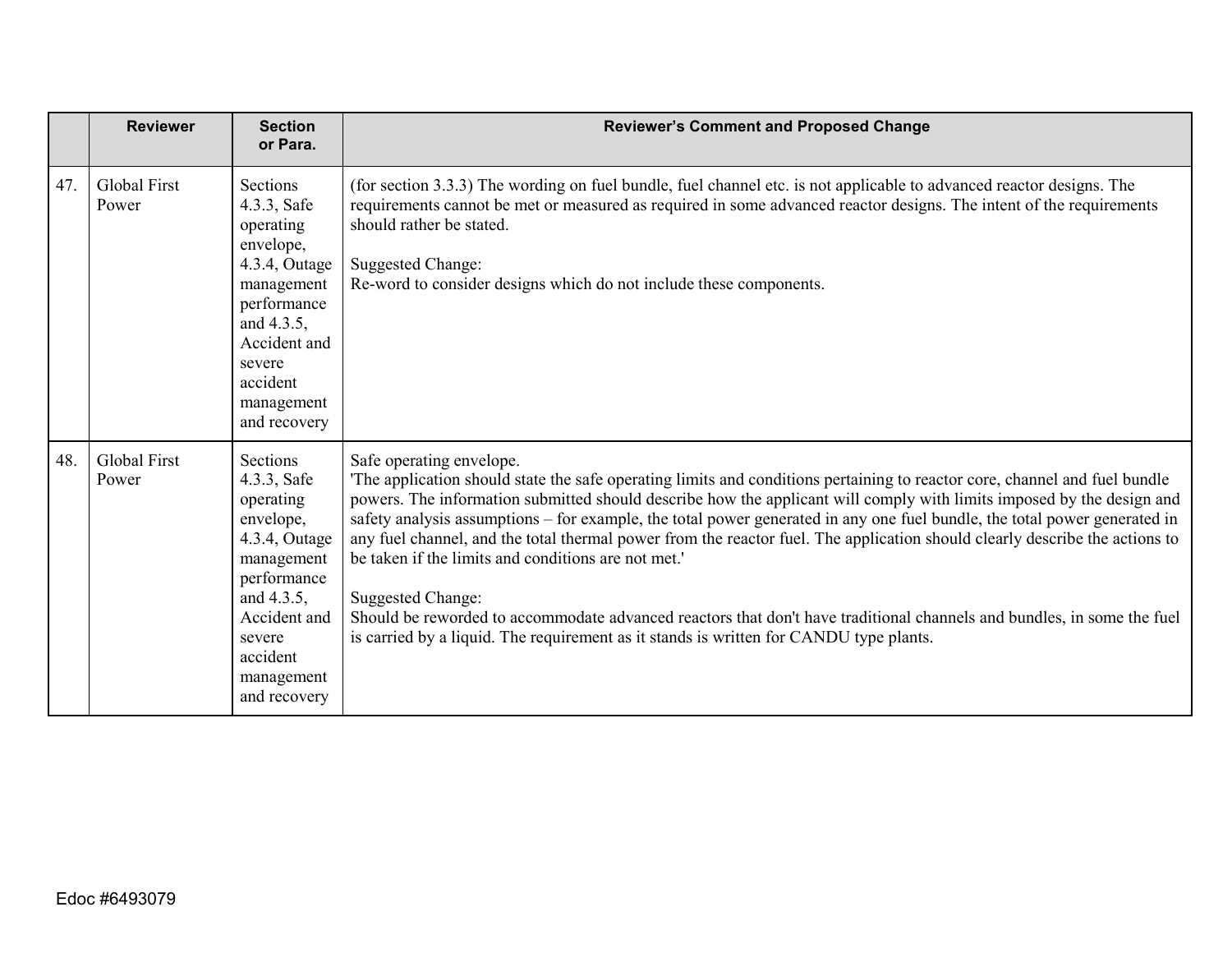|  | Reviewer | Section or Para. | Reviewer's Comment and Proposed Change |
|---|---|---|---|
| 47. | Global First Power | Sections 4.3.3, Safe operating envelope, 4.3.4, Outage management performance and 4.3.5, Accident and severe accident management and recovery | (for section 3.3.3) The wording on fuel bundle, fuel channel etc. is not applicable to advanced reactor designs. The requirements cannot be met or measured as required in some advanced reactor designs. The intent of the requirements should rather be stated.<br><br>Suggested Change:<br>Re-word to consider designs which do not include these components. |
| 48. | Global First Power | Sections 4.3.3, Safe operating envelope, 4.3.4, Outage management performance and 4.3.5, Accident and severe accident management and recovery | Safe operating envelope.<br>'The application should state the safe operating limits and conditions pertaining to reactor core, channel and fuel bundle powers. The information submitted should describe how the applicant will comply with limits imposed by the design and safety analysis assumptions – for example, the total power generated in any one fuel bundle, the total power generated in any fuel channel, and the total thermal power from the reactor fuel. The application should clearly describe the actions to be taken if the limits and conditions are not met.'<br><br>Suggested Change:<br>Should be reworded to accommodate advanced reactors that don't have traditional channels and bundles, in some the fuel is carried by a liquid. The requirement as it stands is written for CANDU type plants. |

Edoc #6493079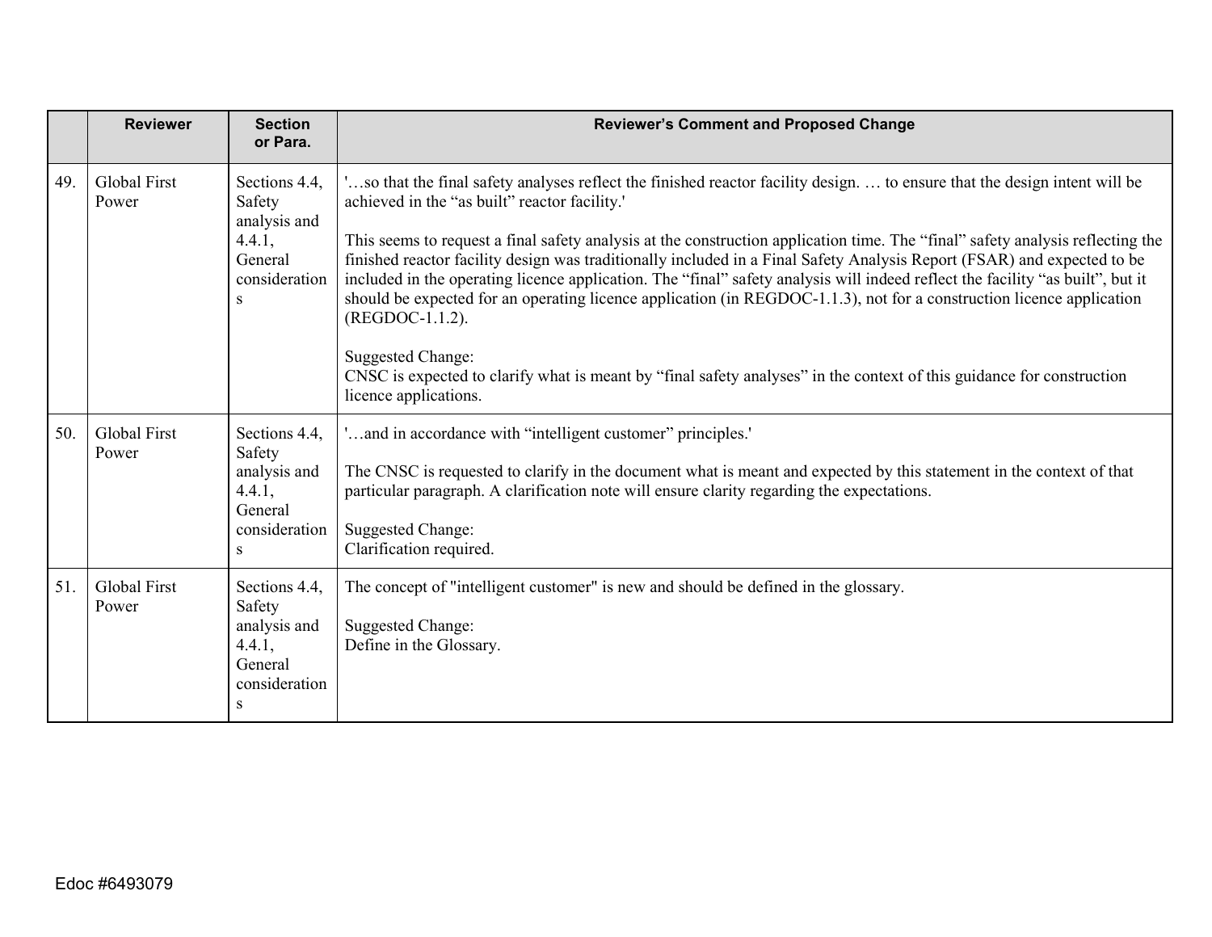| | Reviewer | Section or Para. | Reviewer's Comment and Proposed Change |
|---|---|---|---|
| 49. | Global First Power | Sections 4.4, Safety analysis and 4.4.1, General considerations | '…so that the final safety analyses reflect the finished reactor facility design. … to ensure that the design intent will be achieved in the "as built" reactor facility.'<br><br>This seems to request a final safety analysis at the construction application time. The "final" safety analysis reflecting the finished reactor facility design was traditionally included in a Final Safety Analysis Report (FSAR) and expected to be included in the operating licence application. The "final" safety analysis will indeed reflect the facility "as built", but it should be expected for an operating licence application (in REGDOC-1.1.3), not for a construction licence application (REGDOC-1.1.2).<br><br>Suggested Change:<br>CNSC is expected to clarify what is meant by "final safety analyses" in the context of this guidance for construction licence applications. |
| 50. | Global First Power | Sections 4.4, Safety analysis and 4.4.1, General considerations | '…and in accordance with "intelligent customer" principles.'<br><br>The CNSC is requested to clarify in the document what is meant and expected by this statement in the context of that particular paragraph. A clarification note will ensure clarity regarding the expectations.<br><br>Suggested Change:<br>Clarification required. |
| 51. | Global First Power | Sections 4.4, Safety analysis and 4.4.1, General considerations | The concept of "intelligent customer" is new and should be defined in the glossary.<br><br>Suggested Change:<br>Define in the Glossary. |

Edoc #6493079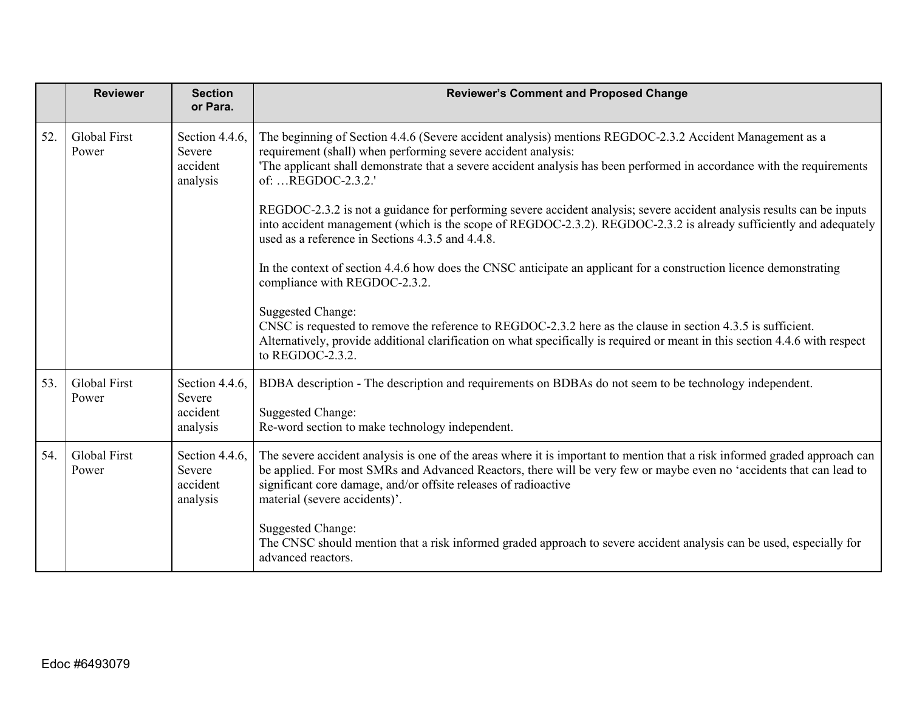|  | Reviewer | Section or Para. | Reviewer's Comment and Proposed Change |
|---|---|---|---|
| 52. | Global First Power | Section 4.4.6, Severe accident analysis | The beginning of Section 4.4.6 (Severe accident analysis) mentions REGDOC-2.3.2 Accident Management as a requirement (shall) when performing severe accident analysis:<br>'The applicant shall demonstrate that a severe accident analysis has been performed in accordance with the requirements of: …REGDOC-2.3.2.'<br><br>REGDOC-2.3.2 is not a guidance for performing severe accident analysis; severe accident analysis results can be inputs into accident management (which is the scope of REGDOC-2.3.2). REGDOC-2.3.2 is already sufficiently and adequately used as a reference in Sections 4.3.5 and 4.4.8.<br><br>In the context of section 4.4.6 how does the CNSC anticipate an applicant for a construction licence demonstrating compliance with REGDOC-2.3.2.<br><br>Suggested Change:<br>CNSC is requested to remove the reference to REGDOC-2.3.2 here as the clause in section 4.3.5 is sufficient. Alternatively, provide additional clarification on what specifically is required or meant in this section 4.4.6 with respect to REGDOC-2.3.2. |
| 53. | Global First Power | Section 4.4.6, Severe accident analysis | BDBA description - The description and requirements on BDBAs do not seem to be technology independent.<br><br>Suggested Change:<br>Re-word section to make technology independent. |
| 54. | Global First Power | Section 4.4.6, Severe accident analysis | The severe accident analysis is one of the areas where it is important to mention that a risk informed graded approach can be applied. For most SMRs and Advanced Reactors, there will be very few or maybe even no 'accidents that can lead to significant core damage, and/or offsite releases of radioactive material (severe accidents)'.<br><br>Suggested Change:<br>The CNSC should mention that a risk informed graded approach to severe accident analysis can be used, especially for advanced reactors. |

Edoc #6493079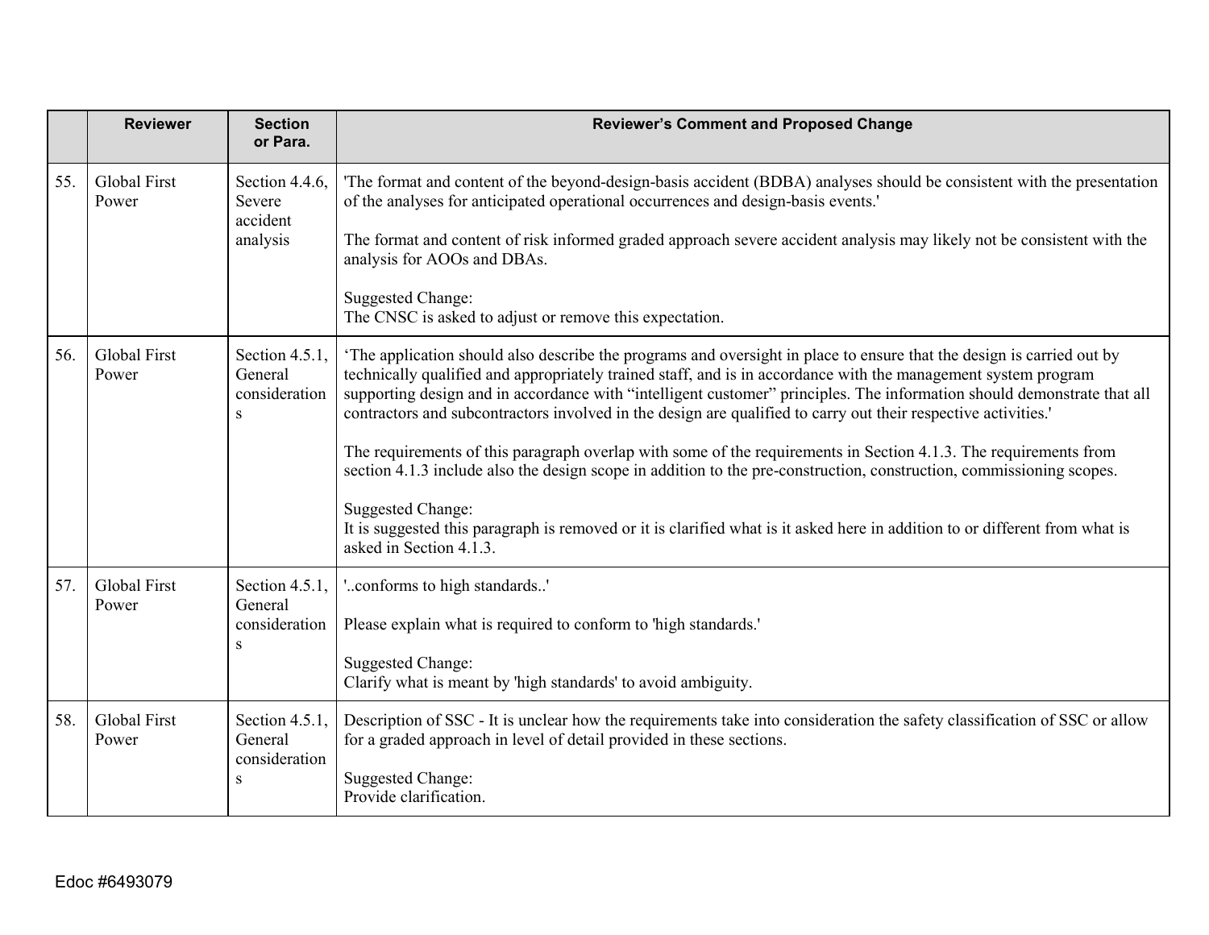| | Reviewer | Section or Para. | Reviewer's Comment and Proposed Change |
|---|---|---|---|
| 55. | Global First Power | Section 4.4.6, Severe accident analysis | 'The format and content of the beyond-design-basis accident (BDBA) analyses should be consistent with the presentation of the analyses for anticipated operational occurrences and design-basis events.'<br><br>The format and content of risk informed graded approach severe accident analysis may likely not be consistent with the analysis for AOOs and DBAs.<br><br>Suggested Change:<br>The CNSC is asked to adjust or remove this expectation. |
| 56. | Global First Power | Section 4.5.1, General considerations | 'The application should also describe the programs and oversight in place to ensure that the design is carried out by technically qualified and appropriately trained staff, and is in accordance with the management system program supporting design and in accordance with "intelligent customer" principles. The information should demonstrate that all contractors and subcontractors involved in the design are qualified to carry out their respective activities.'<br><br>The requirements of this paragraph overlap with some of the requirements in Section 4.1.3. The requirements from section 4.1.3 include also the design scope in addition to the pre-construction, construction, commissioning scopes.<br><br>Suggested Change:<br>It is suggested this paragraph is removed or it is clarified what is it asked here in addition to or different from what is asked in Section 4.1.3. |
| 57. | Global First Power | Section 4.5.1, General considerations | '..conforms to high standards..'<br><br>Please explain what is required to conform to 'high standards.'<br><br>Suggested Change:<br>Clarify what is meant by 'high standards' to avoid ambiguity. |
| 58. | Global First Power | Section 4.5.1, General considerations | Description of SSC - It is unclear how the requirements take into consideration the safety classification of SSC or allow for a graded approach in level of detail provided in these sections.<br><br>Suggested Change:<br>Provide clarification. |

Edoc #6493079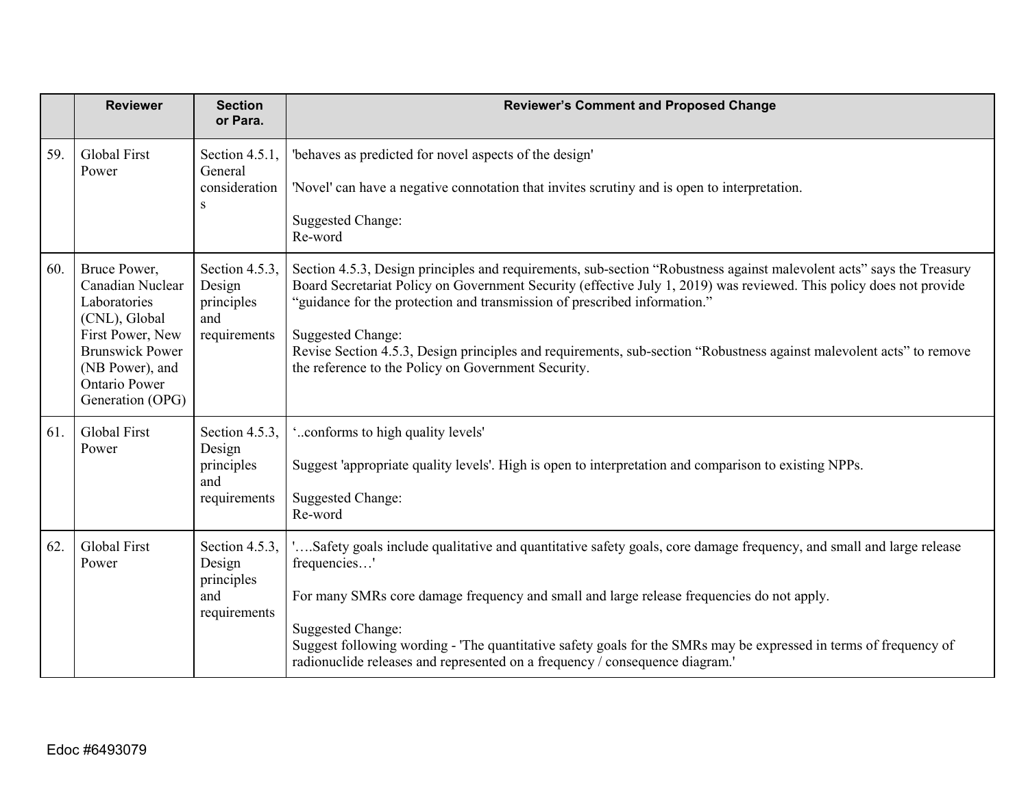| | Reviewer | Section or Para. | Reviewer's Comment and Proposed Change |
|---|---|---|---|
| 59. | Global First Power | Section 4.5.1, General considerations | 'behaves as predicted for novel aspects of the design'<br><br>'Novel' can have a negative connotation that invites scrutiny and is open to interpretation.<br><br>Suggested Change:<br>Re-word |
| 60. | Bruce Power, Canadian Nuclear Laboratories (CNL), Global First Power, New Brunswick Power (NB Power), and Ontario Power Generation (OPG) | Section 4.5.3, Design principles and requirements | Section 4.5.3, Design principles and requirements, sub-section "Robustness against malevolent acts" says the Treasury Board Secretariat Policy on Government Security (effective July 1, 2019) was reviewed. This policy does not provide "guidance for the protection and transmission of prescribed information."<br><br>Suggested Change:<br>Revise Section 4.5.3, Design principles and requirements, sub-section "Robustness against malevolent acts" to remove the reference to the Policy on Government Security. |
| 61. | Global First Power | Section 4.5.3, Design principles and requirements | '..conforms to high quality levels'<br><br>Suggest 'appropriate quality levels'. High is open to interpretation and comparison to existing NPPs.<br><br>Suggested Change:<br>Re-word |
| 62. | Global First Power | Section 4.5.3, Design principles and requirements | '….Safety goals include qualitative and quantitative safety goals, core damage frequency, and small and large release frequencies…'<br><br>For many SMRs core damage frequency and small and large release frequencies do not apply.<br><br>Suggested Change:<br>Suggest following wording - 'The quantitative safety goals for the SMRs may be expressed in terms of frequency of radionuclide releases and represented on a frequency / consequence diagram.' |

Edoc #6493079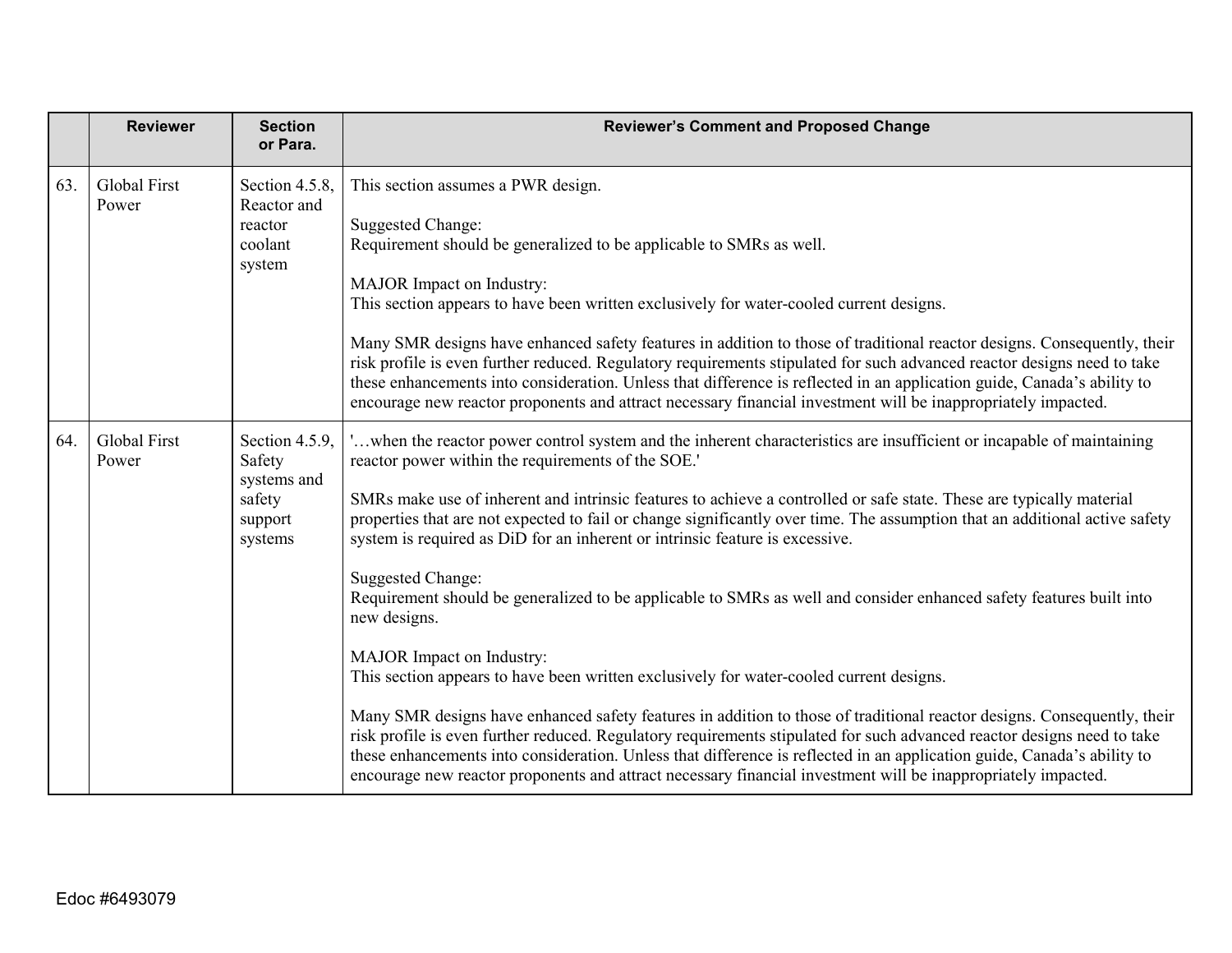| | Reviewer | Section or Para. | Reviewer's Comment and Proposed Change |
|---|---|---|---|
| 63. | Global First Power | Section 4.5.8, Reactor and reactor coolant system | This section assumes a PWR design.<br><br>Suggested Change:<br>Requirement should be generalized to be applicable to SMRs as well.<br><br>MAJOR Impact on Industry:<br>This section appears to have been written exclusively for water-cooled current designs.<br><br>Many SMR designs have enhanced safety features in addition to those of traditional reactor designs. Consequently, their risk profile is even further reduced. Regulatory requirements stipulated for such advanced reactor designs need to take these enhancements into consideration. Unless that difference is reflected in an application guide, Canada's ability to encourage new reactor proponents and attract necessary financial investment will be inappropriately impacted. |
| 64. | Global First Power | Section 4.5.9, Safety systems and safety support systems | '…when the reactor power control system and the inherent characteristics are insufficient or incapable of maintaining reactor power within the requirements of the SOE.'<br><br>SMRs make use of inherent and intrinsic features to achieve a controlled or safe state. These are typically material properties that are not expected to fail or change significantly over time. The assumption that an additional active safety system is required as DiD for an inherent or intrinsic feature is excessive.<br><br>Suggested Change:<br>Requirement should be generalized to be applicable to SMRs as well and consider enhanced safety features built into new designs.<br><br>MAJOR Impact on Industry:<br>This section appears to have been written exclusively for water-cooled current designs.<br><br>Many SMR designs have enhanced safety features in addition to those of traditional reactor designs. Consequently, their risk profile is even further reduced. Regulatory requirements stipulated for such advanced reactor designs need to take these enhancements into consideration. Unless that difference is reflected in an application guide, Canada's ability to encourage new reactor proponents and attract necessary financial investment will be inappropriately impacted. |

Edoc #6493079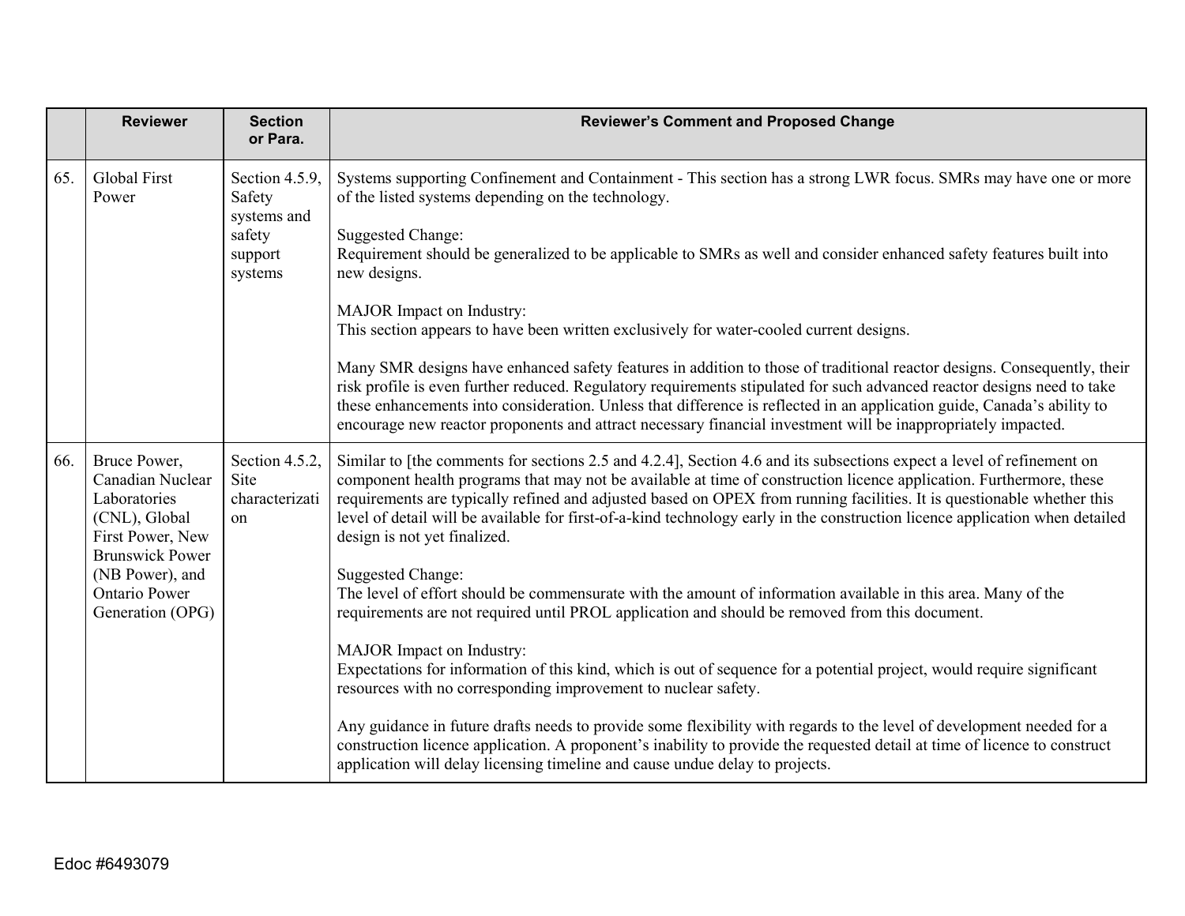| | Reviewer | Section or Para. | Reviewer's Comment and Proposed Change |
|---|---|---|---|
| 65. | Global First Power | Section 4.5.9, Safety systems and safety support systems | Systems supporting Confinement and Containment - This section has a strong LWR focus. SMRs may have one or more of the listed systems depending on the technology.<br><br>Suggested Change:<br>Requirement should be generalized to be applicable to SMRs as well and consider enhanced safety features built into new designs.<br><br>MAJOR Impact on Industry:<br>This section appears to have been written exclusively for water-cooled current designs.<br><br>Many SMR designs have enhanced safety features in addition to those of traditional reactor designs. Consequently, their risk profile is even further reduced. Regulatory requirements stipulated for such advanced reactor designs need to take these enhancements into consideration. Unless that difference is reflected in an application guide, Canada's ability to encourage new reactor proponents and attract necessary financial investment will be inappropriately impacted. |
| 66. | Bruce Power, Canadian Nuclear Laboratories (CNL), Global First Power, New Brunswick Power (NB Power), and Ontario Power Generation (OPG) | Section 4.5.2, Site characterization | Similar to [the comments for sections 2.5 and 4.2.4], Section 4.6 and its subsections expect a level of refinement on component health programs that may not be available at time of construction licence application. Furthermore, these requirements are typically refined and adjusted based on OPEX from running facilities. It is questionable whether this level of detail will be available for first-of-a-kind technology early in the construction licence application when detailed design is not yet finalized.<br><br>Suggested Change:<br>The level of effort should be commensurate with the amount of information available in this area. Many of the requirements are not required until PROL application and should be removed from this document.<br><br>MAJOR Impact on Industry:<br>Expectations for information of this kind, which is out of sequence for a potential project, would require significant resources with no corresponding improvement to nuclear safety.<br><br>Any guidance in future drafts needs to provide some flexibility with regards to the level of development needed for a construction licence application. A proponent's inability to provide the requested detail at time of licence to construct application will delay licensing timeline and cause undue delay to projects. |

Edoc #6493079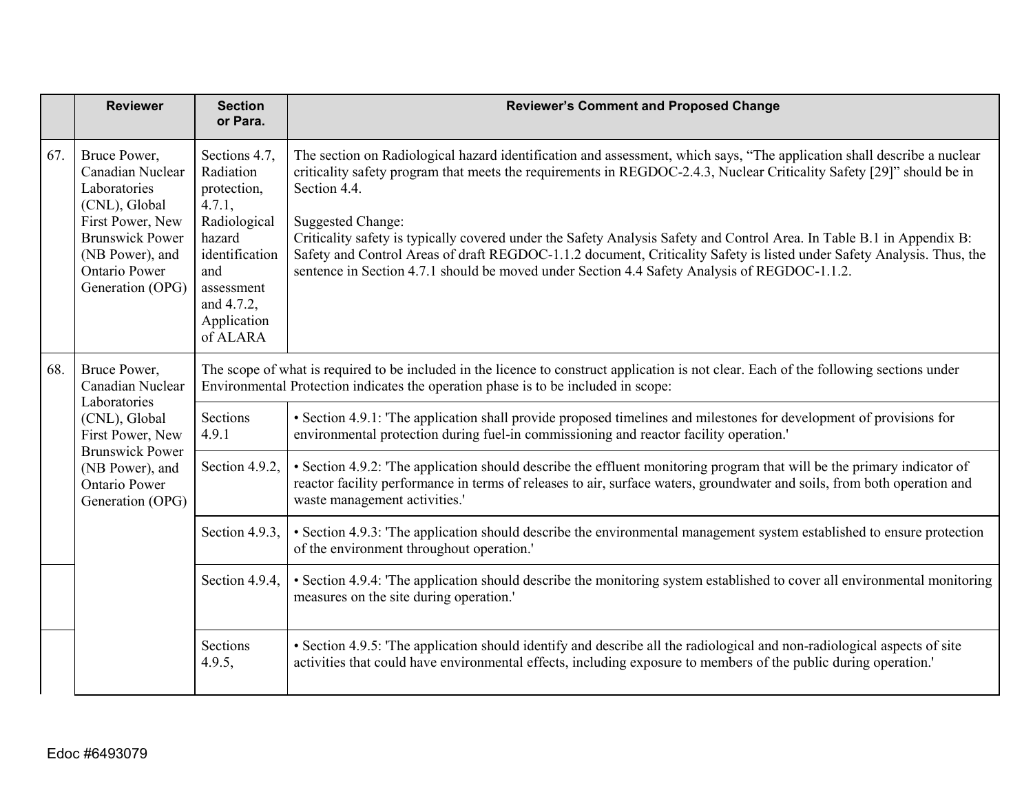| | Reviewer | Section or Para. | Reviewer's Comment and Proposed Change |
|---|---|---|---|
| 67. | Bruce Power, Canadian Nuclear Laboratories (CNL), Global First Power, New Brunswick Power (NB Power), and Ontario Power Generation (OPG) | Sections 4.7, Radiation protection, 4.7.1, Radiological hazard identification and assessment and 4.7.2, Application of ALARA | The section on Radiological hazard identification and assessment, which says, "The application shall describe a nuclear criticality safety program that meets the requirements in REGDOC-2.4.3, Nuclear Criticality Safety [29]" should be in Section 4.4.<br><br>Suggested Change:<br>Criticality safety is typically covered under the Safety Analysis Safety and Control Area. In Table B.1 in Appendix B: Safety and Control Areas of draft REGDOC-1.1.2 document, Criticality Safety is listed under Safety Analysis. Thus, the sentence in Section 4.7.1 should be moved under Section 4.4 Safety Analysis of REGDOC-1.1.2. |
| 68. | Bruce Power, Canadian Nuclear Laboratories (CNL), Global First Power, New Brunswick Power (NB Power), and Ontario Power Generation (OPG) | The scope of what is required to be included in the licence to construct application is not clear. Each of the following sections under Environmental Protection indicates the operation phase is to be included in scope: | |
| | | Sections 4.9.1 | • Section 4.9.1: 'The application shall provide proposed timelines and milestones for development of provisions for environmental protection during fuel-in commissioning and reactor facility operation.' |
| | | Section 4.9.2, | • Section 4.9.2: 'The application should describe the effluent monitoring program that will be the primary indicator of reactor facility performance in terms of releases to air, surface waters, groundwater and soils, from both operation and waste management activities.' |
| | | Section 4.9.3, | • Section 4.9.3: 'The application should describe the environmental management system established to ensure protection of the environment throughout operation.' |
| | | Section 4.9.4, | • Section 4.9.4: 'The application should describe the monitoring system established to cover all environmental monitoring measures on the site during operation.' |
| | | Sections 4.9.5, | • Section 4.9.5: 'The application should identify and describe all the radiological and non-radiological aspects of site activities that could have environmental effects, including exposure to members of the public during operation.' |

Edoc #6493079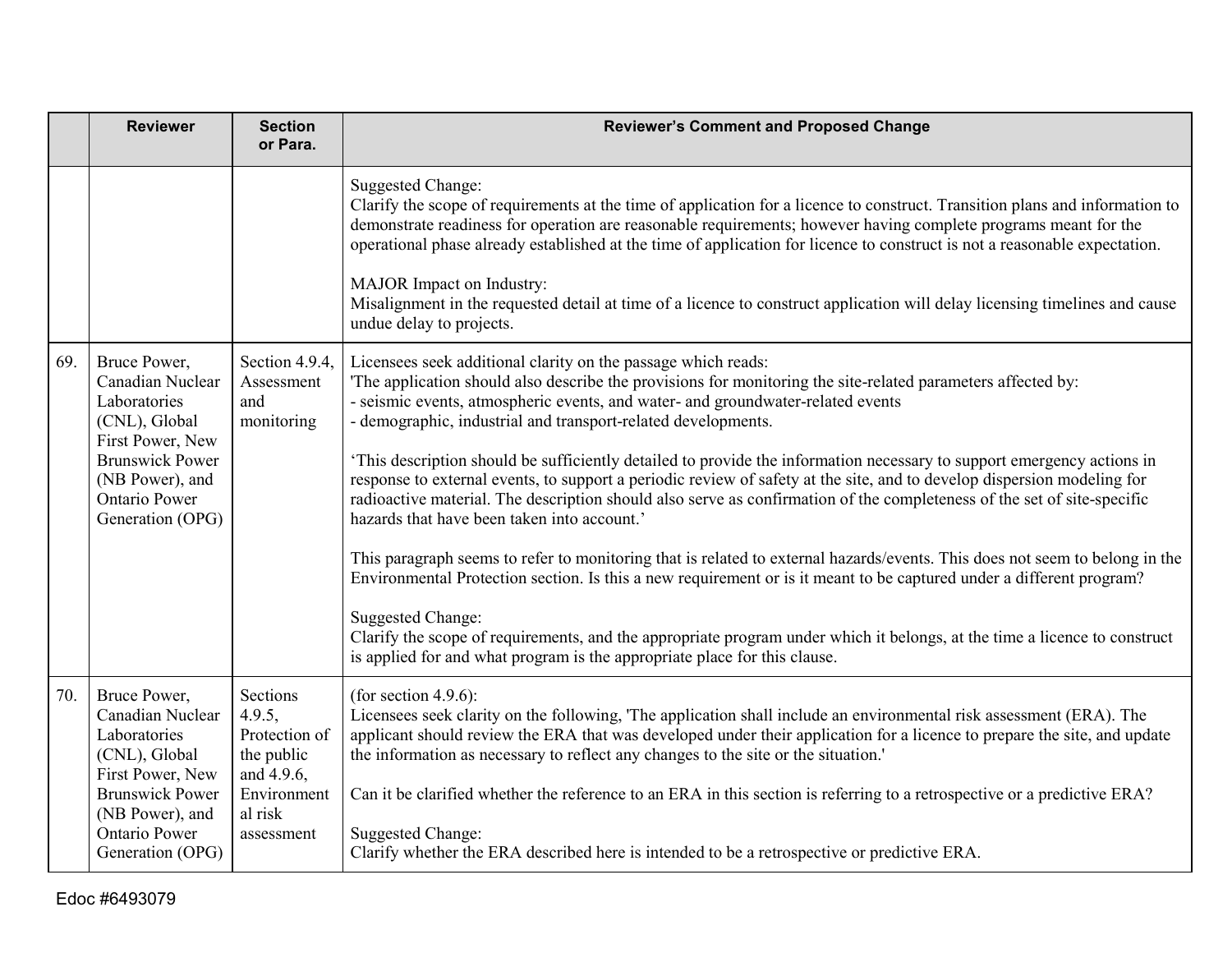| | Reviewer | Section or Para. | Reviewer's Comment and Proposed Change |
|---|---|---|---|
| | | | Suggested Change:<br>Clarify the scope of requirements at the time of application for a licence to construct. Transition plans and information to demonstrate readiness for operation are reasonable requirements; however having complete programs meant for the operational phase already established at the time of application for licence to construct is not a reasonable expectation.<br><br>MAJOR Impact on Industry:<br>Misalignment in the requested detail at time of a licence to construct application will delay licensing timelines and cause undue delay to projects. |
| 69. | Bruce Power, Canadian Nuclear Laboratories (CNL), Global First Power, New Brunswick Power (NB Power), and Ontario Power Generation (OPG) | Section 4.9.4, Assessment and monitoring | Licensees seek additional clarity on the passage which reads:<br>'The application should also describe the provisions for monitoring the site-related parameters affected by:<br>- seismic events, atmospheric events, and water- and groundwater-related events<br>- demographic, industrial and transport-related developments.<br><br>'This description should be sufficiently detailed to provide the information necessary to support emergency actions in response to external events, to support a periodic review of safety at the site, and to develop dispersion modeling for radioactive material. The description should also serve as confirmation of the completeness of the set of site-specific hazards that have been taken into account.'<br><br>This paragraph seems to refer to monitoring that is related to external hazards/events. This does not seem to belong in the Environmental Protection section. Is this a new requirement or is it meant to be captured under a different program?<br><br>Suggested Change:<br>Clarify the scope of requirements, and the appropriate program under which it belongs, at the time a licence to construct is applied for and what program is the appropriate place for this clause. |
| 70. | Bruce Power, Canadian Nuclear Laboratories (CNL), Global First Power, New Brunswick Power (NB Power), and Ontario Power Generation (OPG) | Sections 4.9.5, Protection of the public and 4.9.6, Environmental risk assessment | (for section 4.9.6):<br>Licensees seek clarity on the following, 'The application shall include an environmental risk assessment (ERA). The applicant should review the ERA that was developed under their application for a licence to prepare the site, and update the information as necessary to reflect any changes to the site or the situation.'<br><br>Can it be clarified whether the reference to an ERA in this section is referring to a retrospective or a predictive ERA?<br><br>Suggested Change:<br>Clarify whether the ERA described here is intended to be a retrospective or predictive ERA. |

Edoc #6493079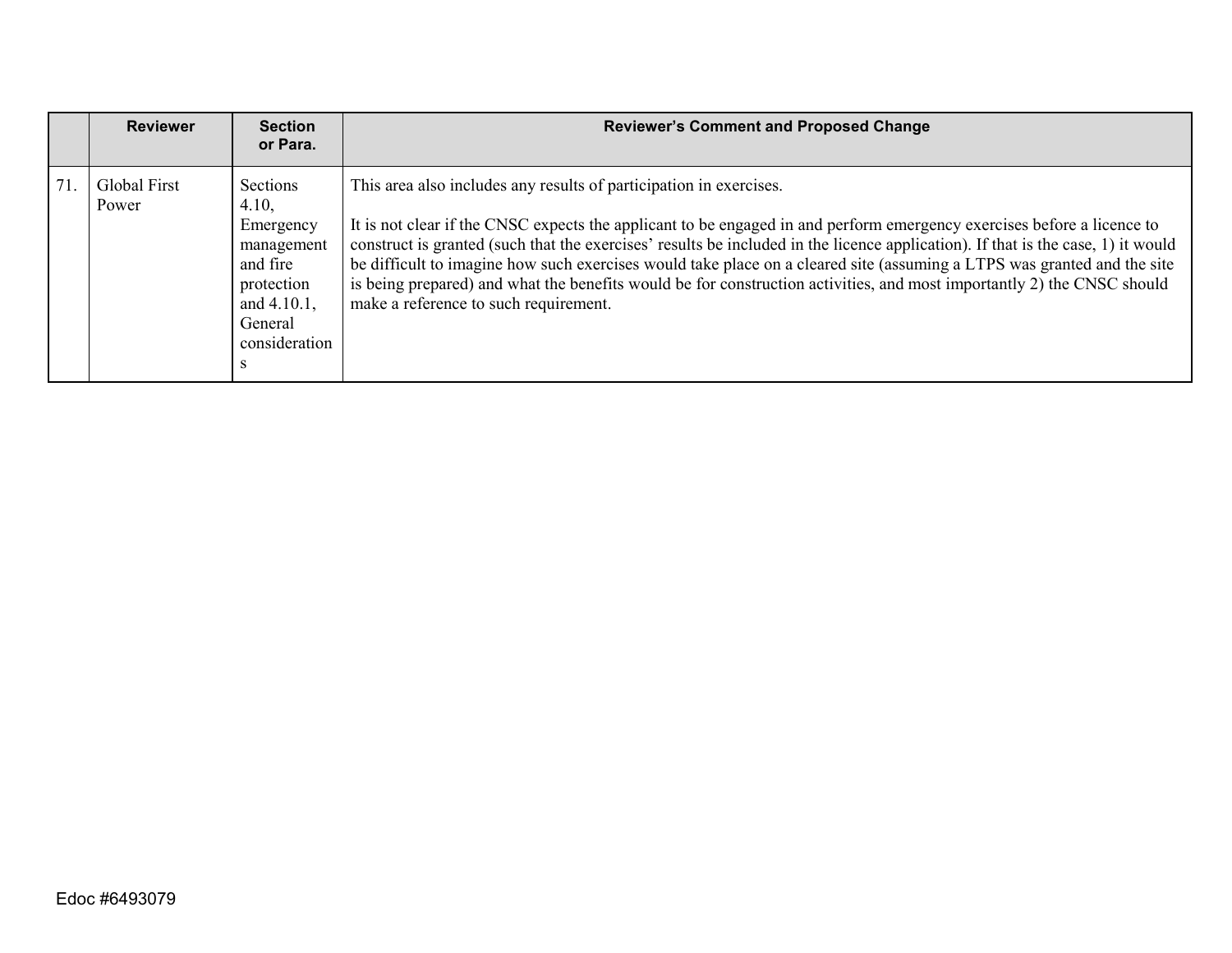| | Reviewer | Section or Para. | Reviewer's Comment and Proposed Change |
|---|---|---|---|
| 71. | Global First Power | Sections 4.10, Emergency management and fire protection and 4.10.1, General considerations | This area also includes any results of participation in exercises.<br><br>It is not clear if the CNSC expects the applicant to be engaged in and perform emergency exercises before a licence to construct is granted (such that the exercises' results be included in the licence application). If that is the case, 1) it would be difficult to imagine how such exercises would take place on a cleared site (assuming a LTPS was granted and the site is being prepared) and what the benefits would be for construction activities, and most importantly 2) the CNSC should make a reference to such requirement. |

Edoc #6493079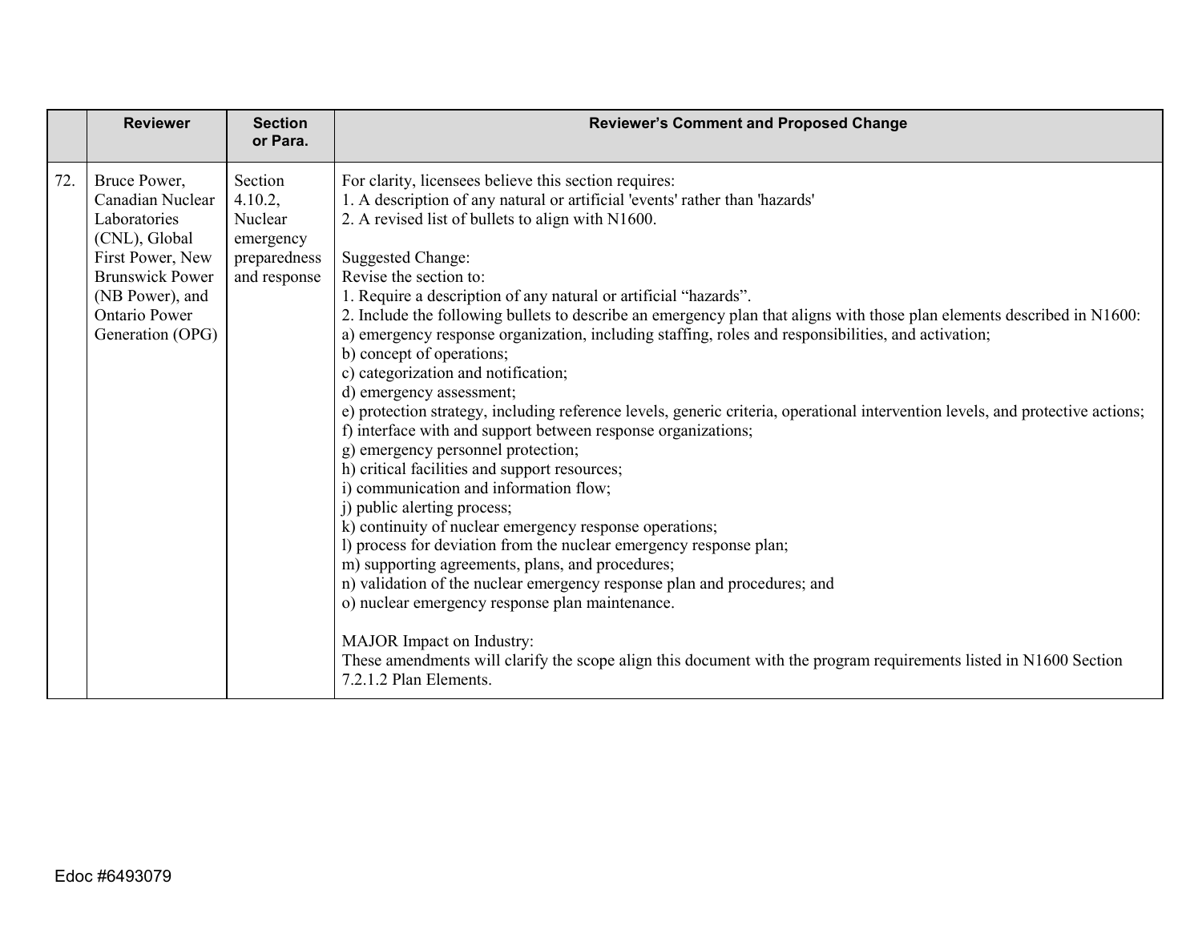| | Reviewer | Section or Para. | Reviewer's Comment and Proposed Change |
|---|---|---|---|
| 72. | Bruce Power, Canadian Nuclear Laboratories (CNL), Global First Power, New Brunswick Power (NB Power), and Ontario Power Generation (OPG) | Section 4.10.2, Nuclear emergency preparedness and response | For clarity, licensees believe this section requires:<br>1. A description of any natural or artificial 'events' rather than 'hazards'<br>2. A revised list of bullets to align with N1600.<br><br>Suggested Change:<br>Revise the section to:<br>1. Require a description of any natural or artificial "hazards".<br>2. Include the following bullets to describe an emergency plan that aligns with those plan elements described in N1600:<br>a) emergency response organization, including staffing, roles and responsibilities, and activation;<br>b) concept of operations;<br>c) categorization and notification;<br>d) emergency assessment;<br>e) protection strategy, including reference levels, generic criteria, operational intervention levels, and protective actions;<br>f) interface with and support between response organizations;<br>g) emergency personnel protection;<br>h) critical facilities and support resources;<br>i) communication and information flow;<br>j) public alerting process;<br>k) continuity of nuclear emergency response operations;<br>l) process for deviation from the nuclear emergency response plan;<br>m) supporting agreements, plans, and procedures;<br>n) validation of the nuclear emergency response plan and procedures; and<br>o) nuclear emergency response plan maintenance.<br><br>MAJOR Impact on Industry:<br>These amendments will clarify the scope align this document with the program requirements listed in N1600 Section 7.2.1.2 Plan Elements. |

Edoc #6493079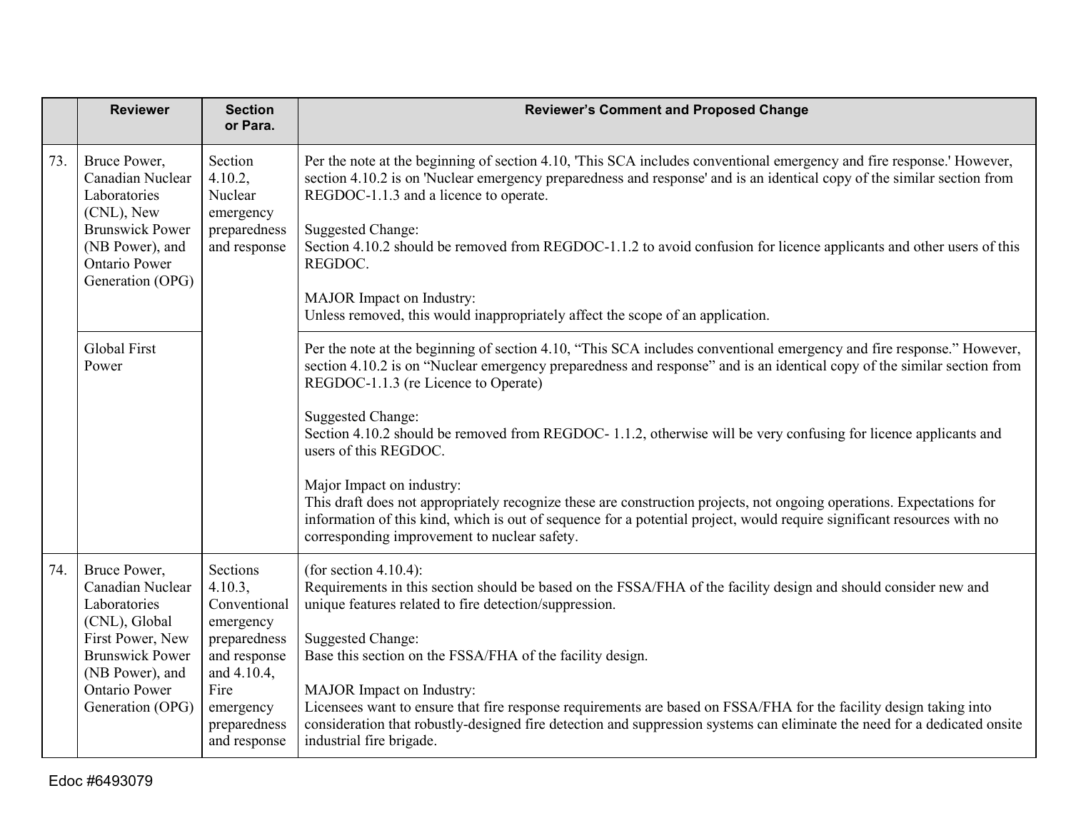|  | Reviewer | Section or Para. | Reviewer's Comment and Proposed Change |
|---|---|---|---|
| 73. | Bruce Power, Canadian Nuclear Laboratories (CNL), New Brunswick Power (NB Power), and Ontario Power Generation (OPG) | Section 4.10.2, Nuclear emergency preparedness and response | Per the note at the beginning of section 4.10, 'This SCA includes conventional emergency and fire response.' However, section 4.10.2 is on 'Nuclear emergency preparedness and response' and is an identical copy of the similar section from REGDOC-1.1.3 and a licence to operate.<br><br>Suggested Change:<br>Section 4.10.2 should be removed from REGDOC-1.1.2 to avoid confusion for licence applicants and other users of this REGDOC.<br><br>MAJOR Impact on Industry:<br>Unless removed, this would inappropriately affect the scope of an application. |
|  | Global First Power |  | Per the note at the beginning of section 4.10, "This SCA includes conventional emergency and fire response." However, section 4.10.2 is on "Nuclear emergency preparedness and response" and is an identical copy of the similar section from REGDOC-1.1.3 (re Licence to Operate)<br><br>Suggested Change:<br>Section 4.10.2 should be removed from REGDOC- 1.1.2, otherwise will be very confusing for licence applicants and users of this REGDOC.<br><br>Major Impact on industry:<br>This draft does not appropriately recognize these are construction projects, not ongoing operations. Expectations for information of this kind, which is out of sequence for a potential project, would require significant resources with no corresponding improvement to nuclear safety. |
| 74. | Bruce Power, Canadian Nuclear Laboratories (CNL), Global First Power, New Brunswick Power (NB Power), and Ontario Power Generation (OPG) | Sections 4.10.3, Conventional emergency preparedness and response and 4.10.4, Fire emergency preparedness and response | (for section 4.10.4):<br>Requirements in this section should be based on the FSSA/FHA of the facility design and should consider new and unique features related to fire detection/suppression.<br><br>Suggested Change:<br>Base this section on the FSSA/FHA of the facility design.<br><br>MAJOR Impact on Industry:<br>Licensees want to ensure that fire response requirements are based on FSSA/FHA for the facility design taking into consideration that robustly-designed fire detection and suppression systems can eliminate the need for a dedicated onsite industrial fire brigade. |

Edoc #6493079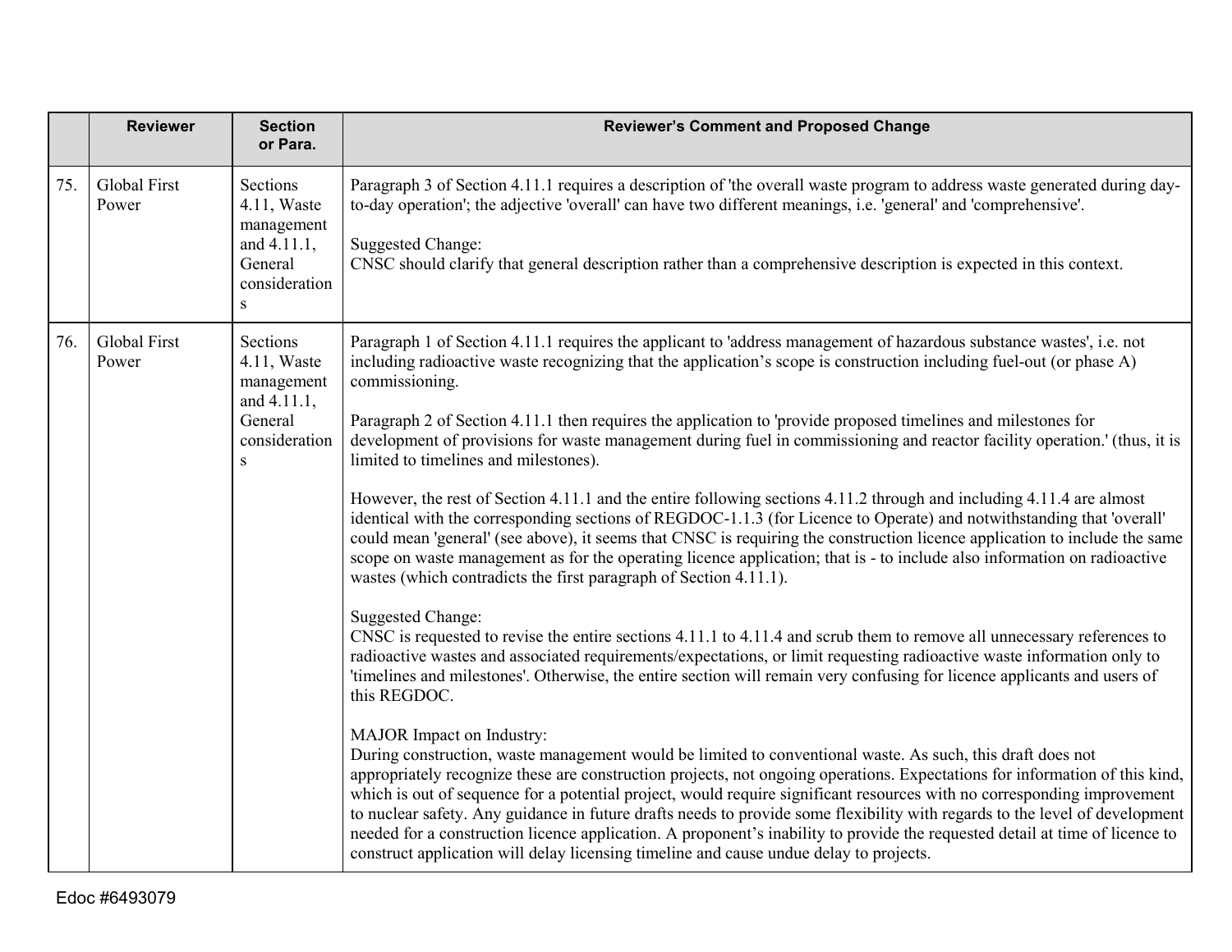| | Reviewer | Section or Para. | Reviewer's Comment and Proposed Change |
|---|---|---|---|
| 75. | Global First Power | Sections 4.11, Waste management and 4.11.1, General considerations | Paragraph 3 of Section 4.11.1 requires a description of 'the overall waste program to address waste generated during day-to-day operation'; the adjective 'overall' can have two different meanings, i.e. 'general' and 'comprehensive'.<br><br>Suggested Change:<br>CNSC should clarify that general description rather than a comprehensive description is expected in this context. |
| 76. | Global First Power | Sections 4.11, Waste management and 4.11.1, General considerations | Paragraph 1 of Section 4.11.1 requires the applicant to 'address management of hazardous substance wastes', i.e. not including radioactive waste recognizing that the application's scope is construction including fuel-out (or phase A) commissioning.<br><br>Paragraph 2 of Section 4.11.1 then requires the application to 'provide proposed timelines and milestones for development of provisions for waste management during fuel in commissioning and reactor facility operation.' (thus, it is limited to timelines and milestones).<br><br>However, the rest of Section 4.11.1 and the entire following sections 4.11.2 through and including 4.11.4 are almost identical with the corresponding sections of REGDOC-1.1.3 (for Licence to Operate) and notwithstanding that 'overall' could mean 'general' (see above), it seems that CNSC is requiring the construction licence application to include the same scope on waste management as for the operating licence application; that is - to include also information on radioactive wastes (which contradicts the first paragraph of Section 4.11.1).<br><br>Suggested Change:<br>CNSC is requested to revise the entire sections 4.11.1 to 4.11.4 and scrub them to remove all unnecessary references to radioactive wastes and associated requirements/expectations, or limit requesting radioactive waste information only to 'timelines and milestones'. Otherwise, the entire section will remain very confusing for licence applicants and users of this REGDOC.<br><br>MAJOR Impact on Industry:<br>During construction, waste management would be limited to conventional waste. As such, this draft does not appropriately recognize these are construction projects, not ongoing operations. Expectations for information of this kind, which is out of sequence for a potential project, would require significant resources with no corresponding improvement to nuclear safety. Any guidance in future drafts needs to provide some flexibility with regards to the level of development needed for a construction licence application. A proponent's inability to provide the requested detail at time of licence to construct application will delay licensing timeline and cause undue delay to projects. |

Edoc #6493079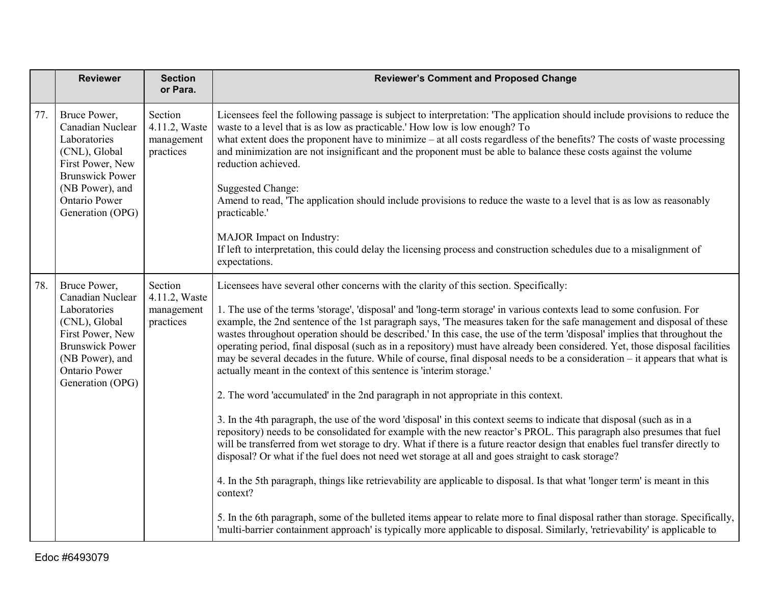| | Reviewer | Section or Para. | Reviewer's Comment and Proposed Change |
|---|---|---|---|
| 77. | Bruce Power, Canadian Nuclear Laboratories (CNL), Global First Power, New Brunswick Power (NB Power), and Ontario Power Generation (OPG) | Section 4.11.2, Waste management practices | Licensees feel the following passage is subject to interpretation: 'The application should include provisions to reduce the waste to a level that is as low as practicable.' How low is low enough? To what extent does the proponent have to minimize – at all costs regardless of the benefits? The costs of waste processing and minimization are not insignificant and the proponent must be able to balance these costs against the volume reduction achieved.<br><br>Suggested Change:<br>Amend to read, 'The application should include provisions to reduce the waste to a level that is as low as reasonably practicable.'<br><br>MAJOR Impact on Industry:<br>If left to interpretation, this could delay the licensing process and construction schedules due to a misalignment of expectations. |
| 78. | Bruce Power, Canadian Nuclear Laboratories (CNL), Global First Power, New Brunswick Power (NB Power), and Ontario Power Generation (OPG) | Section 4.11.2, Waste management practices | Licensees have several other concerns with the clarity of this section. Specifically:<br><br>1. The use of the terms 'storage', 'disposal' and 'long-term storage' in various contexts lead to some confusion. For example, the 2nd sentence of the 1st paragraph says, 'The measures taken for the safe management and disposal of these wastes throughout operation should be described.' In this case, the use of the term 'disposal' implies that throughout the operating period, final disposal (such as in a repository) must have already been considered. Yet, those disposal facilities may be several decades in the future. While of course, final disposal needs to be a consideration – it appears that what is actually meant in the context of this sentence is 'interim storage.'<br><br>2. The word 'accumulated' in the 2nd paragraph in not appropriate in this context.<br><br>3. In the 4th paragraph, the use of the word 'disposal' in this context seems to indicate that disposal (such as in a repository) needs to be consolidated for example with the new reactor's PROL. This paragraph also presumes that fuel will be transferred from wet storage to dry. What if there is a future reactor design that enables fuel transfer directly to disposal? Or what if the fuel does not need wet storage at all and goes straight to cask storage?<br><br>4. In the 5th paragraph, things like retrievability are applicable to disposal. Is that what 'longer term' is meant in this context?<br><br>5. In the 6th paragraph, some of the bulleted items appear to relate more to final disposal rather than storage. Specifically, 'multi-barrier containment approach' is typically more applicable to disposal. Similarly, 'retrievability' is applicable to |

Edoc #6493079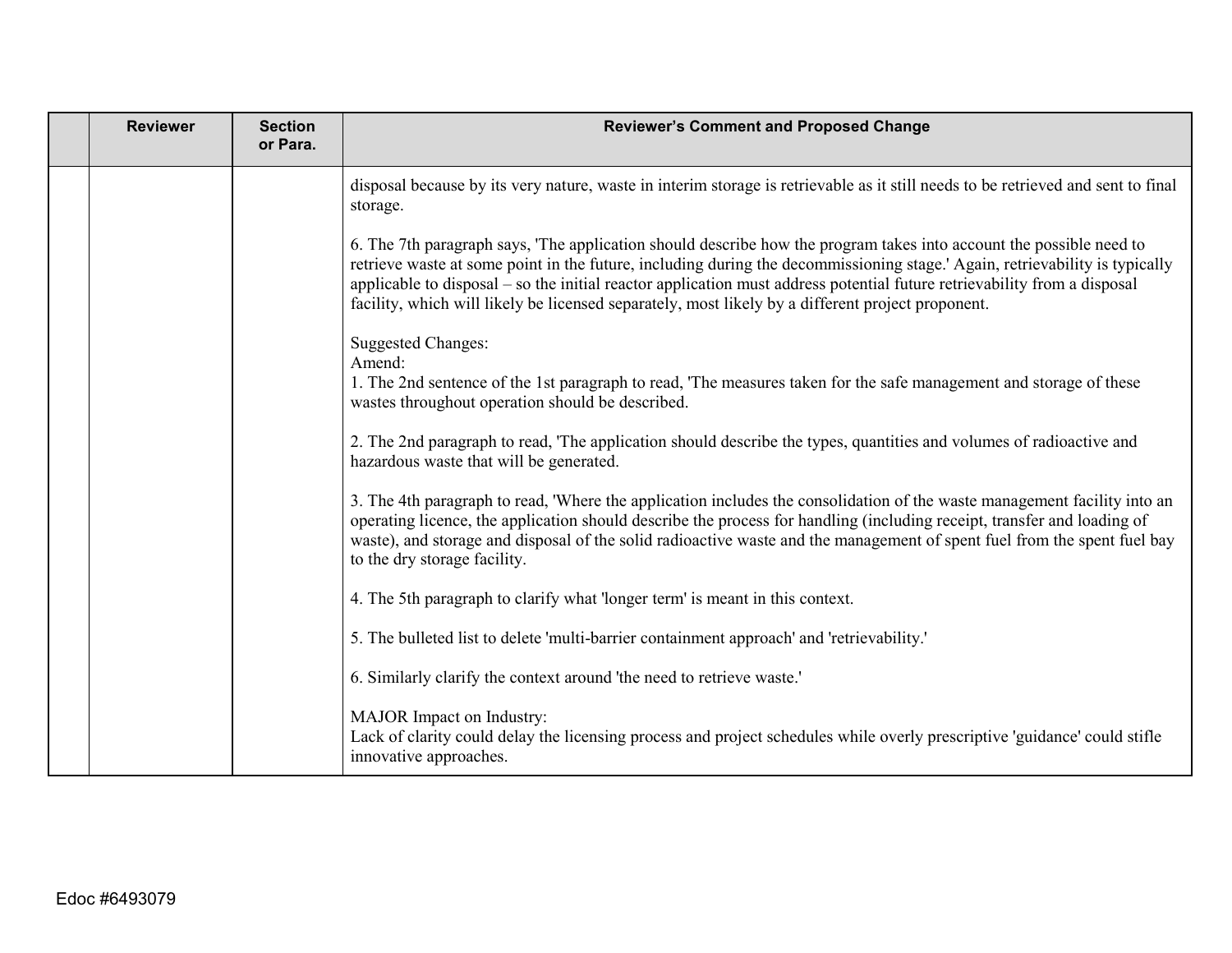| | Reviewer | Section or Para. | Reviewer's Comment and Proposed Change |
|---|---|---|---|
| | | | disposal because by its very nature, waste in interim storage is retrievable as it still needs to be retrieved and sent to final storage.<br><br>6. The 7th paragraph says, 'The application should describe how the program takes into account the possible need to retrieve waste at some point in the future, including during the decommissioning stage.' Again, retrievability is typically applicable to disposal – so the initial reactor application must address potential future retrievability from a disposal facility, which will likely be licensed separately, most likely by a different project proponent.<br><br>Suggested Changes:<br>Amend:<br>1. The 2nd sentence of the 1st paragraph to read, 'The measures taken for the safe management and storage of these wastes throughout operation should be described.<br><br>2. The 2nd paragraph to read, 'The application should describe the types, quantities and volumes of radioactive and hazardous waste that will be generated.<br><br>3. The 4th paragraph to read, 'Where the application includes the consolidation of the waste management facility into an operating licence, the application should describe the process for handling (including receipt, transfer and loading of waste), and storage and disposal of the solid radioactive waste and the management of spent fuel from the spent fuel bay to the dry storage facility.<br><br>4. The 5th paragraph to clarify what 'longer term' is meant in this context.<br><br>5. The bulleted list to delete 'multi-barrier containment approach' and 'retrievability.'<br><br>6. Similarly clarify the context around 'the need to retrieve waste.'<br><br>MAJOR Impact on Industry:<br>Lack of clarity could delay the licensing process and project schedules while overly prescriptive 'guidance' could stifle innovative approaches. |

Edoc #6493079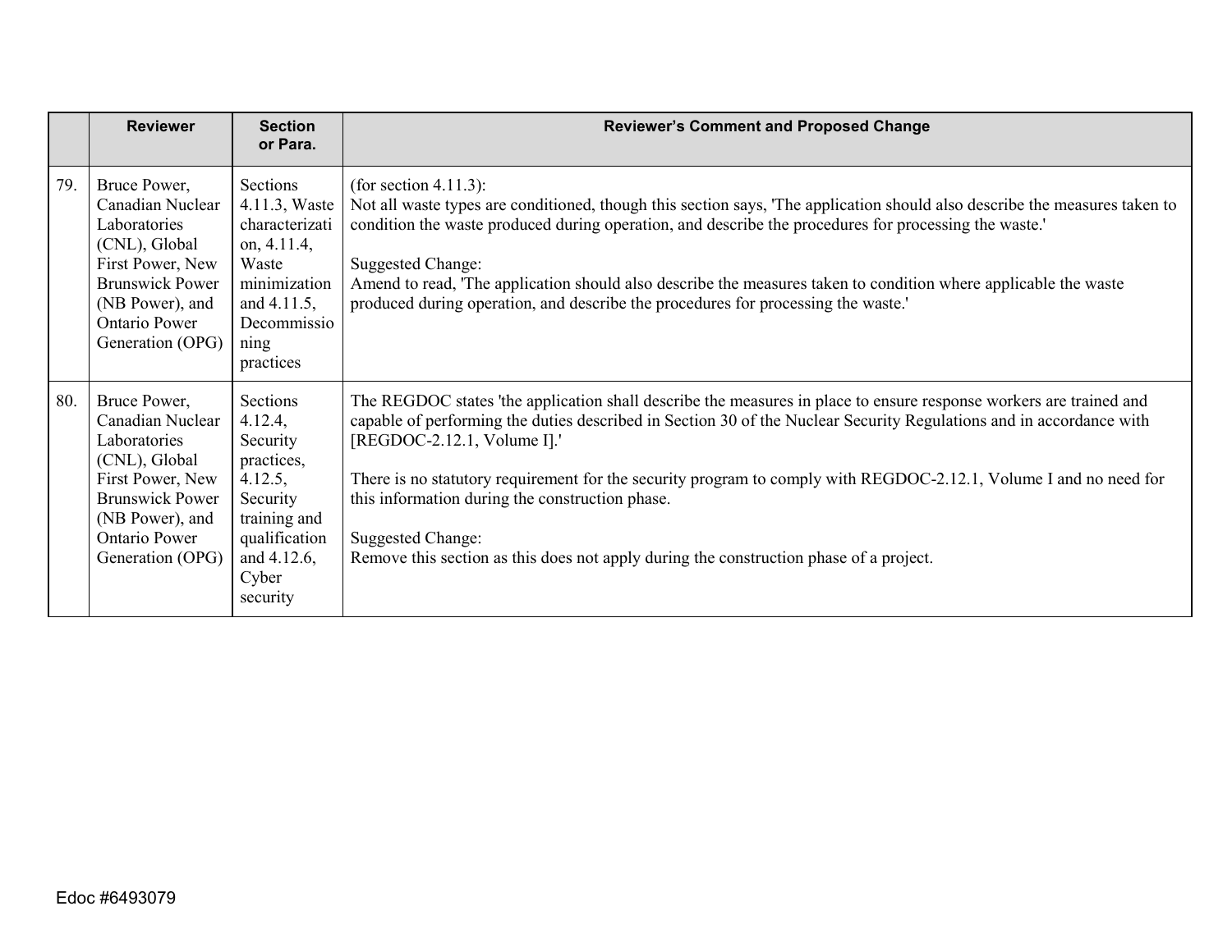| | Reviewer | Section or Para. | Reviewer's Comment and Proposed Change |
|---|---|---|---|
| 79. | Bruce Power, Canadian Nuclear Laboratories (CNL), Global First Power, New Brunswick Power (NB Power), and Ontario Power Generation (OPG) | Sections 4.11.3, Waste characterization, 4.11.4, Waste minimization and 4.11.5, Decommissioning practices | (for section 4.11.3):<br>Not all waste types are conditioned, though this section says, 'The application should also describe the measures taken to condition the waste produced during operation, and describe the procedures for processing the waste.'<br><br>Suggested Change:<br>Amend to read, 'The application should also describe the measures taken to condition where applicable the waste produced during operation, and describe the procedures for processing the waste.' |
| 80. | Bruce Power, Canadian Nuclear Laboratories (CNL), Global First Power, New Brunswick Power (NB Power), and Ontario Power Generation (OPG) | Sections 4.12.4, Security practices, 4.12.5, Security training and qualification and 4.12.6, Cyber security | The REGDOC states 'the application shall describe the measures in place to ensure response workers are trained and capable of performing the duties described in Section 30 of the Nuclear Security Regulations and in accordance with [REGDOC-2.12.1, Volume I].'<br><br>There is no statutory requirement for the security program to comply with REGDOC-2.12.1, Volume I and no need for this information during the construction phase.<br><br>Suggested Change:<br>Remove this section as this does not apply during the construction phase of a project. |

Edoc #6493079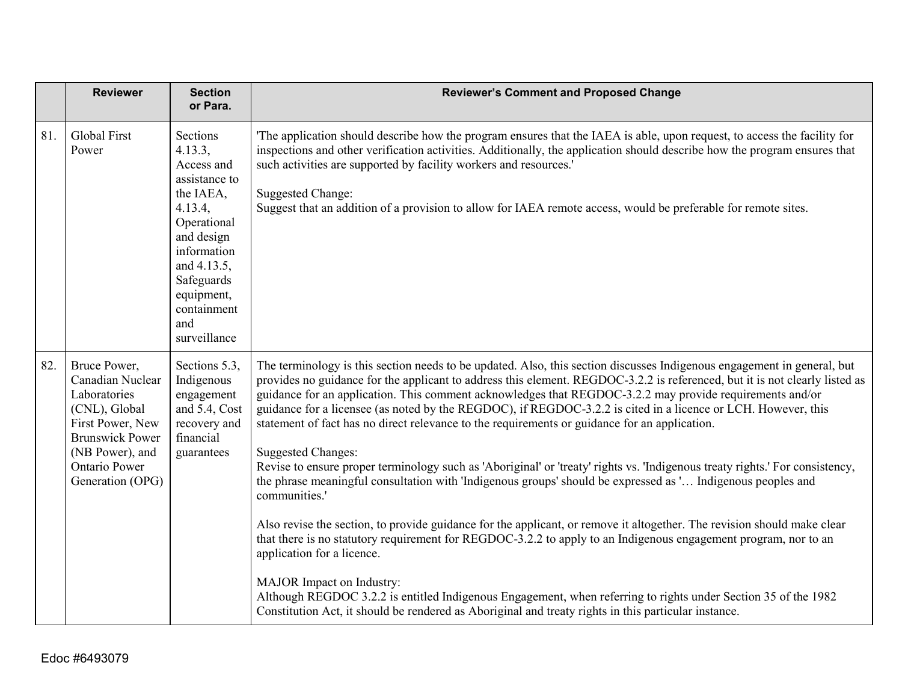| | Reviewer | Section or Para. | Reviewer's Comment and Proposed Change |
|---|---|---|---|
| 81. | Global First Power | Sections 4.13.3, Access and assistance to the IAEA, 4.13.4, Operational and design information and 4.13.5, Safeguards equipment, containment and surveillance | 'The application should describe how the program ensures that the IAEA is able, upon request, to access the facility for inspections and other verification activities. Additionally, the application should describe how the program ensures that such activities are supported by facility workers and resources.'<br><br>Suggested Change:<br>Suggest that an addition of a provision to allow for IAEA remote access, would be preferable for remote sites. |
| 82. | Bruce Power, Canadian Nuclear Laboratories (CNL), Global First Power, New Brunswick Power (NB Power), and Ontario Power Generation (OPG) | Sections 5.3, Indigenous engagement and 5.4, Cost recovery and financial guarantees | The terminology is this section needs to be updated. Also, this section discusses Indigenous engagement in general, but provides no guidance for the applicant to address this element. REGDOC-3.2.2 is referenced, but it is not clearly listed as guidance for an application. This comment acknowledges that REGDOC-3.2.2 may provide requirements and/or guidance for a licensee (as noted by the REGDOC), if REGDOC-3.2.2 is cited in a licence or LCH. However, this statement of fact has no direct relevance to the requirements or guidance for an application.<br><br>Suggested Changes:<br>Revise to ensure proper terminology such as 'Aboriginal' or 'treaty' rights vs. 'Indigenous treaty rights.' For consistency, the phrase meaningful consultation with 'Indigenous groups' should be expressed as '… Indigenous peoples and communities.'<br><br>Also revise the section, to provide guidance for the applicant, or remove it altogether. The revision should make clear that there is no statutory requirement for REGDOC-3.2.2 to apply to an Indigenous engagement program, nor to an application for a licence.<br><br>MAJOR Impact on Industry:<br>Although REGDOC 3.2.2 is entitled Indigenous Engagement, when referring to rights under Section 35 of the 1982 Constitution Act, it should be rendered as Aboriginal and treaty rights in this particular instance. |

Edoc #6493079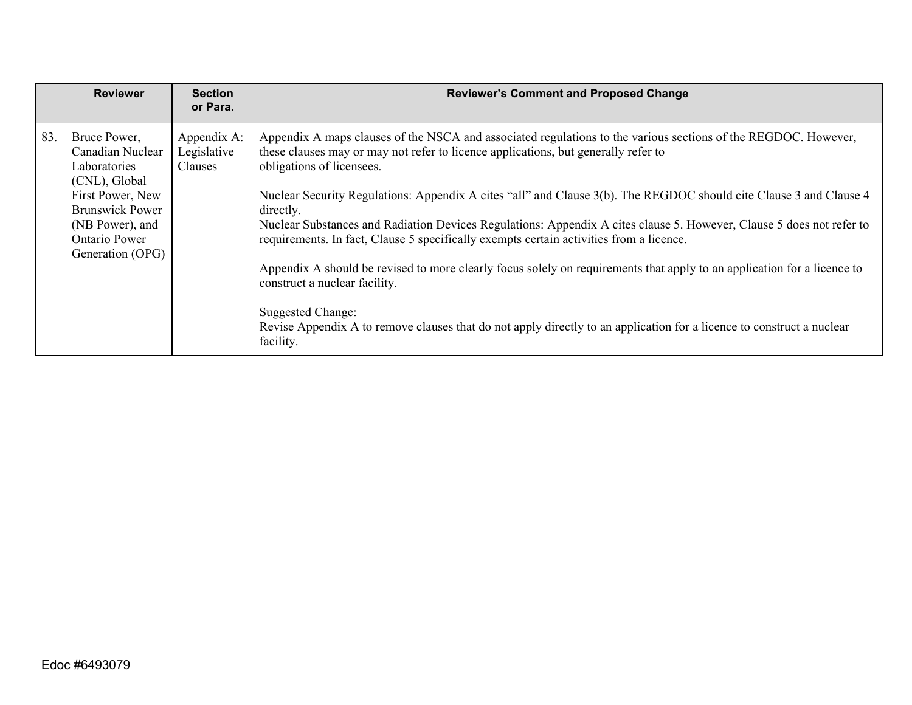| | Reviewer | Section or Para. | Reviewer's Comment and Proposed Change |
|---|---|---|---|
| 83. | Bruce Power, Canadian Nuclear Laboratories (CNL), Global First Power, New Brunswick Power (NB Power), and Ontario Power Generation (OPG) | Appendix A: Legislative Clauses | Appendix A maps clauses of the NSCA and associated regulations to the various sections of the REGDOC. However, these clauses may or may not refer to licence applications, but generally refer to obligations of licensees.<br><br>Nuclear Security Regulations: Appendix A cites "all" and Clause 3(b). The REGDOC should cite Clause 3 and Clause 4 directly.<br>Nuclear Substances and Radiation Devices Regulations: Appendix A cites clause 5. However, Clause 5 does not refer to requirements. In fact, Clause 5 specifically exempts certain activities from a licence.<br><br>Appendix A should be revised to more clearly focus solely on requirements that apply to an application for a licence to construct a nuclear facility.<br><br>Suggested Change:<br>Revise Appendix A to remove clauses that do not apply directly to an application for a licence to construct a nuclear facility. |

Edoc #6493079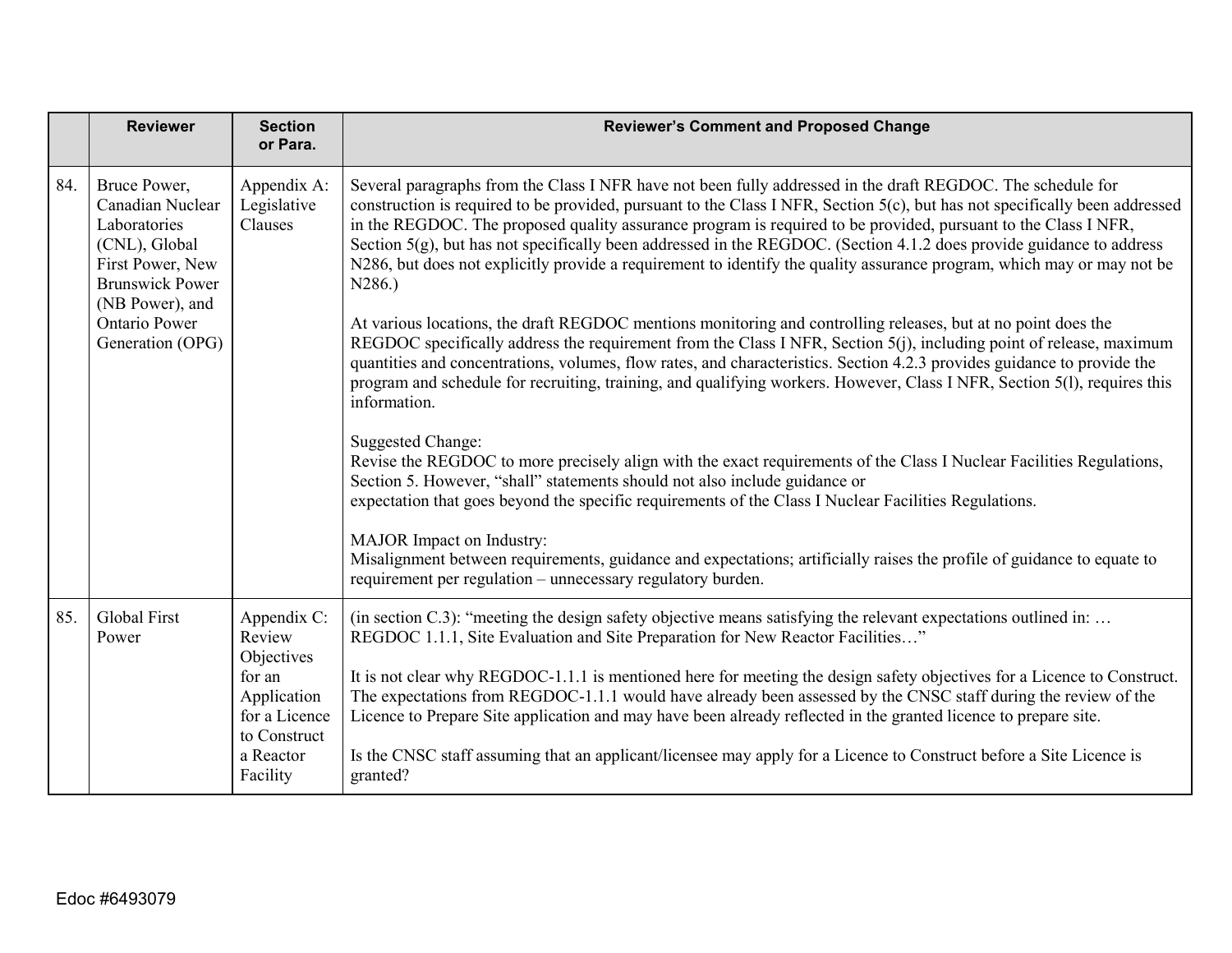| | Reviewer | Section or Para. | Reviewer's Comment and Proposed Change |
|---|---|---|---|
| 84. | Bruce Power, Canadian Nuclear Laboratories (CNL), Global First Power, New Brunswick Power (NB Power), and Ontario Power Generation (OPG) | Appendix A: Legislative Clauses | Several paragraphs from the Class I NFR have not been fully addressed in the draft REGDOC. The schedule for construction is required to be provided, pursuant to the Class I NFR, Section 5(c), but has not specifically been addressed in the REGDOC. The proposed quality assurance program is required to be provided, pursuant to the Class I NFR, Section 5(g), but has not specifically been addressed in the REGDOC. (Section 4.1.2 does provide guidance to address N286, but does not explicitly provide a requirement to identify the quality assurance program, which may or may not be N286.)<br><br>At various locations, the draft REGDOC mentions monitoring and controlling releases, but at no point does the REGDOC specifically address the requirement from the Class I NFR, Section 5(j), including point of release, maximum quantities and concentrations, volumes, flow rates, and characteristics. Section 4.2.3 provides guidance to provide the program and schedule for recruiting, training, and qualifying workers. However, Class I NFR, Section 5(l), requires this information.<br><br>Suggested Change:<br>Revise the REGDOC to more precisely align with the exact requirements of the Class I Nuclear Facilities Regulations, Section 5. However, "shall" statements should not also include guidance or expectation that goes beyond the specific requirements of the Class I Nuclear Facilities Regulations.<br><br>MAJOR Impact on Industry:<br>Misalignment between requirements, guidance and expectations; artificially raises the profile of guidance to equate to requirement per regulation – unnecessary regulatory burden. |
| 85. | Global First Power | Appendix C: Review Objectives for an Application for a Licence to Construct a Reactor Facility | (in section C.3): "meeting the design safety objective means satisfying the relevant expectations outlined in: … REGDOC 1.1.1, Site Evaluation and Site Preparation for New Reactor Facilities…"<br><br>It is not clear why REGDOC-1.1.1 is mentioned here for meeting the design safety objectives for a Licence to Construct. The expectations from REGDOC-1.1.1 would have already been assessed by the CNSC staff during the review of the Licence to Prepare Site application and may have been already reflected in the granted licence to prepare site.<br><br>Is the CNSC staff assuming that an applicant/licensee may apply for a Licence to Construct before a Site Licence is granted? |

Edoc #6493079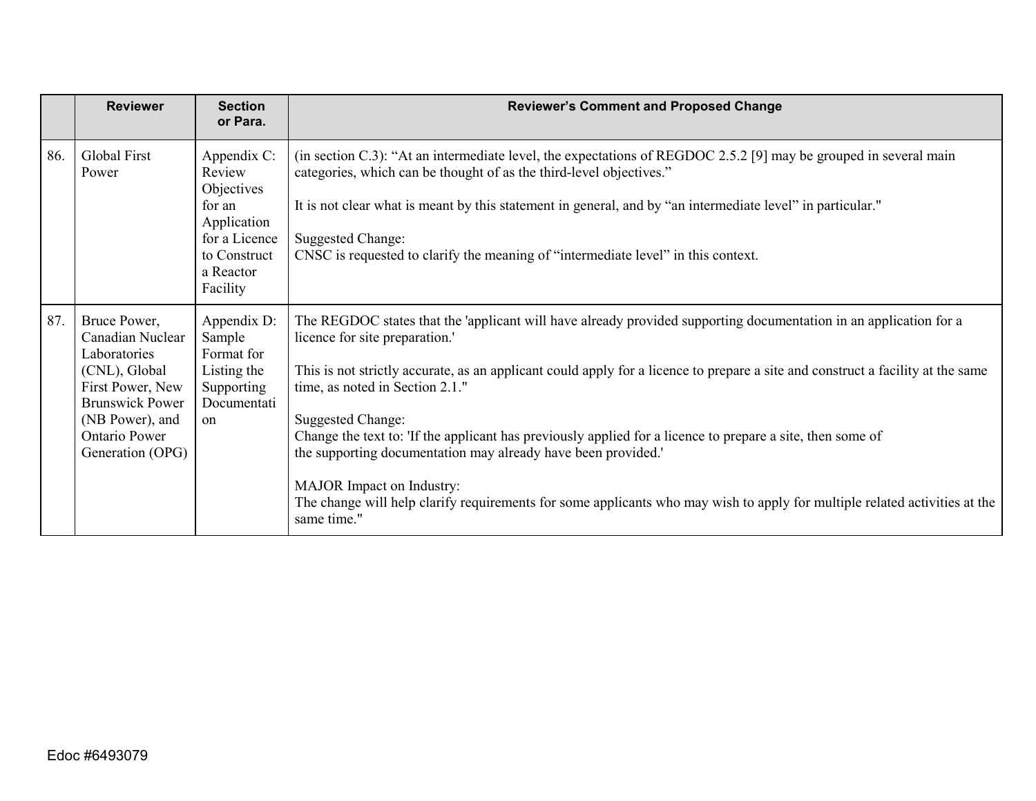| | Reviewer | Section or Para. | Reviewer's Comment and Proposed Change |
|---|---|---|---|
| 86. | Global First Power | Appendix C: Review Objectives for an Application for a Licence to Construct a Reactor Facility | (in section C.3): "At an intermediate level, the expectations of REGDOC 2.5.2 [9] may be grouped in several main categories, which can be thought of as the third-level objectives."<br><br>It is not clear what is meant by this statement in general, and by "an intermediate level" in particular."<br><br>Suggested Change:<br>CNSC is requested to clarify the meaning of "intermediate level" in this context. |
| 87. | Bruce Power, Canadian Nuclear Laboratories (CNL), Global First Power, New Brunswick Power (NB Power), and Ontario Power Generation (OPG) | Appendix D: Sample Format for Listing the Supporting Documentation | The REGDOC states that the 'applicant will have already provided supporting documentation in an application for a licence for site preparation.'<br><br>This is not strictly accurate, as an applicant could apply for a licence to prepare a site and construct a facility at the same time, as noted in Section 2.1."<br><br>Suggested Change:<br>Change the text to: 'If the applicant has previously applied for a licence to prepare a site, then some of the supporting documentation may already have been provided.'<br><br>MAJOR Impact on Industry:<br>The change will help clarify requirements for some applicants who may wish to apply for multiple related activities at the same time." |

Edoc #6493079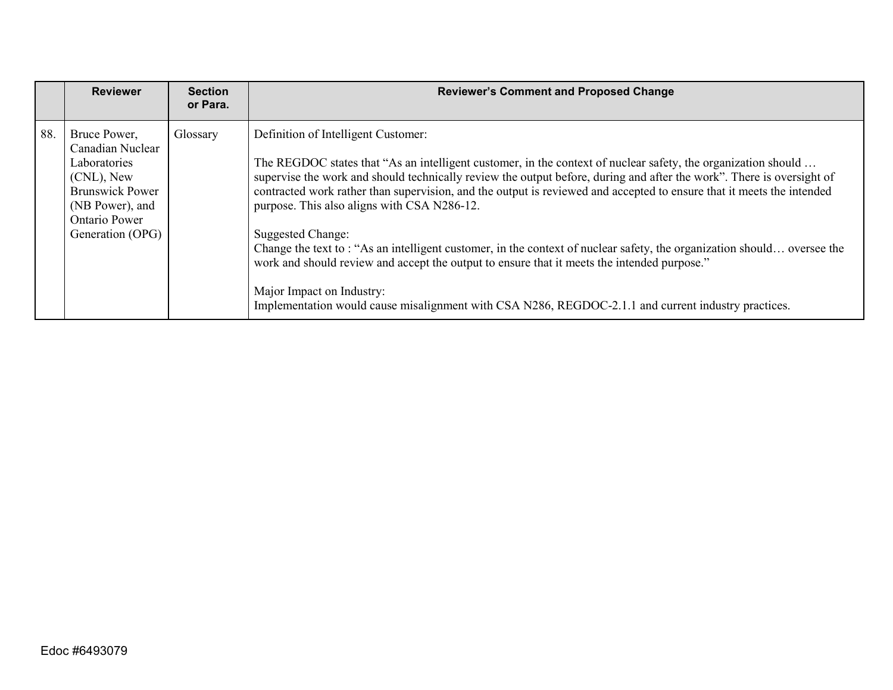| | Reviewer | Section or Para. | Reviewer's Comment and Proposed Change |
|---|---|---|---|
| 88. | Bruce Power, Canadian Nuclear Laboratories (CNL), New Brunswick Power (NB Power), and Ontario Power Generation (OPG) | Glossary | Definition of Intelligent Customer:<br><br>The REGDOC states that "As an intelligent customer, in the context of nuclear safety, the organization should … supervise the work and should technically review the output before, during and after the work". There is oversight of contracted work rather than supervision, and the output is reviewed and accepted to ensure that it meets the intended purpose. This also aligns with CSA N286-12.<br><br>Suggested Change:<br>Change the text to : "As an intelligent customer, in the context of nuclear safety, the organization should… oversee the work and should review and accept the output to ensure that it meets the intended purpose."<br><br>Major Impact on Industry:<br>Implementation would cause misalignment with CSA N286, REGDOC-2.1.1 and current industry practices. |

Edoc #6493079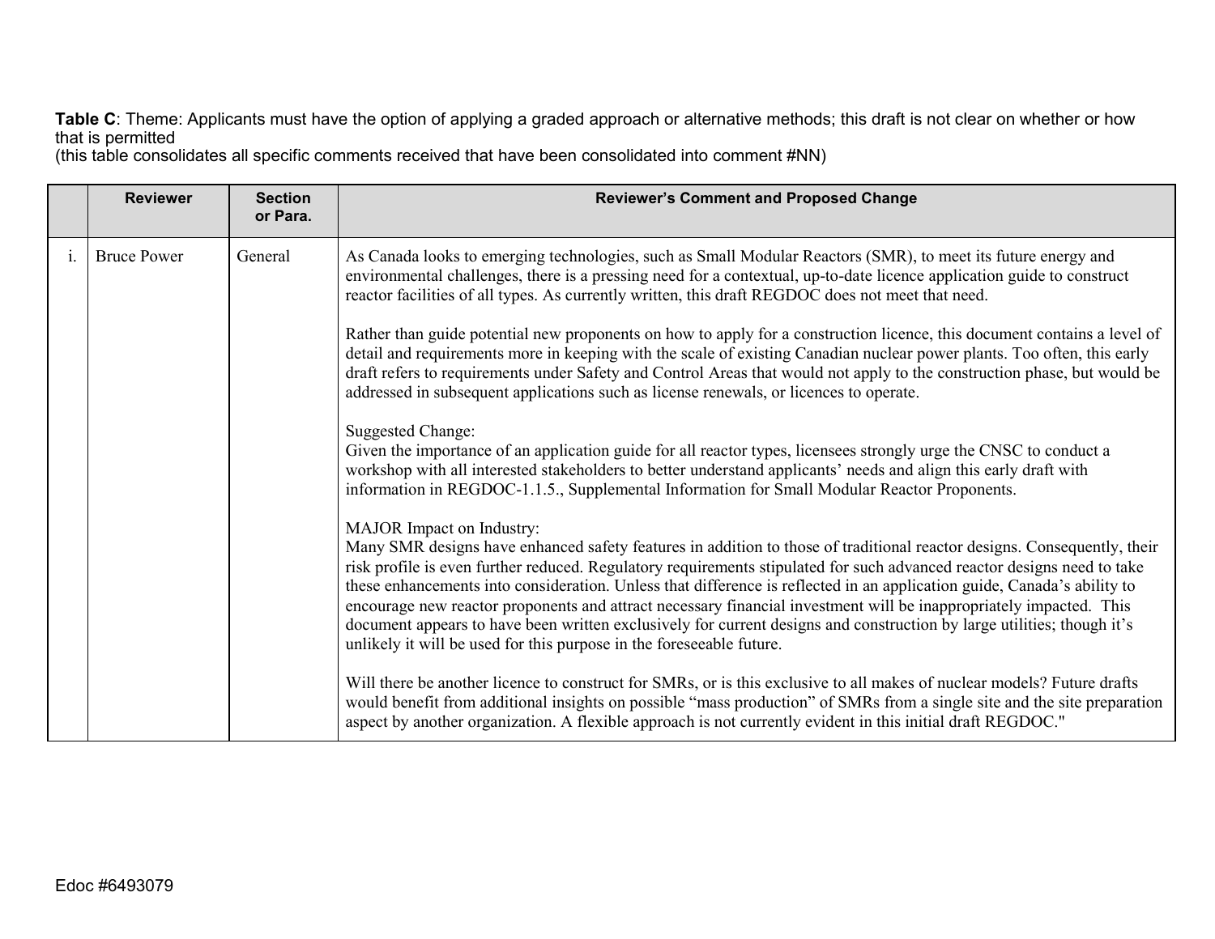**Table C**: Theme: Applicants must have the option of applying a graded approach or alternative methods; this draft is not clear on whether or how that is permitted
(this table consolidates all specific comments received that have been consolidated into comment #NN)

| | Reviewer | Section or Para. | Reviewer's Comment and Proposed Change |
|---|---|---|---|
| i. | Bruce Power | General | As Canada looks to emerging technologies, such as Small Modular Reactors (SMR), to meet its future energy and environmental challenges, there is a pressing need for a contextual, up-to-date licence application guide to construct reactor facilities of all types. As currently written, this draft REGDOC does not meet that need.<br><br>Rather than guide potential new proponents on how to apply for a construction licence, this document contains a level of detail and requirements more in keeping with the scale of existing Canadian nuclear power plants. Too often, this early draft refers to requirements under Safety and Control Areas that would not apply to the construction phase, but would be addressed in subsequent applications such as license renewals, or licences to operate.<br><br>Suggested Change:<br>Given the importance of an application guide for all reactor types, licensees strongly urge the CNSC to conduct a workshop with all interested stakeholders to better understand applicants' needs and align this early draft with information in REGDOC-1.1.5., Supplemental Information for Small Modular Reactor Proponents.<br><br>MAJOR Impact on Industry:<br>Many SMR designs have enhanced safety features in addition to those of traditional reactor designs. Consequently, their risk profile is even further reduced. Regulatory requirements stipulated for such advanced reactor designs need to take these enhancements into consideration. Unless that difference is reflected in an application guide, Canada's ability to encourage new reactor proponents and attract necessary financial investment will be inappropriately impacted. This document appears to have been written exclusively for current designs and construction by large utilities; though it's unlikely it will be used for this purpose in the foreseeable future.<br><br>Will there be another licence to construct for SMRs, or is this exclusive to all makes of nuclear models? Future drafts would benefit from additional insights on possible "mass production" of SMRs from a single site and the site preparation aspect by another organization. A flexible approach is not currently evident in this initial draft REGDOC." |

Edoc #6493079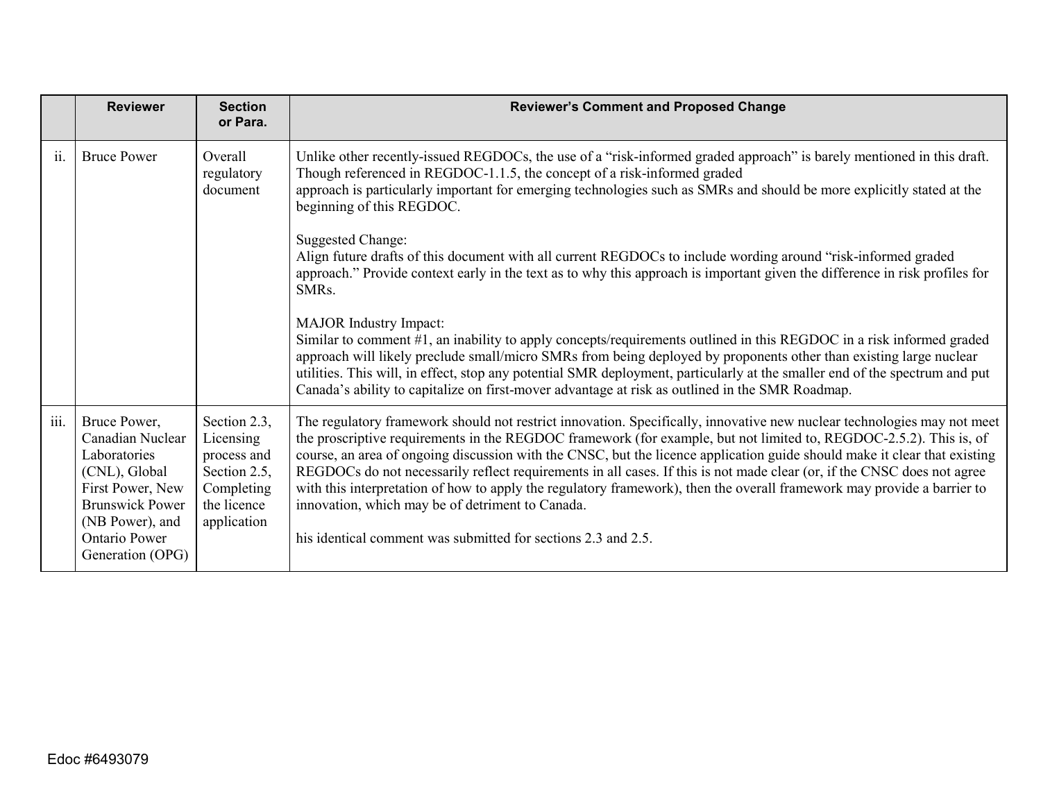| | Reviewer | Section or Para. | Reviewer's Comment and Proposed Change |
|---|---|---|---|
| ii. | Bruce Power | Overall regulatory document | Unlike other recently-issued REGDOCs, the use of a "risk-informed graded approach" is barely mentioned in this draft. Though referenced in REGDOC-1.1.5, the concept of a risk-informed graded approach is particularly important for emerging technologies such as SMRs and should be more explicitly stated at the beginning of this REGDOC.<br><br>Suggested Change:<br>Align future drafts of this document with all current REGDOCs to include wording around "risk-informed graded approach." Provide context early in the text as to why this approach is important given the difference in risk profiles for SMRs.<br><br>MAJOR Industry Impact:<br>Similar to comment #1, an inability to apply concepts/requirements outlined in this REGDOC in a risk informed graded approach will likely preclude small/micro SMRs from being deployed by proponents other than existing large nuclear utilities. This will, in effect, stop any potential SMR deployment, particularly at the smaller end of the spectrum and put Canada's ability to capitalize on first-mover advantage at risk as outlined in the SMR Roadmap. |
| iii. | Bruce Power, Canadian Nuclear Laboratories (CNL), Global First Power, New Brunswick Power (NB Power), and Ontario Power Generation (OPG) | Section 2.3, Licensing process and Section 2.5, Completing the licence application | The regulatory framework should not restrict innovation. Specifically, innovative new nuclear technologies may not meet the proscriptive requirements in the REGDOC framework (for example, but not limited to, REGDOC-2.5.2). This is, of course, an area of ongoing discussion with the CNSC, but the licence application guide should make it clear that existing REGDOCs do not necessarily reflect requirements in all cases. If this is not made clear (or, if the CNSC does not agree with this interpretation of how to apply the regulatory framework), then the overall framework may provide a barrier to innovation, which may be of detriment to Canada.<br><br>his identical comment was submitted for sections 2.3 and 2.5. |

Edoc #6493079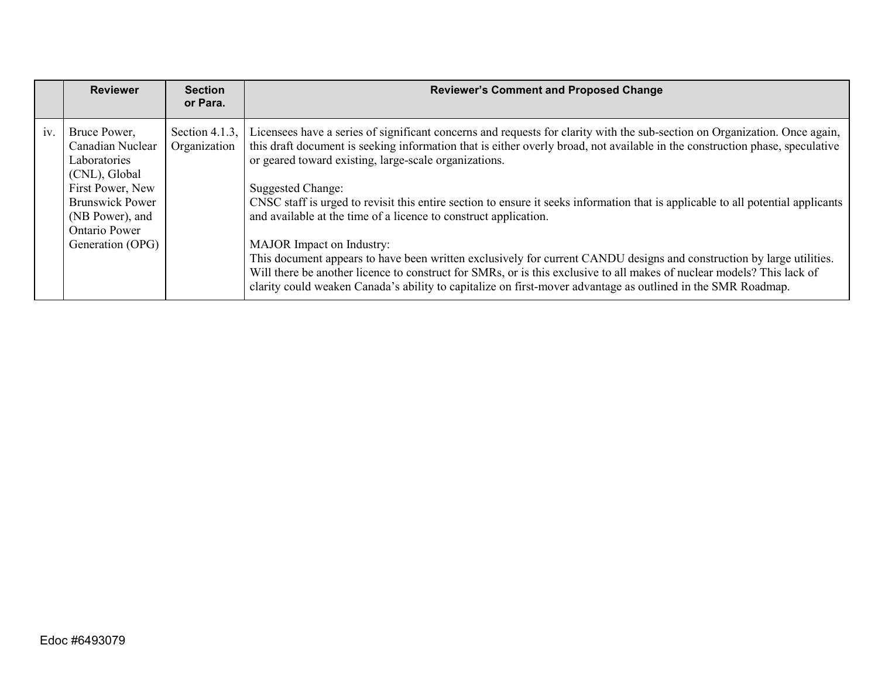|  | Reviewer | Section or Para. | Reviewer's Comment and Proposed Change |
|---|---|---|---|
| iv. | Bruce Power, Canadian Nuclear Laboratories (CNL), Global First Power, New Brunswick Power (NB Power), and Ontario Power Generation (OPG) | Section 4.1.3, Organization | Licensees have a series of significant concerns and requests for clarity with the sub-section on Organization. Once again, this draft document is seeking information that is either overly broad, not available in the construction phase, speculative or geared toward existing, large-scale organizations.<br><br>Suggested Change:<br>CNSC staff is urged to revisit this entire section to ensure it seeks information that is applicable to all potential applicants and available at the time of a licence to construct application.<br><br>MAJOR Impact on Industry:<br>This document appears to have been written exclusively for current CANDU designs and construction by large utilities. Will there be another licence to construct for SMRs, or is this exclusive to all makes of nuclear models? This lack of clarity could weaken Canada's ability to capitalize on first-mover advantage as outlined in the SMR Roadmap. |

Edoc #6493079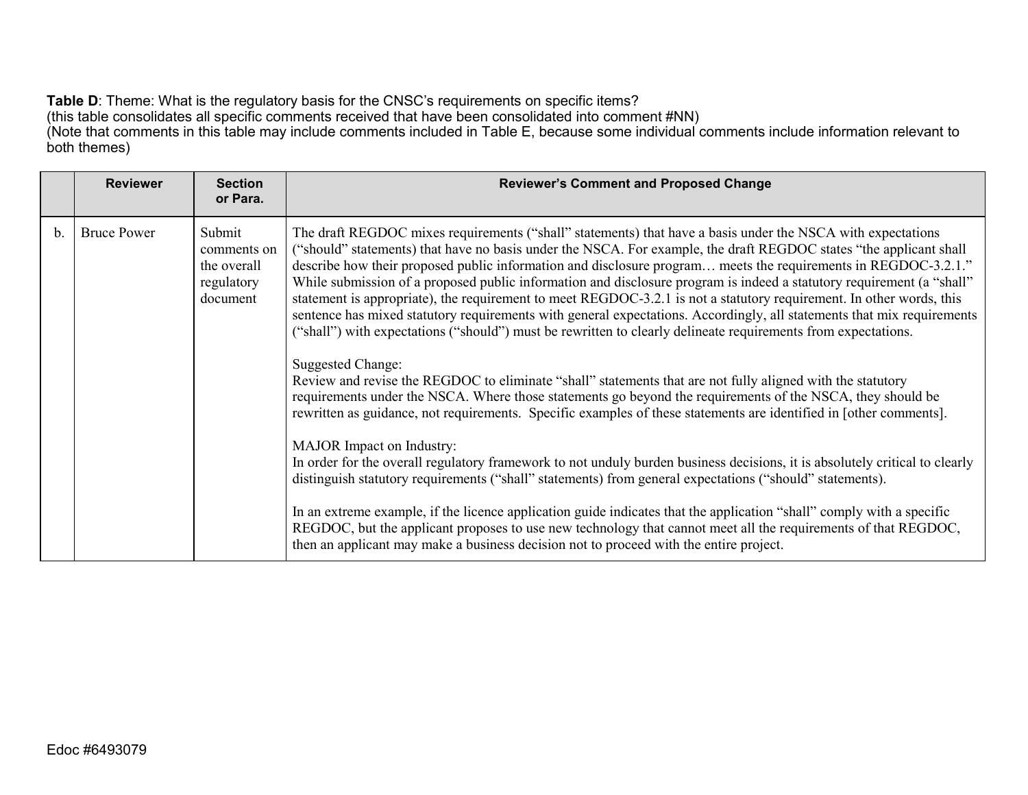**Table D**: Theme: What is the regulatory basis for the CNSC's requirements on specific items?
(this table consolidates all specific comments received that have been consolidated into comment #NN)
(Note that comments in this table may include comments included in Table E, because some individual comments include information relevant to both themes)

| | Reviewer | Section or Para. | Reviewer's Comment and Proposed Change |
|---|---|---|---|
| b. | Bruce Power | Submit comments on the overall regulatory document | The draft REGDOC mixes requirements ("shall" statements) that have a basis under the NSCA with expectations ("should" statements) that have no basis under the NSCA. For example, the draft REGDOC states "the applicant shall describe how their proposed public information and disclosure program… meets the requirements in REGDOC-3.2.1." While submission of a proposed public information and disclosure program is indeed a statutory requirement (a "shall" statement is appropriate), the requirement to meet REGDOC-3.2.1 is not a statutory requirement. In other words, this sentence has mixed statutory requirements with general expectations. Accordingly, all statements that mix requirements ("shall") with expectations ("should") must be rewritten to clearly delineate requirements from expectations.<br><br>Suggested Change:<br>Review and revise the REGDOC to eliminate "shall" statements that are not fully aligned with the statutory requirements under the NSCA. Where those statements go beyond the requirements of the NSCA, they should be rewritten as guidance, not requirements. Specific examples of these statements are identified in [other comments].<br><br>MAJOR Impact on Industry:<br>In order for the overall regulatory framework to not unduly burden business decisions, it is absolutely critical to clearly distinguish statutory requirements ("shall" statements) from general expectations ("should" statements).<br><br>In an extreme example, if the licence application guide indicates that the application "shall" comply with a specific REGDOC, but the applicant proposes to use new technology that cannot meet all the requirements of that REGDOC, then an applicant may make a business decision not to proceed with the entire project. |

Edoc #6493079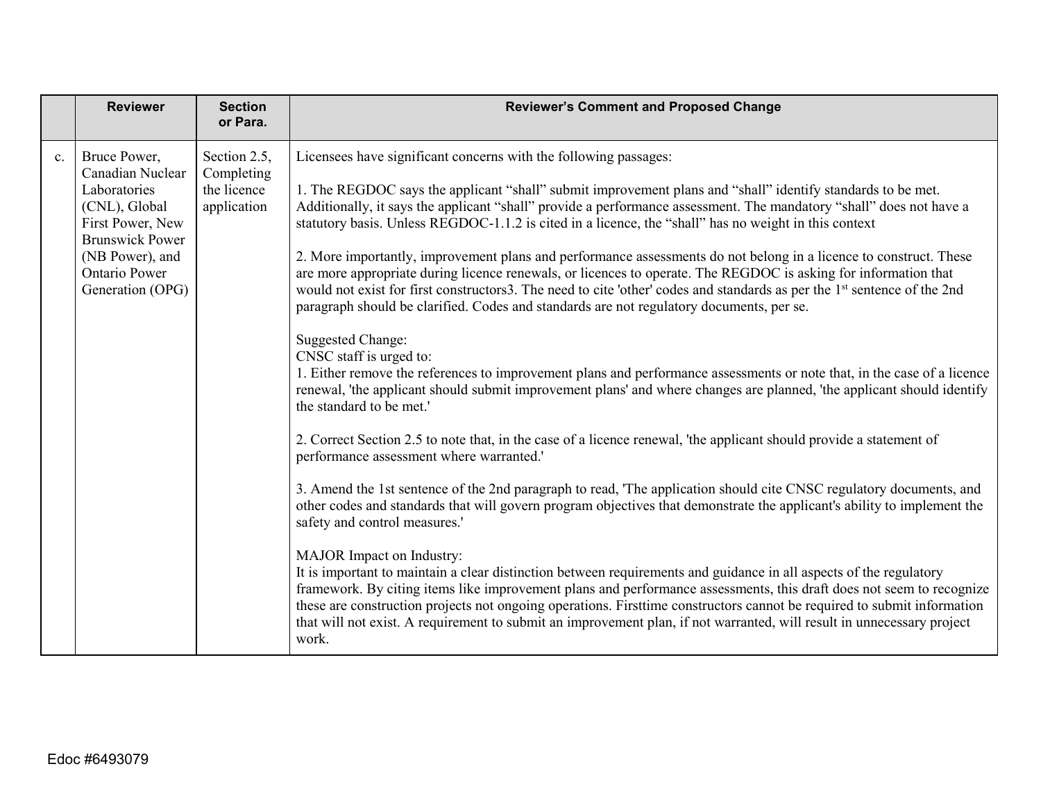| | Reviewer | Section or Para. | Reviewer's Comment and Proposed Change |
|---|---|---|---|
| c. | Bruce Power, Canadian Nuclear Laboratories (CNL), Global First Power, New Brunswick Power (NB Power), and Ontario Power Generation (OPG) | Section 2.5, Completing the licence application | Licensees have significant concerns with the following passages:<br><br>1. The REGDOC says the applicant "shall" submit improvement plans and "shall" identify standards to be met. Additionally, it says the applicant "shall" provide a performance assessment. The mandatory "shall" does not have a statutory basis. Unless REGDOC-1.1.2 is cited in a licence, the "shall" has no weight in this context<br><br>2. More importantly, improvement plans and performance assessments do not belong in a licence to construct. These are more appropriate during licence renewals, or licences to operate. The REGDOC is asking for information that would not exist for first constructors3. The need to cite 'other' codes and standards as per the 1st sentence of the 2nd paragraph should be clarified. Codes and standards are not regulatory documents, per se.<br><br>Suggested Change:<br>CNSC staff is urged to:<br>1. Either remove the references to improvement plans and performance assessments or note that, in the case of a licence renewal, 'the applicant should submit improvement plans' and where changes are planned, 'the applicant should identify the standard to be met.'<br><br>2. Correct Section 2.5 to note that, in the case of a licence renewal, 'the applicant should provide a statement of performance assessment where warranted.'<br><br>3. Amend the 1st sentence of the 2nd paragraph to read, 'The application should cite CNSC regulatory documents, and other codes and standards that will govern program objectives that demonstrate the applicant's ability to implement the safety and control measures.'<br><br>MAJOR Impact on Industry:<br>It is important to maintain a clear distinction between requirements and guidance in all aspects of the regulatory framework. By citing items like improvement plans and performance assessments, this draft does not seem to recognize these are construction projects not ongoing operations. Firsttime constructors cannot be required to submit information that will not exist. A requirement to submit an improvement plan, if not warranted, will result in unnecessary project work. |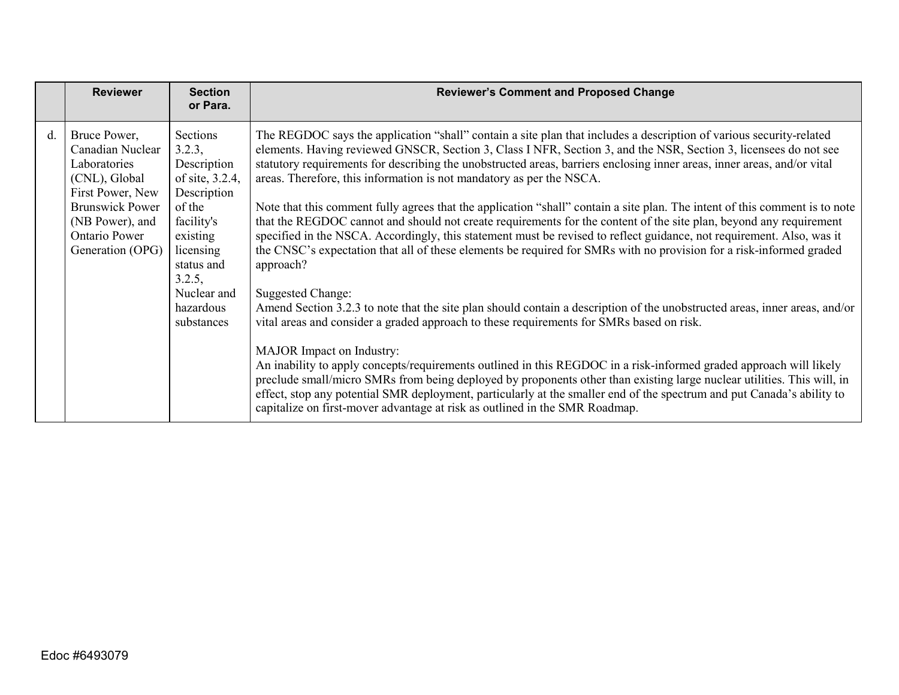| | Reviewer | Section or Para. | Reviewer's Comment and Proposed Change |
|---|---|---|---|
| d. | Bruce Power, Canadian Nuclear Laboratories (CNL), Global First Power, New Brunswick Power (NB Power), and Ontario Power Generation (OPG) | Sections 3.2.3, Description of site, 3.2.4, Description of the facility's existing licensing status and 3.2.5, Nuclear and hazardous substances | The REGDOC says the application "shall" contain a site plan that includes a description of various security-related elements. Having reviewed GNSCR, Section 3, Class I NFR, Section 3, and the NSR, Section 3, licensees do not see statutory requirements for describing the unobstructed areas, barriers enclosing inner areas, inner areas, and/or vital areas. Therefore, this information is not mandatory as per the NSCA.<br><br>Note that this comment fully agrees that the application "shall" contain a site plan. The intent of this comment is to note that the REGDOC cannot and should not create requirements for the content of the site plan, beyond any requirement specified in the NSCA. Accordingly, this statement must be revised to reflect guidance, not requirement. Also, was it the CNSC's expectation that all of these elements be required for SMRs with no provision for a risk-informed graded approach?<br><br>Suggested Change:<br>Amend Section 3.2.3 to note that the site plan should contain a description of the unobstructed areas, inner areas, and/or vital areas and consider a graded approach to these requirements for SMRs based on risk.<br><br>MAJOR Impact on Industry:<br>An inability to apply concepts/requirements outlined in this REGDOC in a risk-informed graded approach will likely preclude small/micro SMRs from being deployed by proponents other than existing large nuclear utilities. This will, in effect, stop any potential SMR deployment, particularly at the smaller end of the spectrum and put Canada's ability to capitalize on first-mover advantage at risk as outlined in the SMR Roadmap. |

Edoc #6493079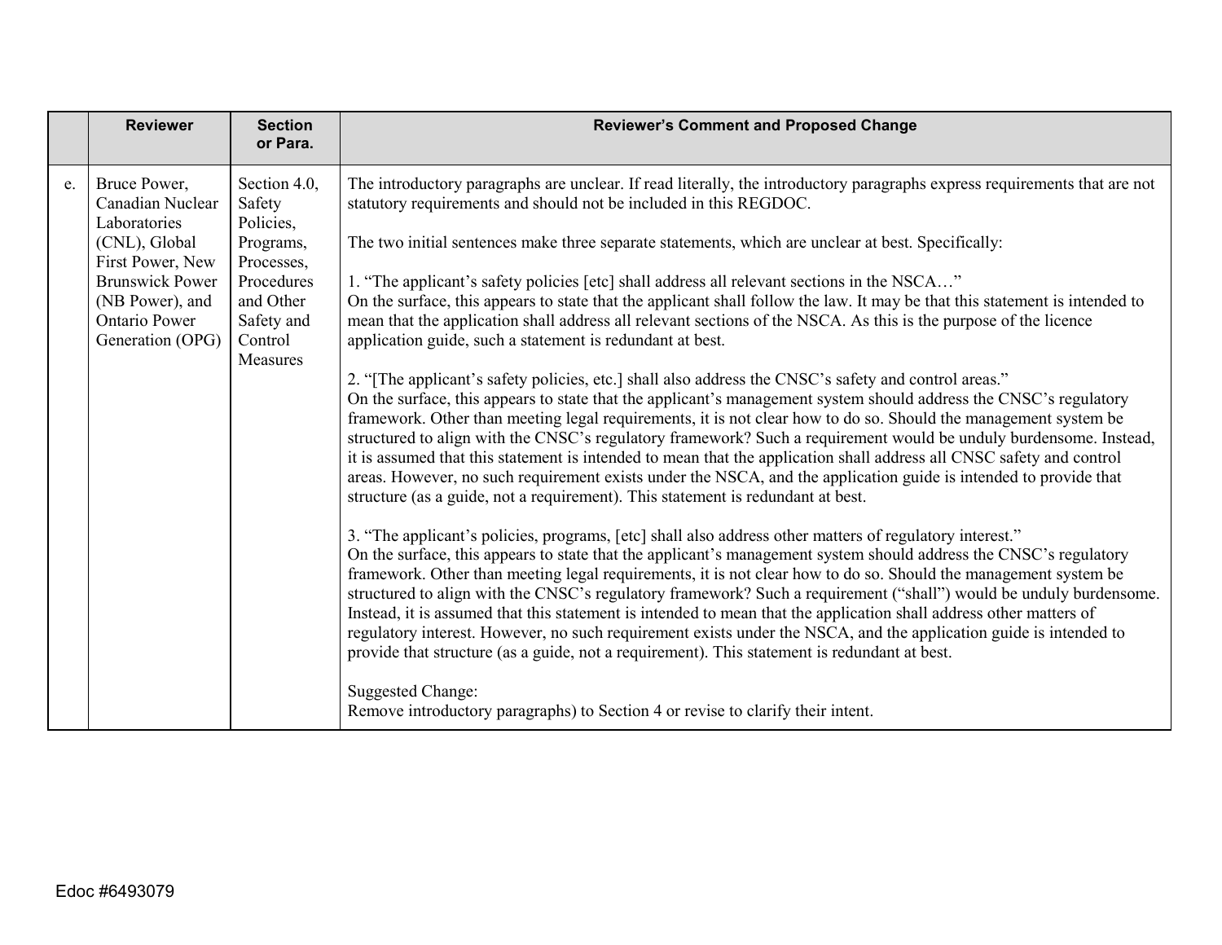| | Reviewer | Section or Para. | Reviewer's Comment and Proposed Change |
|---|---|---|---|
| e. | Bruce Power, Canadian Nuclear Laboratories (CNL), Global First Power, New Brunswick Power (NB Power), and Ontario Power Generation (OPG) | Section 4.0, Safety Policies, Programs, Processes, Procedures and Other Safety and Control Measures | The introductory paragraphs are unclear. If read literally, the introductory paragraphs express requirements that are not statutory requirements and should not be included in this REGDOC.<br><br>The two initial sentences make three separate statements, which are unclear at best. Specifically:<br><br>1. "The applicant's safety policies [etc] shall address all relevant sections in the NSCA…"<br>On the surface, this appears to state that the applicant shall follow the law. It may be that this statement is intended to mean that the application shall address all relevant sections of the NSCA. As this is the purpose of the licence application guide, such a statement is redundant at best.<br><br>2. "[The applicant's safety policies, etc.] shall also address the CNSC's safety and control areas."<br>On the surface, this appears to state that the applicant's management system should address the CNSC's regulatory framework. Other than meeting legal requirements, it is not clear how to do so. Should the management system be structured to align with the CNSC's regulatory framework? Such a requirement would be unduly burdensome. Instead, it is assumed that this statement is intended to mean that the application shall address all CNSC safety and control areas. However, no such requirement exists under the NSCA, and the application guide is intended to provide that structure (as a guide, not a requirement). This statement is redundant at best.<br><br>3. "The applicant's policies, programs, [etc] shall also address other matters of regulatory interest."<br>On the surface, this appears to state that the applicant's management system should address the CNSC's regulatory framework. Other than meeting legal requirements, it is not clear how to do so. Should the management system be structured to align with the CNSC's regulatory framework? Such a requirement ("shall") would be unduly burdensome. Instead, it is assumed that this statement is intended to mean that the application shall address other matters of regulatory interest. However, no such requirement exists under the NSCA, and the application guide is intended to provide that structure (as a guide, not a requirement). This statement is redundant at best.<br><br>Suggested Change:<br>Remove introductory paragraphs) to Section 4 or revise to clarify their intent. |

Edoc #6493079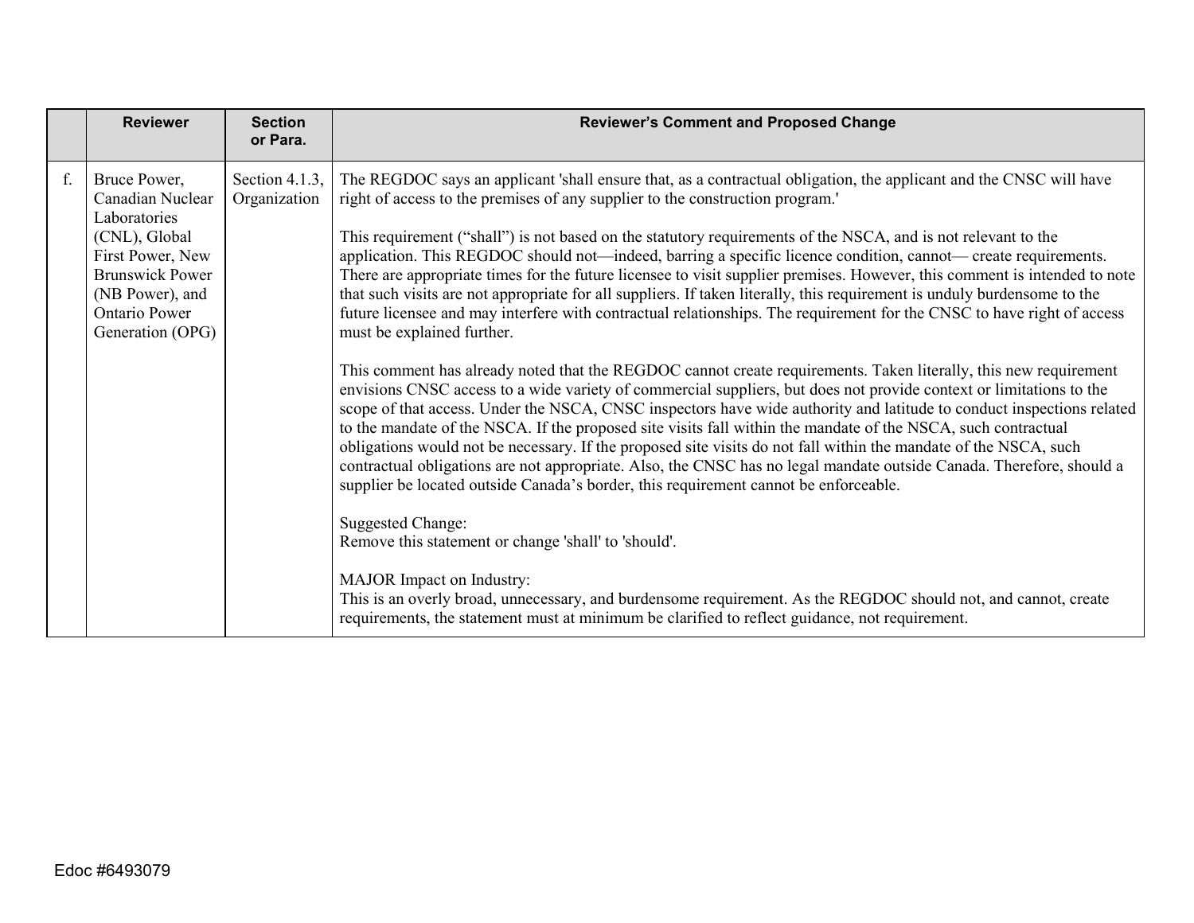| | Reviewer | Section or Para. | Reviewer's Comment and Proposed Change |
|---|---|---|---|
| f. | Bruce Power, Canadian Nuclear Laboratories (CNL), Global First Power, New Brunswick Power (NB Power), and Ontario Power Generation (OPG) | Section 4.1.3, Organization | The REGDOC says an applicant 'shall ensure that, as a contractual obligation, the applicant and the CNSC will have right of access to the premises of any supplier to the construction program.'<br><br>This requirement ("shall") is not based on the statutory requirements of the NSCA, and is not relevant to the application. This REGDOC should not—indeed, barring a specific licence condition, cannot— create requirements. There are appropriate times for the future licensee to visit supplier premises. However, this comment is intended to note that such visits are not appropriate for all suppliers. If taken literally, this requirement is unduly burdensome to the future licensee and may interfere with contractual relationships. The requirement for the CNSC to have right of access must be explained further.<br><br>This comment has already noted that the REGDOC cannot create requirements. Taken literally, this new requirement envisions CNSC access to a wide variety of commercial suppliers, but does not provide context or limitations to the scope of that access. Under the NSCA, CNSC inspectors have wide authority and latitude to conduct inspections related to the mandate of the NSCA. If the proposed site visits fall within the mandate of the NSCA, such contractual obligations would not be necessary. If the proposed site visits do not fall within the mandate of the NSCA, such contractual obligations are not appropriate. Also, the CNSC has no legal mandate outside Canada. Therefore, should a supplier be located outside Canada's border, this requirement cannot be enforceable.<br><br>Suggested Change:<br>Remove this statement or change 'shall' to 'should'.<br><br>MAJOR Impact on Industry:<br>This is an overly broad, unnecessary, and burdensome requirement. As the REGDOC should not, and cannot, create requirements, the statement must at minimum be clarified to reflect guidance, not requirement. |

Edoc #6493079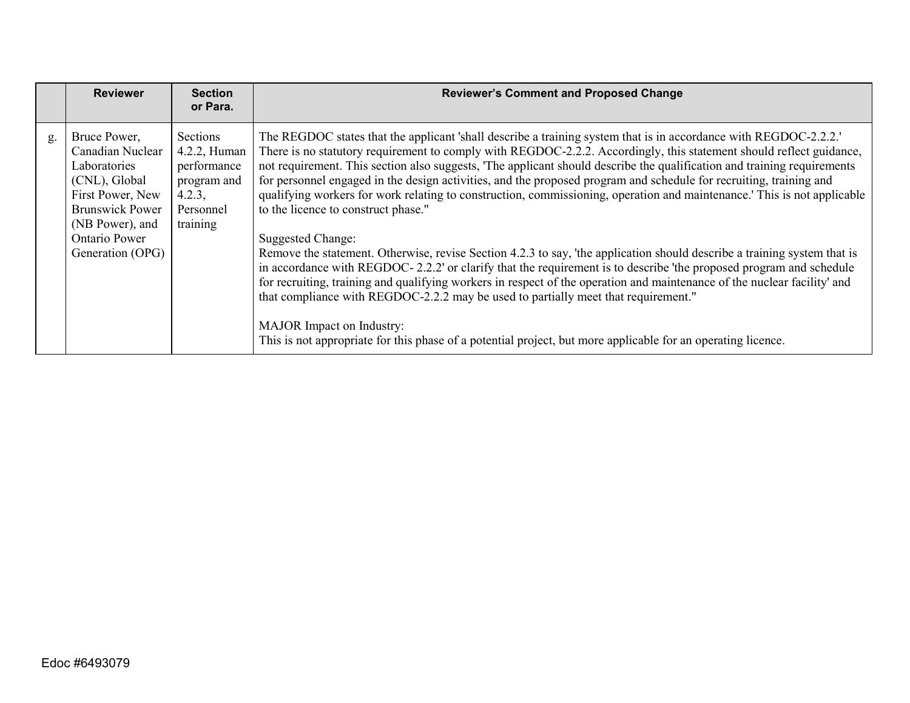| | Reviewer | Section or Para. | Reviewer's Comment and Proposed Change |
|---|---|---|---|
| g. | Bruce Power, Canadian Nuclear Laboratories (CNL), Global First Power, New Brunswick Power (NB Power), and Ontario Power Generation (OPG) | Sections 4.2.2, Human performance program and 4.2.3, Personnel training | The REGDOC states that the applicant 'shall describe a training system that is in accordance with REGDOC-2.2.2.' There is no statutory requirement to comply with REGDOC-2.2.2. Accordingly, this statement should reflect guidance, not requirement. This section also suggests, 'The applicant should describe the qualification and training requirements for personnel engaged in the design activities, and the proposed program and schedule for recruiting, training and qualifying workers for work relating to construction, commissioning, operation and maintenance.' This is not applicable to the licence to construct phase."<br><br>Suggested Change:<br>Remove the statement. Otherwise, revise Section 4.2.3 to say, 'the application should describe a training system that is in accordance with REGDOC- 2.2.2' or clarify that the requirement is to describe 'the proposed program and schedule for recruiting, training and qualifying workers in respect of the operation and maintenance of the nuclear facility' and that compliance with REGDOC-2.2.2 may be used to partially meet that requirement."<br><br>MAJOR Impact on Industry:<br>This is not appropriate for this phase of a potential project, but more applicable for an operating licence. |

Edoc #6493079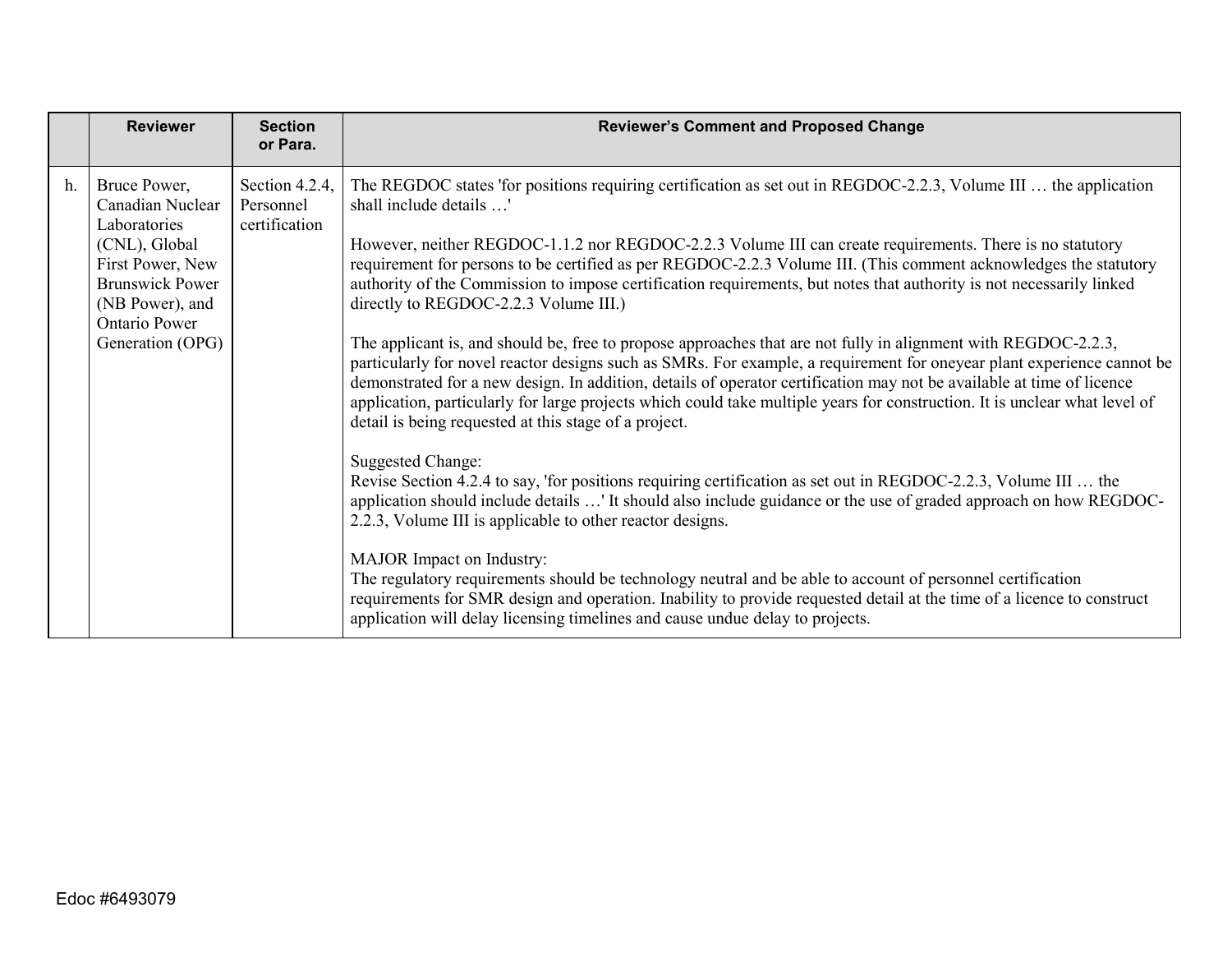| | Reviewer | Section or Para. | Reviewer's Comment and Proposed Change |
|---|---|---|---|
| h. | Bruce Power, Canadian Nuclear Laboratories (CNL), Global First Power, New Brunswick Power (NB Power), and Ontario Power Generation (OPG) | Section 4.2.4, Personnel certification | The REGDOC states 'for positions requiring certification as set out in REGDOC-2.2.3, Volume III … the application shall include details …'<br><br>However, neither REGDOC-1.1.2 nor REGDOC-2.2.3 Volume III can create requirements. There is no statutory requirement for persons to be certified as per REGDOC-2.2.3 Volume III. (This comment acknowledges the statutory authority of the Commission to impose certification requirements, but notes that authority is not necessarily linked directly to REGDOC-2.2.3 Volume III.)<br><br>The applicant is, and should be, free to propose approaches that are not fully in alignment with REGDOC-2.2.3, particularly for novel reactor designs such as SMRs. For example, a requirement for oneyear plant experience cannot be demonstrated for a new design. In addition, details of operator certification may not be available at time of licence application, particularly for large projects which could take multiple years for construction. It is unclear what level of detail is being requested at this stage of a project.<br><br>Suggested Change:<br>Revise Section 4.2.4 to say, 'for positions requiring certification as set out in REGDOC-2.2.3, Volume III … the application should include details …' It should also include guidance or the use of graded approach on how REGDOC-2.2.3, Volume III is applicable to other reactor designs.<br><br>MAJOR Impact on Industry:<br>The regulatory requirements should be technology neutral and be able to account of personnel certification requirements for SMR design and operation. Inability to provide requested detail at the time of a licence to construct application will delay licensing timelines and cause undue delay to projects. |

Edoc #6493079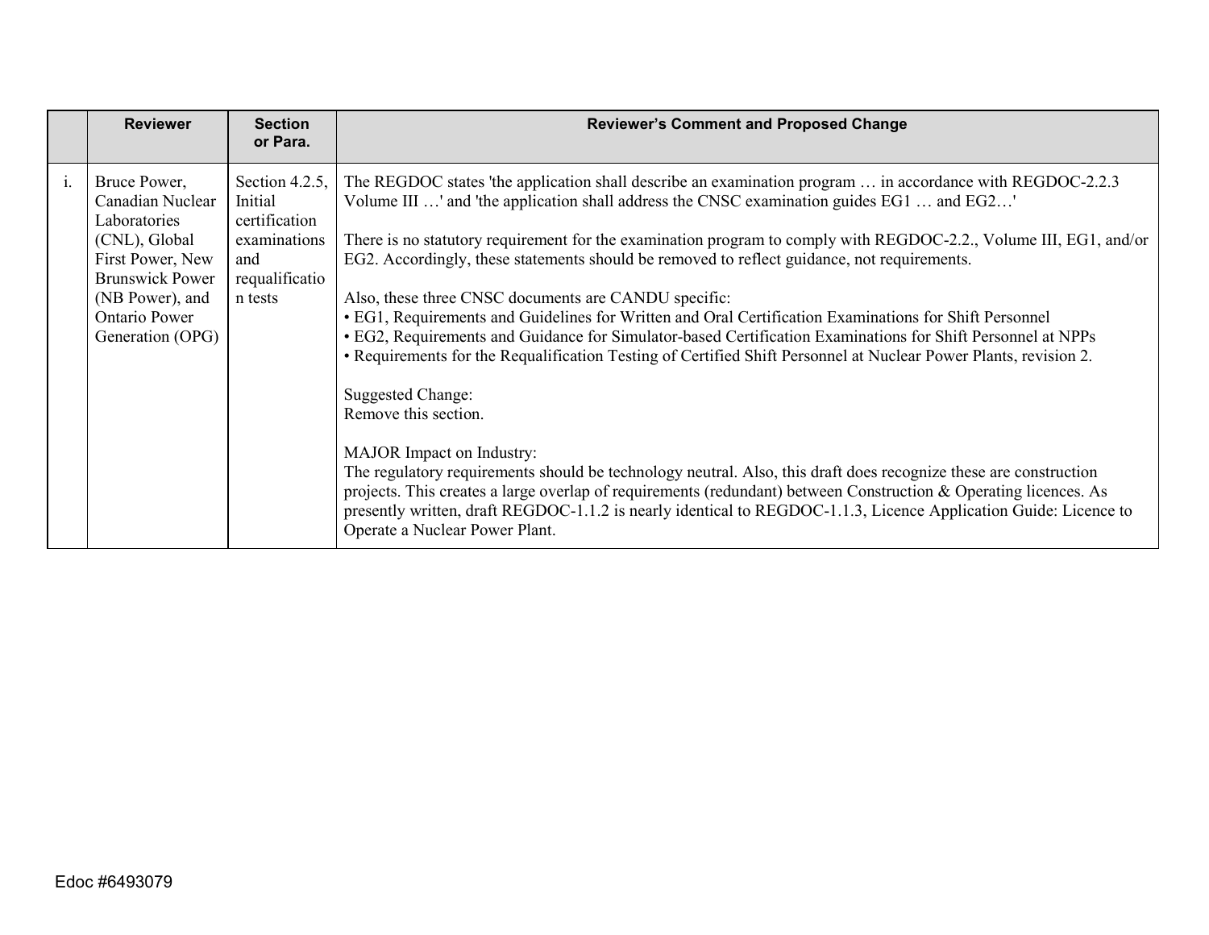| | Reviewer | Section or Para. | Reviewer's Comment and Proposed Change |
|---|---|---|---|
| i. | Bruce Power, Canadian Nuclear Laboratories (CNL), Global First Power, New Brunswick Power (NB Power), and Ontario Power Generation (OPG) | Section 4.2.5, Initial certification examinations and requalification tests | The REGDOC states 'the application shall describe an examination program … in accordance with REGDOC-2.2.3 Volume III …' and 'the application shall address the CNSC examination guides EG1 … and EG2…'<br><br>There is no statutory requirement for the examination program to comply with REGDOC-2.2., Volume III, EG1, and/or EG2. Accordingly, these statements should be removed to reflect guidance, not requirements.<br><br>Also, these three CNSC documents are CANDU specific:<br>• EG1, Requirements and Guidelines for Written and Oral Certification Examinations for Shift Personnel<br>• EG2, Requirements and Guidance for Simulator-based Certification Examinations for Shift Personnel at NPPs<br>• Requirements for the Requalification Testing of Certified Shift Personnel at Nuclear Power Plants, revision 2.<br><br>Suggested Change:<br>Remove this section.<br><br>MAJOR Impact on Industry:<br>The regulatory requirements should be technology neutral. Also, this draft does recognize these are construction projects. This creates a large overlap of requirements (redundant) between Construction & Operating licences. As presently written, draft REGDOC-1.1.2 is nearly identical to REGDOC-1.1.3, Licence Application Guide: Licence to Operate a Nuclear Power Plant. |

Edoc #6493079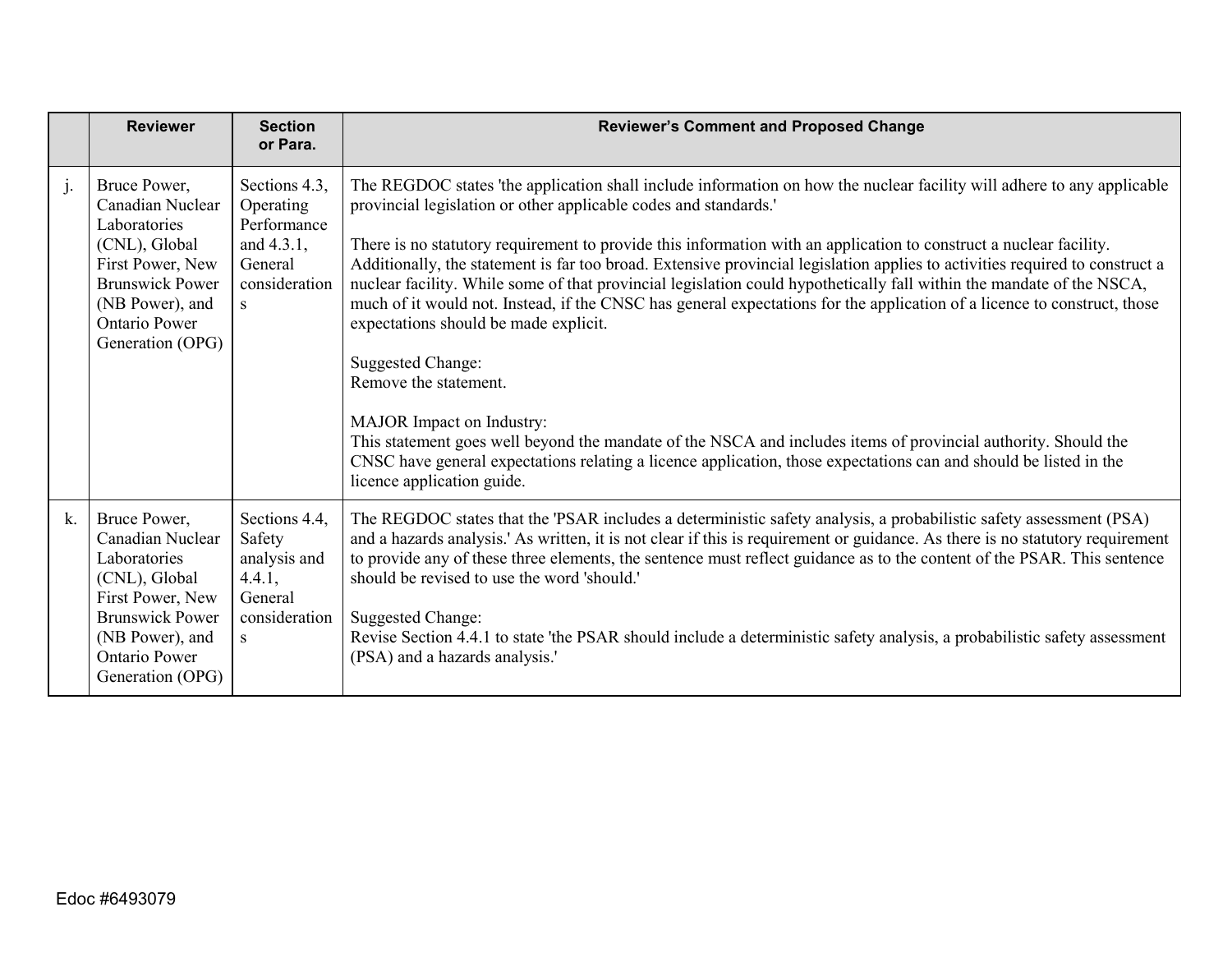| | Reviewer | Section or Para. | Reviewer's Comment and Proposed Change |
|---|---|---|---|
| j. | Bruce Power, Canadian Nuclear Laboratories (CNL), Global First Power, New Brunswick Power (NB Power), and Ontario Power Generation (OPG) | Sections 4.3, Operating Performance and 4.3.1, General considerations | The REGDOC states 'the application shall include information on how the nuclear facility will adhere to any applicable provincial legislation or other applicable codes and standards.'<br><br>There is no statutory requirement to provide this information with an application to construct a nuclear facility. Additionally, the statement is far too broad. Extensive provincial legislation applies to activities required to construct a nuclear facility. While some of that provincial legislation could hypothetically fall within the mandate of the NSCA, much of it would not. Instead, if the CNSC has general expectations for the application of a licence to construct, those expectations should be made explicit.<br><br>Suggested Change:<br>Remove the statement.<br><br>MAJOR Impact on Industry:<br>This statement goes well beyond the mandate of the NSCA and includes items of provincial authority. Should the CNSC have general expectations relating a licence application, those expectations can and should be listed in the licence application guide. |
| k. | Bruce Power, Canadian Nuclear Laboratories (CNL), Global First Power, New Brunswick Power (NB Power), and Ontario Power Generation (OPG) | Sections 4.4, Safety analysis and 4.4.1, General considerations | The REGDOC states that the 'PSAR includes a deterministic safety analysis, a probabilistic safety assessment (PSA) and a hazards analysis.' As written, it is not clear if this is requirement or guidance. As there is no statutory requirement to provide any of these three elements, the sentence must reflect guidance as to the content of the PSAR. This sentence should be revised to use the word 'should.'<br><br>Suggested Change:<br>Revise Section 4.4.1 to state 'the PSAR should include a deterministic safety analysis, a probabilistic safety assessment (PSA) and a hazards analysis.' |

Edoc #6493079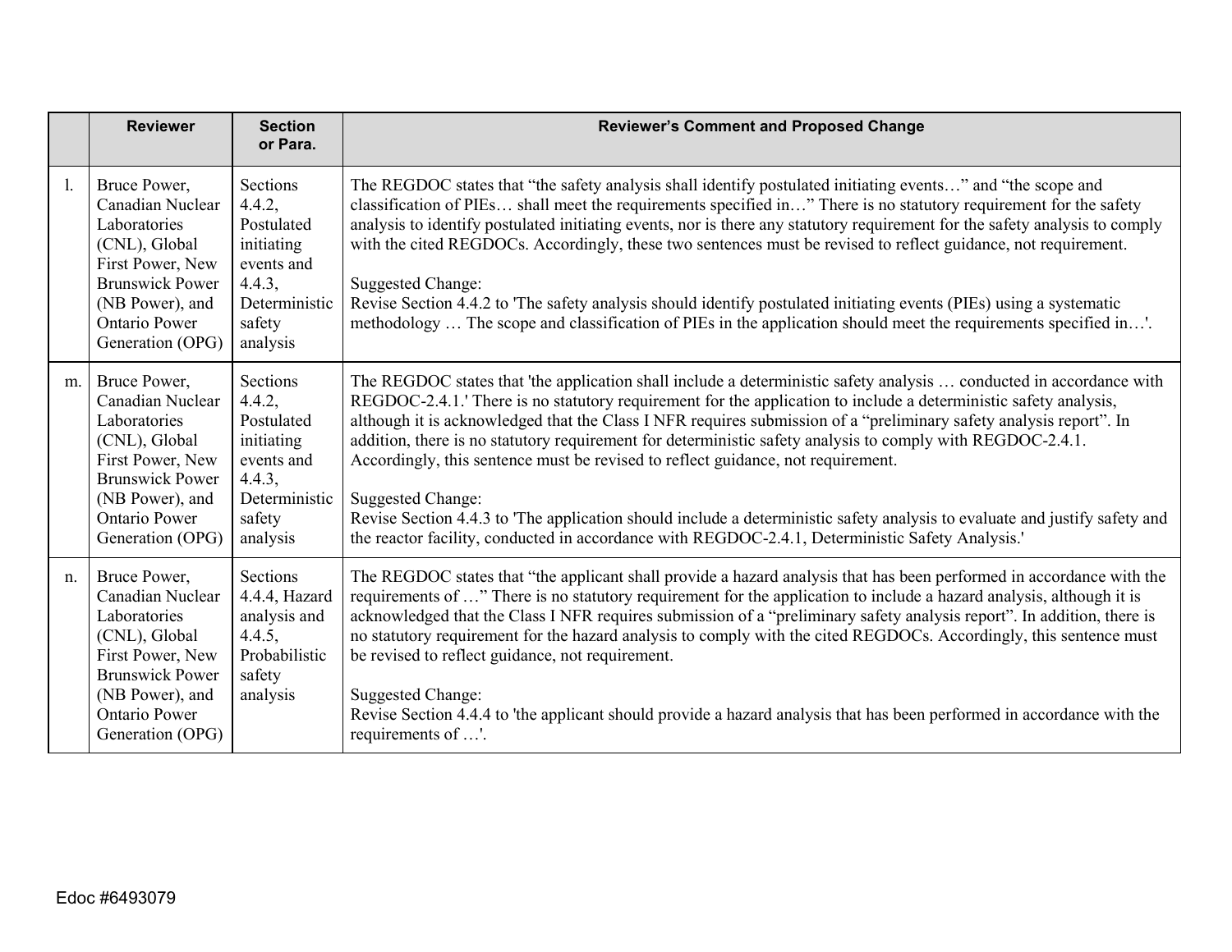| | Reviewer | Section or Para. | Reviewer's Comment and Proposed Change |
|---|---|---|---|
| l. | Bruce Power, Canadian Nuclear Laboratories (CNL), Global First Power, New Brunswick Power (NB Power), and Ontario Power Generation (OPG) | Sections 4.4.2, Postulated initiating events and 4.4.3, Deterministic safety analysis | The REGDOC states that "the safety analysis shall identify postulated initiating events…" and "the scope and classification of PIEs… shall meet the requirements specified in…" There is no statutory requirement for the safety analysis to identify postulated initiating events, nor is there any statutory requirement for the safety analysis to comply with the cited REGDOCs. Accordingly, these two sentences must be revised to reflect guidance, not requirement.<br><br>Suggested Change:<br>Revise Section 4.4.2 to 'The safety analysis should identify postulated initiating events (PIEs) using a systematic methodology … The scope and classification of PIEs in the application should meet the requirements specified in…'. |
| m. | Bruce Power, Canadian Nuclear Laboratories (CNL), Global First Power, New Brunswick Power (NB Power), and Ontario Power Generation (OPG) | Sections 4.4.2, Postulated initiating events and 4.4.3, Deterministic safety analysis | The REGDOC states that 'the application shall include a deterministic safety analysis … conducted in accordance with REGDOC-2.4.1.' There is no statutory requirement for the application to include a deterministic safety analysis, although it is acknowledged that the Class I NFR requires submission of a "preliminary safety analysis report". In addition, there is no statutory requirement for deterministic safety analysis to comply with REGDOC-2.4.1. Accordingly, this sentence must be revised to reflect guidance, not requirement.<br><br>Suggested Change:<br>Revise Section 4.4.3 to 'The application should include a deterministic safety analysis to evaluate and justify safety and the reactor facility, conducted in accordance with REGDOC-2.4.1, Deterministic Safety Analysis.' |
| n. | Bruce Power, Canadian Nuclear Laboratories (CNL), Global First Power, New Brunswick Power (NB Power), and Ontario Power Generation (OPG) | Sections 4.4.4, Hazard analysis and 4.4.5, Probabilistic safety analysis | The REGDOC states that "the applicant shall provide a hazard analysis that has been performed in accordance with the requirements of …" There is no statutory requirement for the application to include a hazard analysis, although it is acknowledged that the Class I NFR requires submission of a "preliminary safety analysis report". In addition, there is no statutory requirement for the hazard analysis to comply with the cited REGDOCs. Accordingly, this sentence must be revised to reflect guidance, not requirement.<br><br>Suggested Change:<br>Revise Section 4.4.4 to 'the applicant should provide a hazard analysis that has been performed in accordance with the requirements of …'. |

Edoc #6493079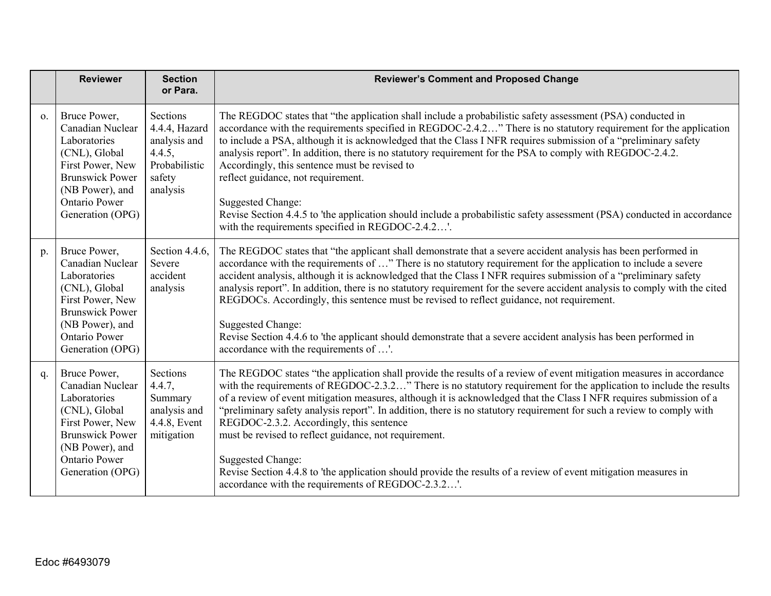| | Reviewer | Section or Para. | Reviewer's Comment and Proposed Change |
|---|---|---|---|
| o. | Bruce Power, Canadian Nuclear Laboratories (CNL), Global First Power, New Brunswick Power (NB Power), and Ontario Power Generation (OPG) | Sections 4.4.4, Hazard analysis and 4.4.5, Probabilistic safety analysis | The REGDOC states that "the application shall include a probabilistic safety assessment (PSA) conducted in accordance with the requirements specified in REGDOC-2.4.2…" There is no statutory requirement for the application to include a PSA, although it is acknowledged that the Class I NFR requires submission of a "preliminary safety analysis report". In addition, there is no statutory requirement for the PSA to comply with REGDOC-2.4.2. Accordingly, this sentence must be revised to reflect guidance, not requirement.<br><br>Suggested Change:<br>Revise Section 4.4.5 to 'the application should include a probabilistic safety assessment (PSA) conducted in accordance with the requirements specified in REGDOC-2.4.2…'. |
| p. | Bruce Power, Canadian Nuclear Laboratories (CNL), Global First Power, New Brunswick Power (NB Power), and Ontario Power Generation (OPG) | Section 4.4.6, Severe accident analysis | The REGDOC states that "the applicant shall demonstrate that a severe accident analysis has been performed in accordance with the requirements of …" There is no statutory requirement for the application to include a severe accident analysis, although it is acknowledged that the Class I NFR requires submission of a "preliminary safety analysis report". In addition, there is no statutory requirement for the severe accident analysis to comply with the cited REGDOCs. Accordingly, this sentence must be revised to reflect guidance, not requirement.<br><br>Suggested Change:<br>Revise Section 4.4.6 to 'the applicant should demonstrate that a severe accident analysis has been performed in accordance with the requirements of …'. |
| q. | Bruce Power, Canadian Nuclear Laboratories (CNL), Global First Power, New Brunswick Power (NB Power), and Ontario Power Generation (OPG) | Sections 4.4.7, Summary analysis and 4.4.8, Event mitigation | The REGDOC states "the application shall provide the results of a review of event mitigation measures in accordance with the requirements of REGDOC-2.3.2…" There is no statutory requirement for the application to include the results of a review of event mitigation measures, although it is acknowledged that the Class I NFR requires submission of a "preliminary safety analysis report". In addition, there is no statutory requirement for such a review to comply with REGDOC-2.3.2. Accordingly, this sentence must be revised to reflect guidance, not requirement.<br><br>Suggested Change:<br>Revise Section 4.4.8 to 'the application should provide the results of a review of event mitigation measures in accordance with the requirements of REGDOC-2.3.2…'. |

Edoc #6493079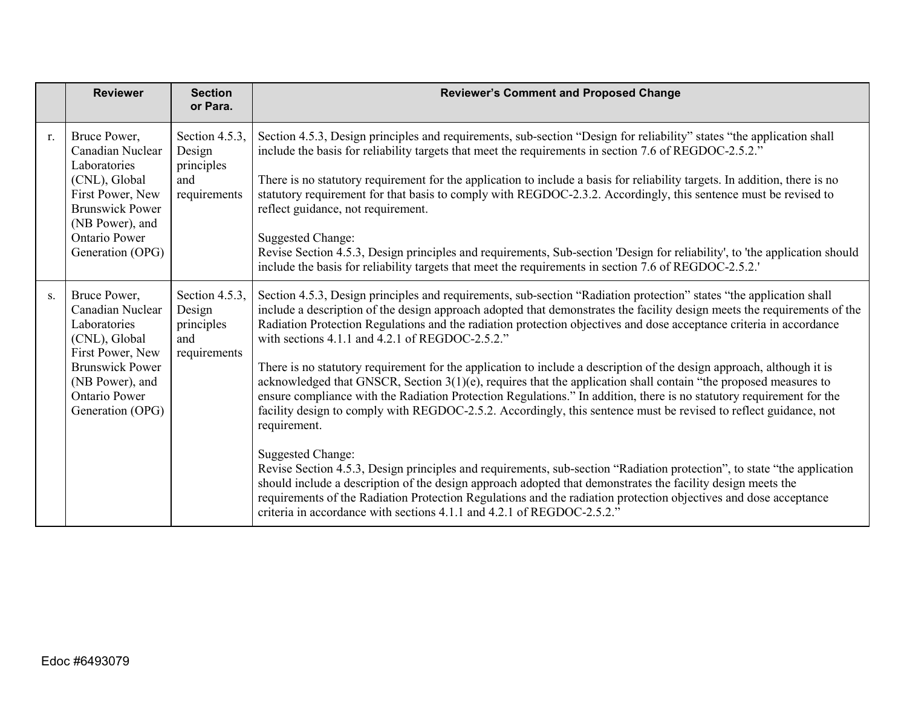| | Reviewer | Section or Para. | Reviewer's Comment and Proposed Change |
|---|---|---|---|
| r. | Bruce Power, Canadian Nuclear Laboratories (CNL), Global First Power, New Brunswick Power (NB Power), and Ontario Power Generation (OPG) | Section 4.5.3, Design principles and requirements | Section 4.5.3, Design principles and requirements, sub-section "Design for reliability" states "the application shall include the basis for reliability targets that meet the requirements in section 7.6 of REGDOC-2.5.2."<br><br>There is no statutory requirement for the application to include a basis for reliability targets. In addition, there is no statutory requirement for that basis to comply with REGDOC-2.3.2. Accordingly, this sentence must be revised to reflect guidance, not requirement.<br><br>Suggested Change:<br>Revise Section 4.5.3, Design principles and requirements, Sub-section 'Design for reliability', to 'the application should include the basis for reliability targets that meet the requirements in section 7.6 of REGDOC-2.5.2.' |
| s. | Bruce Power, Canadian Nuclear Laboratories (CNL), Global First Power, New Brunswick Power (NB Power), and Ontario Power Generation (OPG) | Section 4.5.3, Design principles and requirements | Section 4.5.3, Design principles and requirements, sub-section "Radiation protection" states "the application shall include a description of the design approach adopted that demonstrates the facility design meets the requirements of the Radiation Protection Regulations and the radiation protection objectives and dose acceptance criteria in accordance with sections 4.1.1 and 4.2.1 of REGDOC-2.5.2."<br><br>There is no statutory requirement for the application to include a description of the design approach, although it is acknowledged that GNSCR, Section 3(1)(e), requires that the application shall contain "the proposed measures to ensure compliance with the Radiation Protection Regulations." In addition, there is no statutory requirement for the facility design to comply with REGDOC-2.5.2. Accordingly, this sentence must be revised to reflect guidance, not requirement.<br><br>Suggested Change:<br>Revise Section 4.5.3, Design principles and requirements, sub-section "Radiation protection", to state "the application should include a description of the design approach adopted that demonstrates the facility design meets the requirements of the Radiation Protection Regulations and the radiation protection objectives and dose acceptance criteria in accordance with sections 4.1.1 and 4.2.1 of REGDOC-2.5.2." |

Edoc #6493079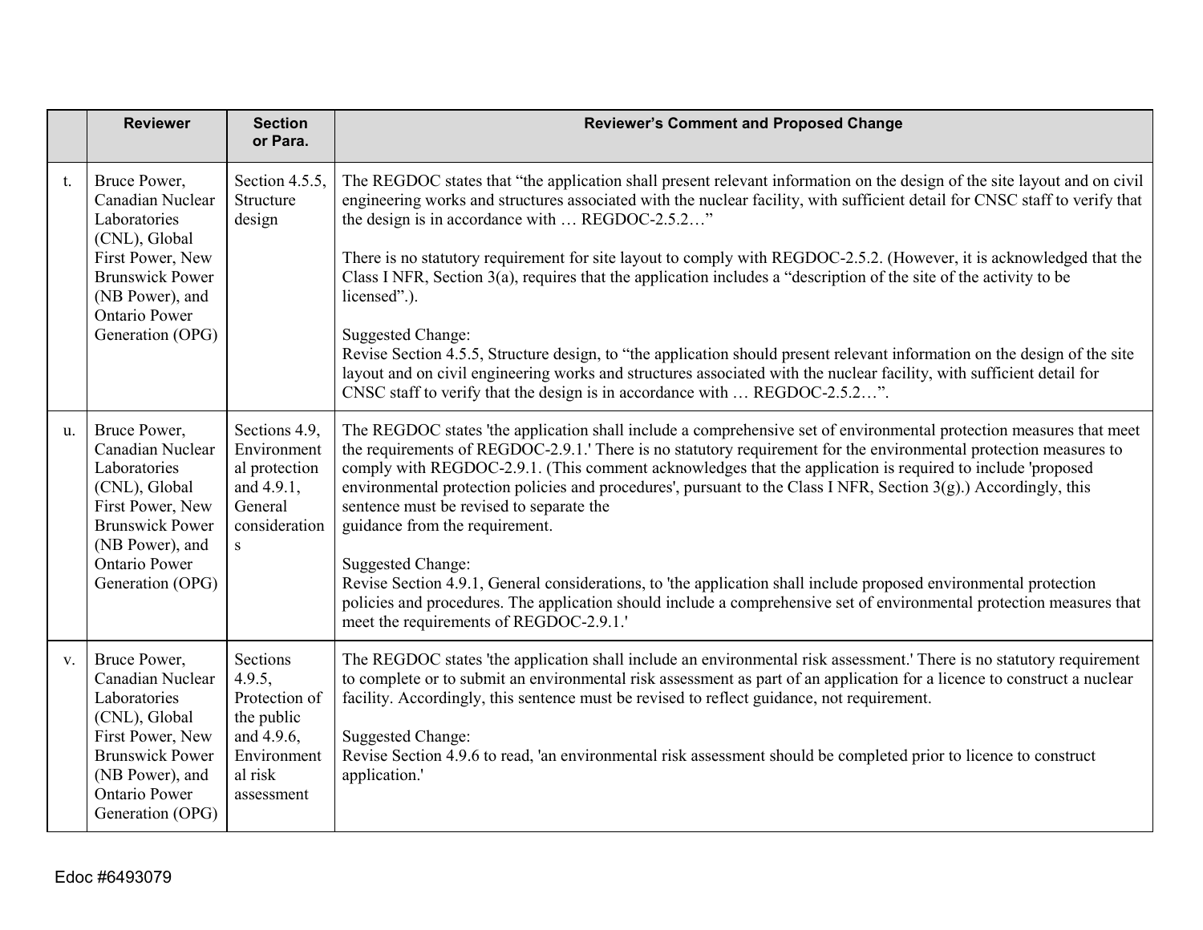| | Reviewer | Section or Para. | Reviewer's Comment and Proposed Change |
|---|---|---|---|
| t. | Bruce Power, Canadian Nuclear Laboratories (CNL), Global First Power, New Brunswick Power (NB Power), and Ontario Power Generation (OPG) | Section 4.5.5, Structure design | The REGDOC states that "the application shall present relevant information on the design of the site layout and on civil engineering works and structures associated with the nuclear facility, with sufficient detail for CNSC staff to verify that the design is in accordance with … REGDOC-2.5.2…"<br><br>There is no statutory requirement for site layout to comply with REGDOC-2.5.2. (However, it is acknowledged that the Class I NFR, Section 3(a), requires that the application includes a "description of the site of the activity to be licensed".).<br><br>Suggested Change:<br>Revise Section 4.5.5, Structure design, to "the application should present relevant information on the design of the site layout and on civil engineering works and structures associated with the nuclear facility, with sufficient detail for CNSC staff to verify that the design is in accordance with … REGDOC-2.5.2…". |
| u. | Bruce Power, Canadian Nuclear Laboratories (CNL), Global First Power, New Brunswick Power (NB Power), and Ontario Power Generation (OPG) | Sections 4.9, Environmental protection and 4.9.1, General considerations | The REGDOC states 'the application shall include a comprehensive set of environmental protection measures that meet the requirements of REGDOC-2.9.1.' There is no statutory requirement for the environmental protection measures to comply with REGDOC-2.9.1. (This comment acknowledges that the application is required to include 'proposed environmental protection policies and procedures', pursuant to the Class I NFR, Section 3(g).) Accordingly, this sentence must be revised to separate the guidance from the requirement.<br><br>Suggested Change:<br>Revise Section 4.9.1, General considerations, to 'the application shall include proposed environmental protection policies and procedures. The application should include a comprehensive set of environmental protection measures that meet the requirements of REGDOC-2.9.1.' |
| v. | Bruce Power, Canadian Nuclear Laboratories (CNL), Global First Power, New Brunswick Power (NB Power), and Ontario Power Generation (OPG) | Sections 4.9.5, Protection of the public and 4.9.6, Environmental risk assessment | The REGDOC states 'the application shall include an environmental risk assessment.' There is no statutory requirement to complete or to submit an environmental risk assessment as part of an application for a licence to construct a nuclear facility. Accordingly, this sentence must be revised to reflect guidance, not requirement.<br><br>Suggested Change:<br>Revise Section 4.9.6 to read, 'an environmental risk assessment should be completed prior to licence to construct application.' |

Edoc #6493079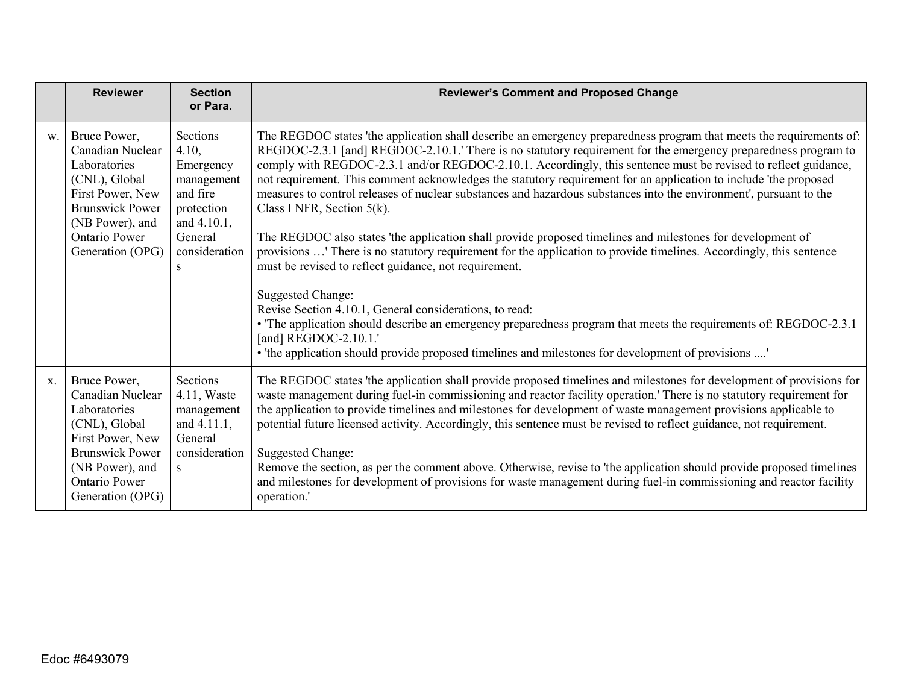| | Reviewer | Section or Para. | Reviewer's Comment and Proposed Change |
|---|---|---|---|
| w. | Bruce Power, Canadian Nuclear Laboratories (CNL), Global First Power, New Brunswick Power (NB Power), and Ontario Power Generation (OPG) | Sections 4.10, Emergency management and fire protection and 4.10.1, General considerations | The REGDOC states 'the application shall describe an emergency preparedness program that meets the requirements of: REGDOC-2.3.1 [and] REGDOC-2.10.1.' There is no statutory requirement for the emergency preparedness program to comply with REGDOC-2.3.1 and/or REGDOC-2.10.1. Accordingly, this sentence must be revised to reflect guidance, not requirement. This comment acknowledges the statutory requirement for an application to include 'the proposed measures to control releases of nuclear substances and hazardous substances into the environment', pursuant to the Class I NFR, Section 5(k).<br><br>The REGDOC also states 'the application shall provide proposed timelines and milestones for development of provisions …' There is no statutory requirement for the application to provide timelines. Accordingly, this sentence must be revised to reflect guidance, not requirement.<br><br>Suggested Change:<br>Revise Section 4.10.1, General considerations, to read:<br>• 'The application should describe an emergency preparedness program that meets the requirements of: REGDOC-2.3.1 [and] REGDOC-2.10.1.'<br>• 'the application should provide proposed timelines and milestones for development of provisions ....' |
| x. | Bruce Power, Canadian Nuclear Laboratories (CNL), Global First Power, New Brunswick Power (NB Power), and Ontario Power Generation (OPG) | Sections 4.11, Waste management and 4.11.1, General considerations | The REGDOC states 'the application shall provide proposed timelines and milestones for development of provisions for waste management during fuel-in commissioning and reactor facility operation.' There is no statutory requirement for the application to provide timelines and milestones for development of waste management provisions applicable to potential future licensed activity. Accordingly, this sentence must be revised to reflect guidance, not requirement.<br><br>Suggested Change:<br>Remove the section, as per the comment above. Otherwise, revise to 'the application should provide proposed timelines and milestones for development of provisions for waste management during fuel-in commissioning and reactor facility operation.' |

Edoc #6493079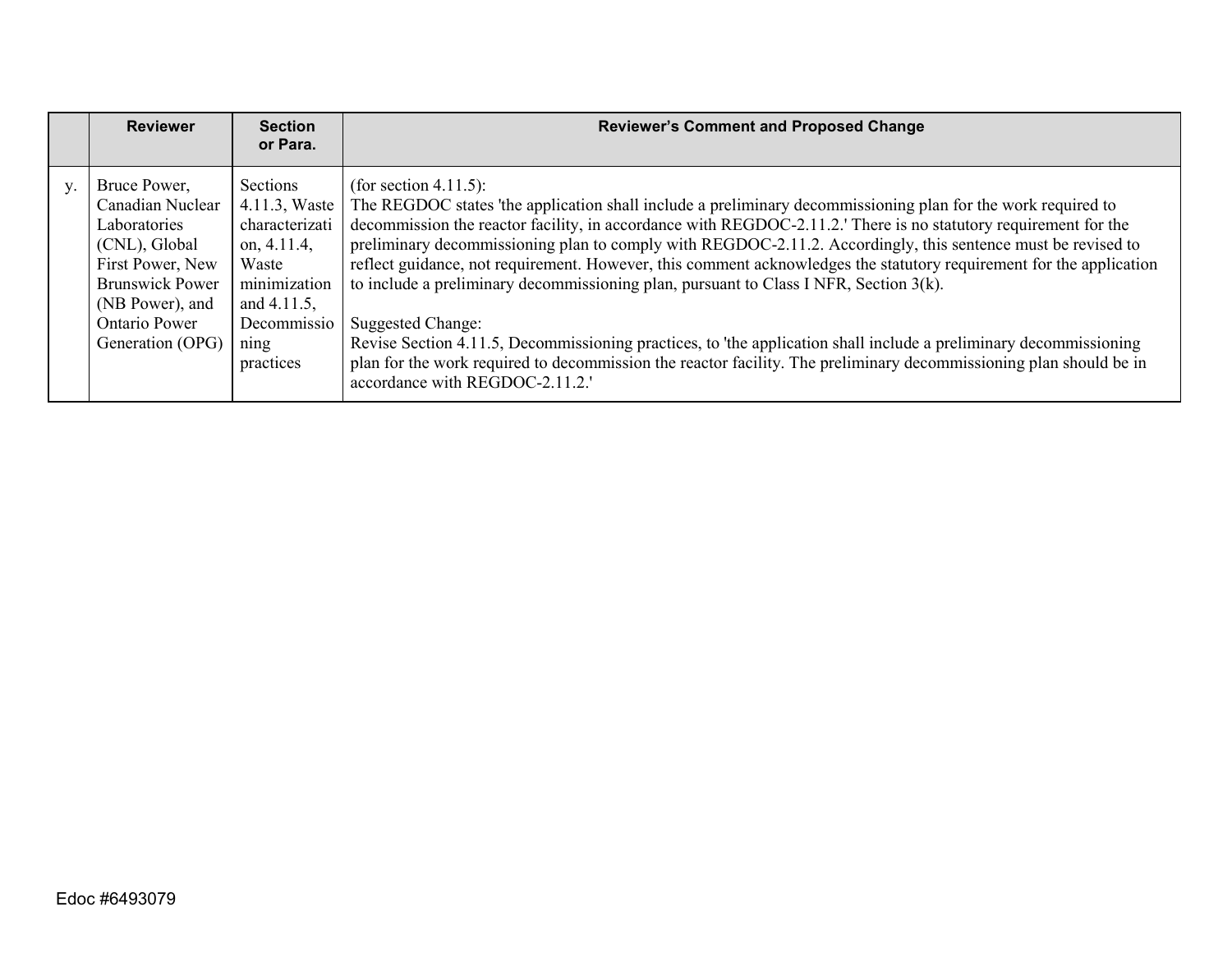| | Reviewer | Section or Para. | Reviewer's Comment and Proposed Change |
|---|---|---|---|
| y. | Bruce Power, Canadian Nuclear Laboratories (CNL), Global First Power, New Brunswick Power (NB Power), and Ontario Power Generation (OPG) | Sections 4.11.3, Waste characterization, 4.11.4, Waste minimization and 4.11.5, Decommissioning practices | (for section 4.11.5):<br>The REGDOC states 'the application shall include a preliminary decommissioning plan for the work required to decommission the reactor facility, in accordance with REGDOC-2.11.2.' There is no statutory requirement for the preliminary decommissioning plan to comply with REGDOC-2.11.2. Accordingly, this sentence must be revised to reflect guidance, not requirement. However, this comment acknowledges the statutory requirement for the application to include a preliminary decommissioning plan, pursuant to Class I NFR, Section 3(k).<br><br>Suggested Change:<br>Revise Section 4.11.5, Decommissioning practices, to 'the application shall include a preliminary decommissioning plan for the work required to decommission the reactor facility. The preliminary decommissioning plan should be in accordance with REGDOC-2.11.2.' |

Edoc #6493079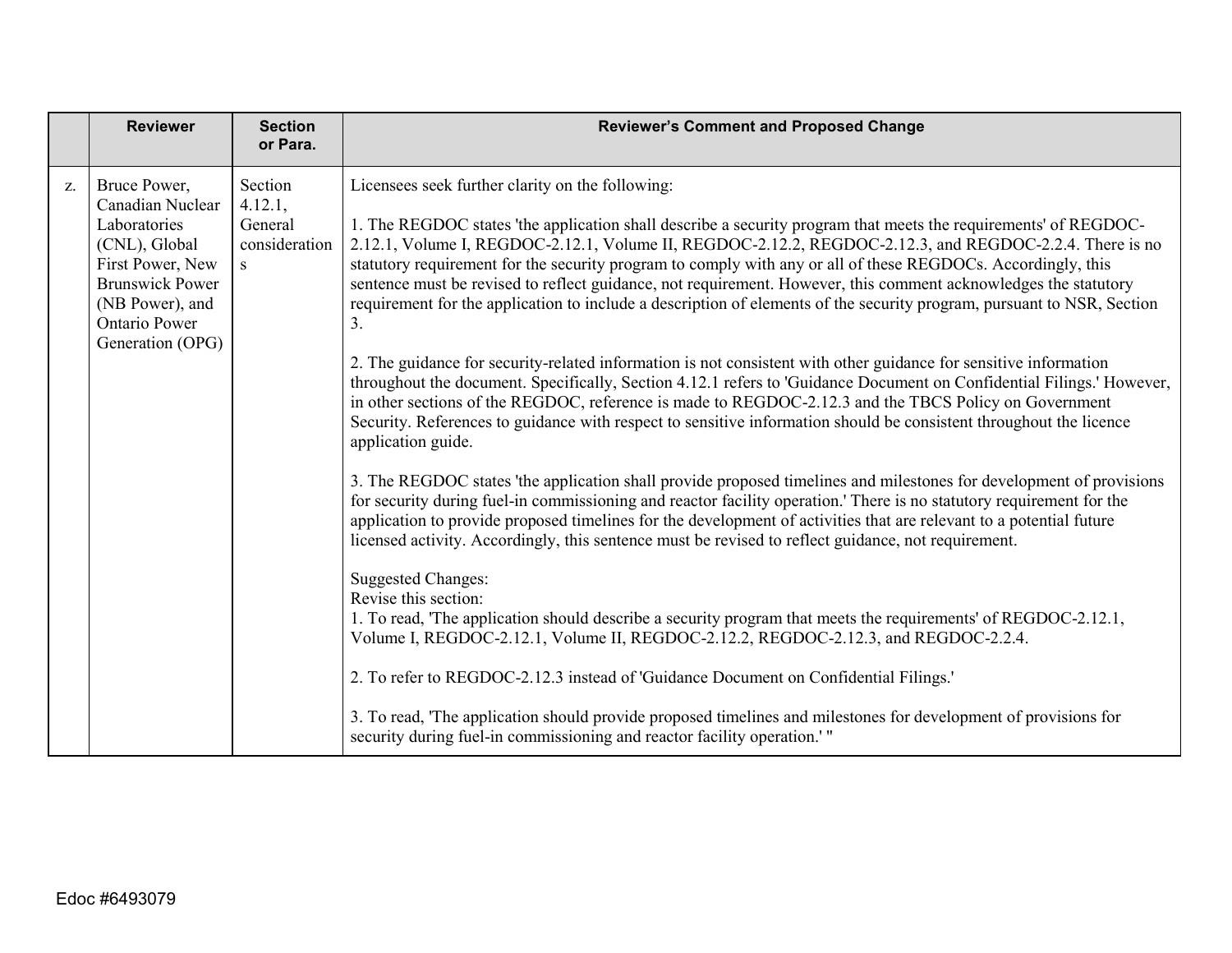| | Reviewer | Section or Para. | Reviewer's Comment and Proposed Change |
|---|---|---|---|
| z. | Bruce Power, Canadian Nuclear Laboratories (CNL), Global First Power, New Brunswick Power (NB Power), and Ontario Power Generation (OPG) | Section 4.12.1, General considerations | Licensees seek further clarity on the following:<br><br>1. The REGDOC states 'the application shall describe a security program that meets the requirements' of REGDOC-2.12.1, Volume I, REGDOC-2.12.1, Volume II, REGDOC-2.12.2, REGDOC-2.12.3, and REGDOC-2.2.4. There is no statutory requirement for the security program to comply with any or all of these REGDOCs. Accordingly, this sentence must be revised to reflect guidance, not requirement. However, this comment acknowledges the statutory requirement for the application to include a description of elements of the security program, pursuant to NSR, Section 3.<br><br>2. The guidance for security-related information is not consistent with other guidance for sensitive information throughout the document. Specifically, Section 4.12.1 refers to 'Guidance Document on Confidential Filings.' However, in other sections of the REGDOC, reference is made to REGDOC-2.12.3 and the TBCS Policy on Government Security. References to guidance with respect to sensitive information should be consistent throughout the licence application guide.<br><br>3. The REGDOC states 'the application shall provide proposed timelines and milestones for development of provisions for security during fuel-in commissioning and reactor facility operation.' There is no statutory requirement for the application to provide proposed timelines for the development of activities that are relevant to a potential future licensed activity. Accordingly, this sentence must be revised to reflect guidance, not requirement.<br><br>Suggested Changes:<br>Revise this section:<br>1. To read, 'The application should describe a security program that meets the requirements' of REGDOC-2.12.1, Volume I, REGDOC-2.12.1, Volume II, REGDOC-2.12.2, REGDOC-2.12.3, and REGDOC-2.2.4.<br><br>2. To refer to REGDOC-2.12.3 instead of 'Guidance Document on Confidential Filings.'<br><br>3. To read, 'The application should provide proposed timelines and milestones for development of provisions for security during fuel-in commissioning and reactor facility operation.' " |

Edoc #6493079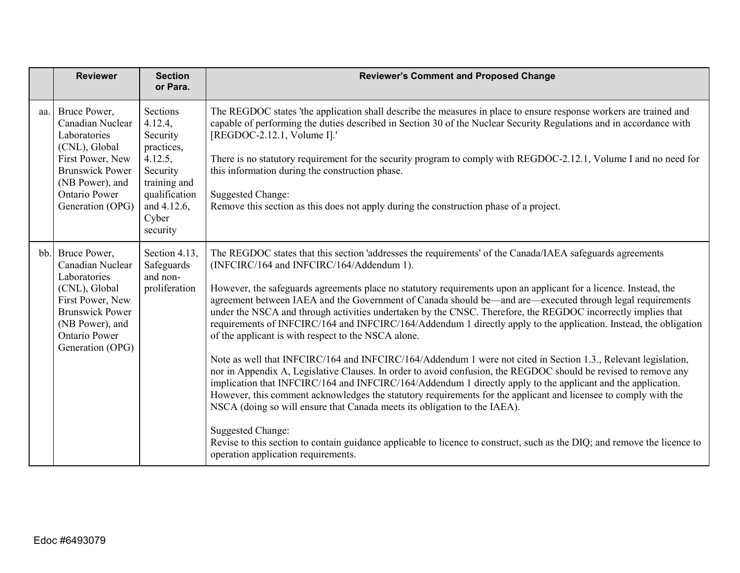| | Reviewer | Section or Para. | Reviewer's Comment and Proposed Change |
|---|---|---|---|
| aa. | Bruce Power, Canadian Nuclear Laboratories (CNL), Global First Power, New Brunswick Power (NB Power), and Ontario Power Generation (OPG) | Sections 4.12.4, Security practices, 4.12.5, Security training and qualification and 4.12.6, Cyber security | The REGDOC states 'the application shall describe the measures in place to ensure response workers are trained and capable of performing the duties described in Section 30 of the Nuclear Security Regulations and in accordance with [REGDOC-2.12.1, Volume I].'<br><br>There is no statutory requirement for the security program to comply with REGDOC-2.12.1, Volume I and no need for this information during the construction phase.<br><br>Suggested Change:<br>Remove this section as this does not apply during the construction phase of a project. |
| bb. | Bruce Power, Canadian Nuclear Laboratories (CNL), Global First Power, New Brunswick Power (NB Power), and Ontario Power Generation (OPG) | Section 4.13, Safeguards and non-proliferation | The REGDOC states that this section 'addresses the requirements' of the Canada/IAEA safeguards agreements (INFCIRC/164 and INFCIRC/164/Addendum 1).<br><br>However, the safeguards agreements place no statutory requirements upon an applicant for a licence. Instead, the agreement between IAEA and the Government of Canada should be—and are—executed through legal requirements under the NSCA and through activities undertaken by the CNSC. Therefore, the REGDOC incorrectly implies that requirements of INFCIRC/164 and INFCIRC/164/Addendum 1 directly apply to the application. Instead, the obligation of the applicant is with respect to the NSCA alone.<br><br>Note as well that INFCIRC/164 and INFCIRC/164/Addendum 1 were not cited in Section 1.3., Relevant legislation, nor in Appendix A, Legislative Clauses. In order to avoid confusion, the REGDOC should be revised to remove any implication that INFCIRC/164 and INFCIRC/164/Addendum 1 directly apply to the applicant and the application. However, this comment acknowledges the statutory requirements for the applicant and licensee to comply with the NSCA (doing so will ensure that Canada meets its obligation to the IAEA).<br><br>Suggested Change:<br>Revise to this section to contain guidance applicable to licence to construct, such as the DIQ; and remove the licence to operation application requirements. |

Edoc #6493079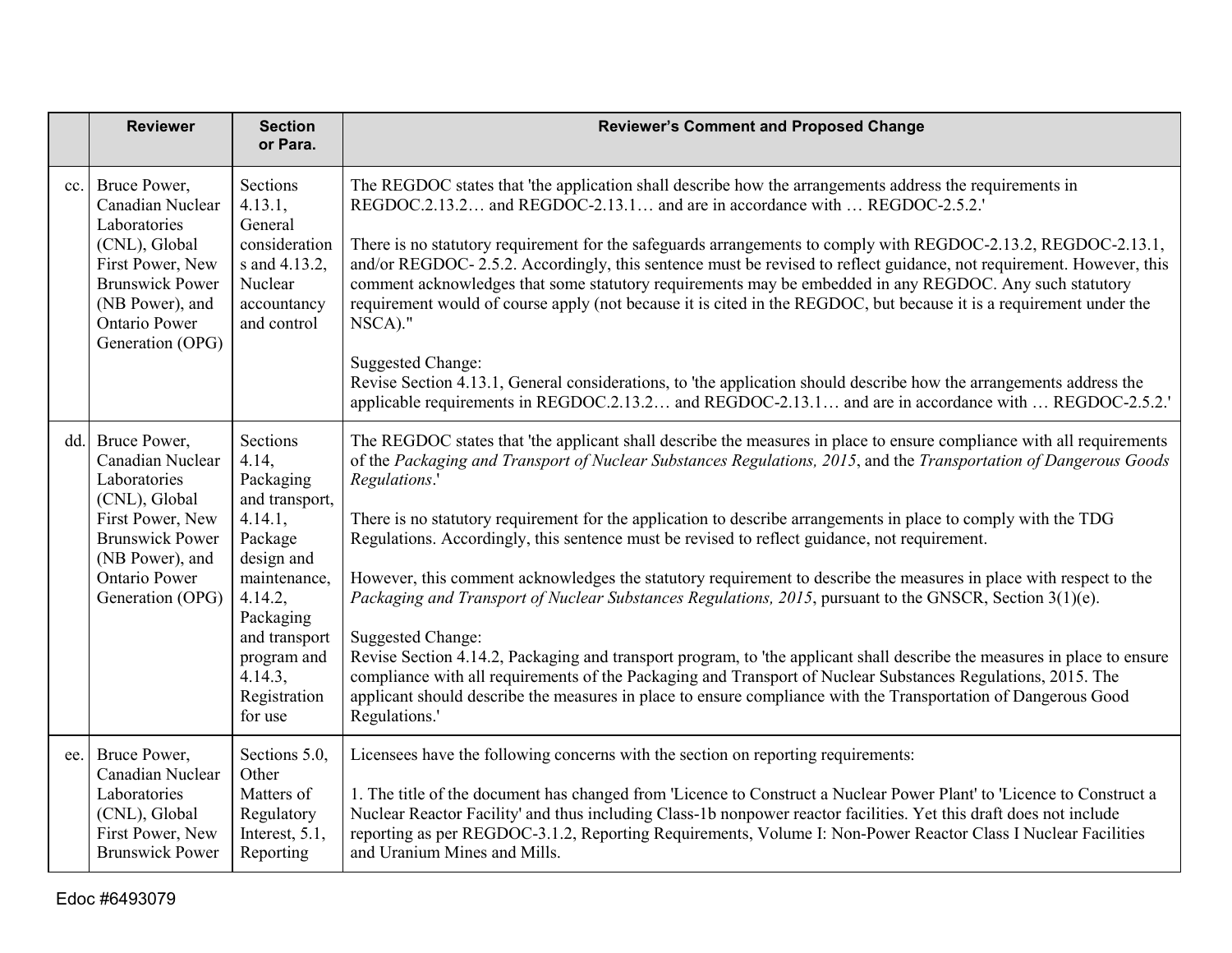| | Reviewer | Section or Para. | Reviewer's Comment and Proposed Change |
|---|---|---|---|
| cc. | Bruce Power, Canadian Nuclear Laboratories (CNL), Global First Power, New Brunswick Power (NB Power), and Ontario Power Generation (OPG) | Sections 4.13.1, General considerations and 4.13.2, Nuclear accountancy and control | The REGDOC states that 'the application shall describe how the arrangements address the requirements in REGDOC.2.13.2… and REGDOC-2.13.1… and are in accordance with … REGDOC-2.5.2.'<br><br>There is no statutory requirement for the safeguards arrangements to comply with REGDOC-2.13.2, REGDOC-2.13.1, and/or REGDOC- 2.5.2. Accordingly, this sentence must be revised to reflect guidance, not requirement. However, this comment acknowledges that some statutory requirements may be embedded in any REGDOC. Any such statutory requirement would of course apply (not because it is cited in the REGDOC, but because it is a requirement under the NSCA)."<br><br>Suggested Change:<br>Revise Section 4.13.1, General considerations, to 'the application should describe how the arrangements address the applicable requirements in REGDOC.2.13.2… and REGDOC-2.13.1… and are in accordance with … REGDOC-2.5.2.' |
| dd. | Bruce Power, Canadian Nuclear Laboratories (CNL), Global First Power, New Brunswick Power (NB Power), and Ontario Power Generation (OPG) | Sections 4.14, Packaging and transport, 4.14.1, Package design and maintenance, 4.14.2, Packaging and transport program and 4.14.3, Registration for use | The REGDOC states that 'the applicant shall describe the measures in place to ensure compliance with all requirements of the *Packaging and Transport of Nuclear Substances Regulations, 2015*, and the *Transportation of Dangerous Goods Regulations*.'<br><br>There is no statutory requirement for the application to describe arrangements in place to comply with the TDG Regulations. Accordingly, this sentence must be revised to reflect guidance, not requirement.<br><br>However, this comment acknowledges the statutory requirement to describe the measures in place with respect to the *Packaging and Transport of Nuclear Substances Regulations, 2015*, pursuant to the GNSCR, Section 3(1)(e).<br><br>Suggested Change:<br>Revise Section 4.14.2, Packaging and transport program, to 'the applicant shall describe the measures in place to ensure compliance with all requirements of the Packaging and Transport of Nuclear Substances Regulations, 2015. The applicant should describe the measures in place to ensure compliance with the Transportation of Dangerous Good Regulations.' |
| ee. | Bruce Power, Canadian Nuclear Laboratories (CNL), Global First Power, New Brunswick Power | Sections 5.0, Other Matters of Regulatory Interest, 5.1, Reporting | Licensees have the following concerns with the section on reporting requirements:<br><br>1. The title of the document has changed from 'Licence to Construct a Nuclear Power Plant' to 'Licence to Construct a Nuclear Reactor Facility' and thus including Class-1b nonpower reactor facilities. Yet this draft does not include reporting as per REGDOC-3.1.2, Reporting Requirements, Volume I: Non-Power Reactor Class I Nuclear Facilities and Uranium Mines and Mills. |

Edoc #6493079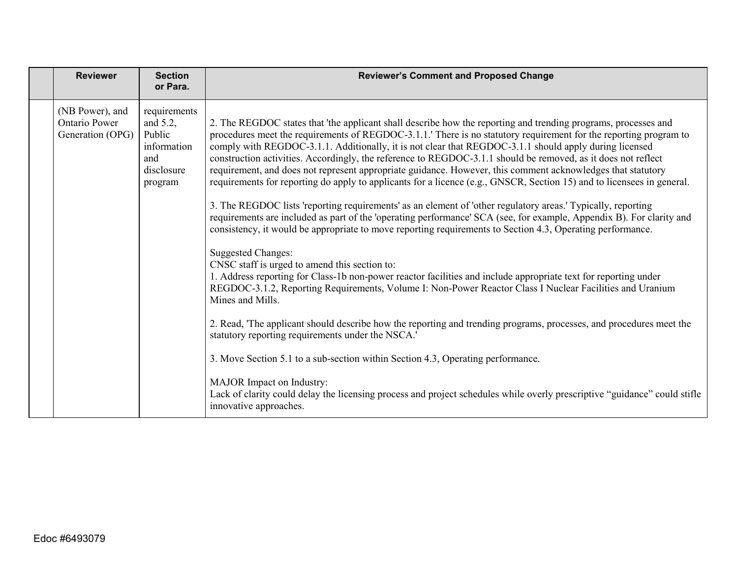| | Reviewer | Section or Para. | Reviewer's Comment and Proposed Change |
|---|---|---|---|
| | (NB Power), and Ontario Power Generation (OPG) | requirements and 5.2, Public information and disclosure program | 2. The REGDOC states that 'the applicant shall describe how the reporting and trending programs, processes and procedures meet the requirements of REGDOC-3.1.1.' There is no statutory requirement for the reporting program to comply with REGDOC-3.1.1. Additionally, it is not clear that REGDOC-3.1.1 should apply during licensed construction activities. Accordingly, the reference to REGDOC-3.1.1 should be removed, as it does not reflect requirement, and does not represent appropriate guidance. However, this comment acknowledges that statutory requirements for reporting do apply to applicants for a licence (e.g., GNSCR, Section 15) and to licensees in general.<br><br>3. The REGDOC lists 'reporting requirements' as an element of 'other regulatory areas.' Typically, reporting requirements are included as part of the 'operating performance' SCA (see, for example, Appendix B). For clarity and consistency, it would be appropriate to move reporting requirements to Section 4.3, Operating performance.<br><br>Suggested Changes:<br>CNSC staff is urged to amend this section to:<br>1. Address reporting for Class-1b non-power reactor facilities and include appropriate text for reporting under REGDOC-3.1.2, Reporting Requirements, Volume I: Non-Power Reactor Class I Nuclear Facilities and Uranium Mines and Mills.<br><br>2. Read, 'The applicant should describe how the reporting and trending programs, processes, and procedures meet the statutory reporting requirements under the NSCA.'<br><br>3. Move Section 5.1 to a sub-section within Section 4.3, Operating performance.<br><br>MAJOR Impact on Industry:<br>Lack of clarity could delay the licensing process and project schedules while overly prescriptive "guidance" could stifle innovative approaches. |

Edoc #6493079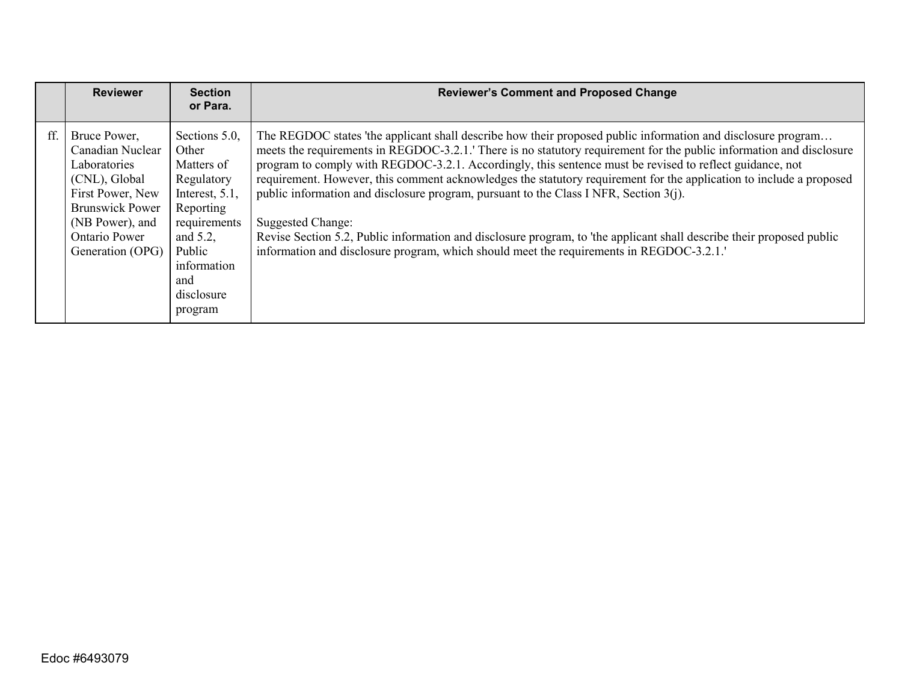| | Reviewer | Section or Para. | Reviewer's Comment and Proposed Change |
|---|---|---|---|
| ff. | Bruce Power, Canadian Nuclear Laboratories (CNL), Global First Power, New Brunswick Power (NB Power), and Ontario Power Generation (OPG) | Sections 5.0, Other Matters of Regulatory Interest, 5.1, Reporting requirements and 5.2, Public information and disclosure program | The REGDOC states 'the applicant shall describe how their proposed public information and disclosure program… meets the requirements in REGDOC-3.2.1.' There is no statutory requirement for the public information and disclosure program to comply with REGDOC-3.2.1. Accordingly, this sentence must be revised to reflect guidance, not requirement. However, this comment acknowledges the statutory requirement for the application to include a proposed public information and disclosure program, pursuant to the Class I NFR, Section 3(j).<br><br>Suggested Change:<br>Revise Section 5.2, Public information and disclosure program, to 'the applicant shall describe their proposed public information and disclosure program, which should meet the requirements in REGDOC-3.2.1.' |

Edoc #6493079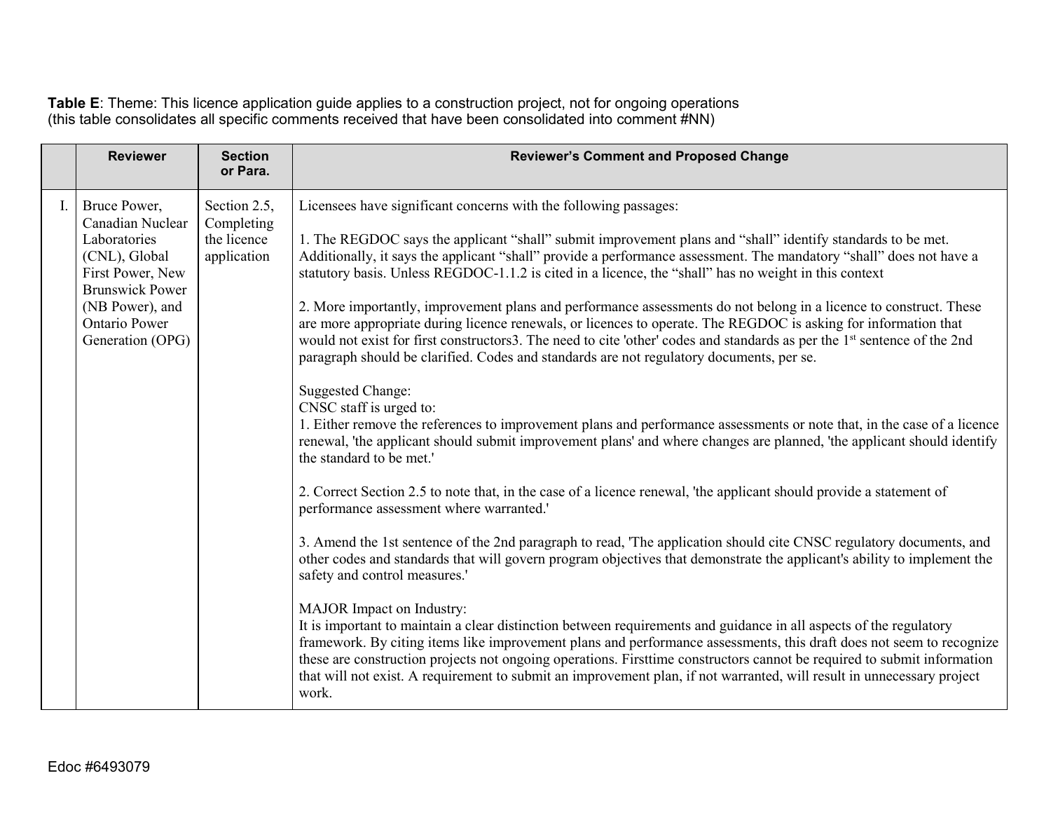**Table E**: Theme: This licence application guide applies to a construction project, not for ongoing operations (this table consolidates all specific comments received that have been consolidated into comment #NN)

| | Reviewer | Section or Para. | Reviewer's Comment and Proposed Change |
|---|---|---|---|
| I. | Bruce Power, Canadian Nuclear Laboratories (CNL), Global First Power, New Brunswick Power (NB Power), and Ontario Power Generation (OPG) | Section 2.5, Completing the licence application | Licensees have significant concerns with the following passages:<br><br>1. The REGDOC says the applicant "shall" submit improvement plans and "shall" identify standards to be met. Additionally, it says the applicant "shall" provide a performance assessment. The mandatory "shall" does not have a statutory basis. Unless REGDOC-1.1.2 is cited in a licence, the "shall" has no weight in this context<br><br>2. More importantly, improvement plans and performance assessments do not belong in a licence to construct. These are more appropriate during licence renewals, or licences to operate. The REGDOC is asking for information that would not exist for first constructors3. The need to cite 'other' codes and standards as per the 1st sentence of the 2nd paragraph should be clarified. Codes and standards are not regulatory documents, per se.<br><br>Suggested Change:<br>CNSC staff is urged to:<br>1. Either remove the references to improvement plans and performance assessments or note that, in the case of a licence renewal, 'the applicant should submit improvement plans' and where changes are planned, 'the applicant should identify the standard to be met.'<br><br>2. Correct Section 2.5 to note that, in the case of a licence renewal, 'the applicant should provide a statement of performance assessment where warranted.'<br><br>3. Amend the 1st sentence of the 2nd paragraph to read, 'The application should cite CNSC regulatory documents, and other codes and standards that will govern program objectives that demonstrate the applicant's ability to implement the safety and control measures.'<br><br>MAJOR Impact on Industry:<br>It is important to maintain a clear distinction between requirements and guidance in all aspects of the regulatory framework. By citing items like improvement plans and performance assessments, this draft does not seem to recognize these are construction projects not ongoing operations. Firsttime constructors cannot be required to submit information that will not exist. A requirement to submit an improvement plan, if not warranted, will result in unnecessary project work. |

Edoc #6493079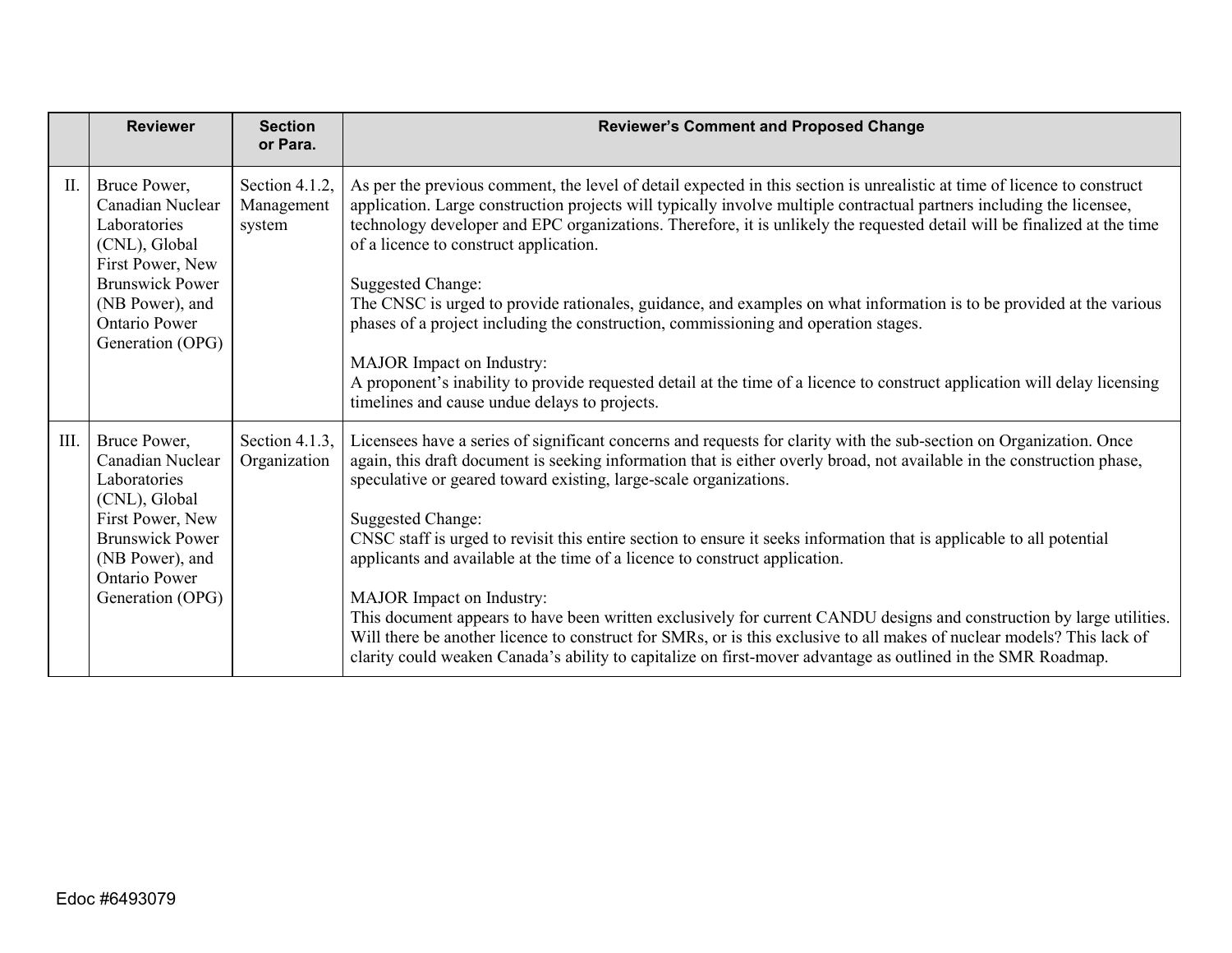| | Reviewer | Section or Para. | Reviewer's Comment and Proposed Change |
|---|---|---|---|
| II. | Bruce Power, Canadian Nuclear Laboratories (CNL), Global First Power, New Brunswick Power (NB Power), and Ontario Power Generation (OPG) | Section 4.1.2, Management system | As per the previous comment, the level of detail expected in this section is unrealistic at time of licence to construct application. Large construction projects will typically involve multiple contractual partners including the licensee, technology developer and EPC organizations. Therefore, it is unlikely the requested detail will be finalized at the time of a licence to construct application.<br><br>Suggested Change:<br>The CNSC is urged to provide rationales, guidance, and examples on what information is to be provided at the various phases of a project including the construction, commissioning and operation stages.<br><br>MAJOR Impact on Industry:<br>A proponent's inability to provide requested detail at the time of a licence to construct application will delay licensing timelines and cause undue delays to projects. |
| III. | Bruce Power, Canadian Nuclear Laboratories (CNL), Global First Power, New Brunswick Power (NB Power), and Ontario Power Generation (OPG) | Section 4.1.3, Organization | Licensees have a series of significant concerns and requests for clarity with the sub-section on Organization. Once again, this draft document is seeking information that is either overly broad, not available in the construction phase, speculative or geared toward existing, large-scale organizations.<br><br>Suggested Change:<br>CNSC staff is urged to revisit this entire section to ensure it seeks information that is applicable to all potential applicants and available at the time of a licence to construct application.<br><br>MAJOR Impact on Industry:<br>This document appears to have been written exclusively for current CANDU designs and construction by large utilities. Will there be another licence to construct for SMRs, or is this exclusive to all makes of nuclear models? This lack of clarity could weaken Canada's ability to capitalize on first-mover advantage as outlined in the SMR Roadmap. |

Edoc #6493079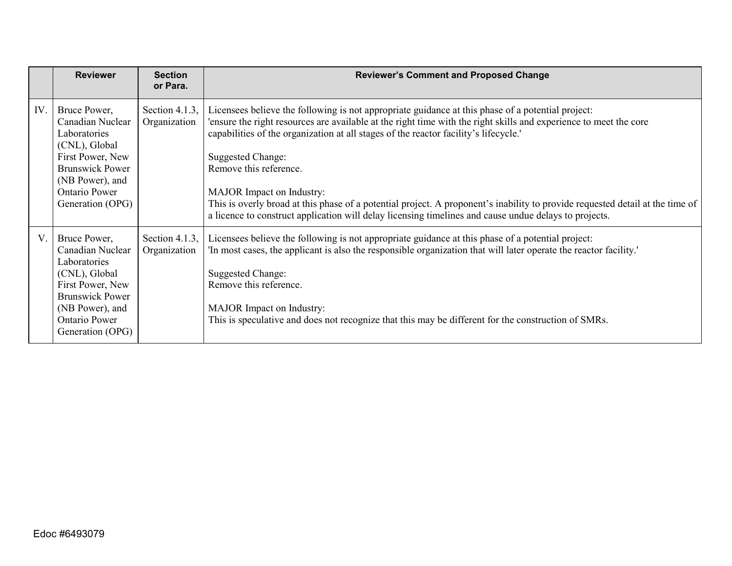| | Reviewer | Section or Para. | Reviewer's Comment and Proposed Change |
|---|---|---|---|
| IV. | Bruce Power, Canadian Nuclear Laboratories (CNL), Global First Power, New Brunswick Power (NB Power), and Ontario Power Generation (OPG) | Section 4.1.3, Organization | Licensees believe the following is not appropriate guidance at this phase of a potential project:<br>'ensure the right resources are available at the right time with the right skills and experience to meet the core capabilities of the organization at all stages of the reactor facility's lifecycle.'<br><br>Suggested Change:<br>Remove this reference.<br><br>MAJOR Impact on Industry:<br>This is overly broad at this phase of a potential project. A proponent's inability to provide requested detail at the time of a licence to construct application will delay licensing timelines and cause undue delays to projects. |
| V. | Bruce Power, Canadian Nuclear Laboratories (CNL), Global First Power, New Brunswick Power (NB Power), and Ontario Power Generation (OPG) | Section 4.1.3, Organization | Licensees believe the following is not appropriate guidance at this phase of a potential project:<br>'In most cases, the applicant is also the responsible organization that will later operate the reactor facility.'<br><br>Suggested Change:<br>Remove this reference.<br><br>MAJOR Impact on Industry:<br>This is speculative and does not recognize that this may be different for the construction of SMRs. |

Edoc #6493079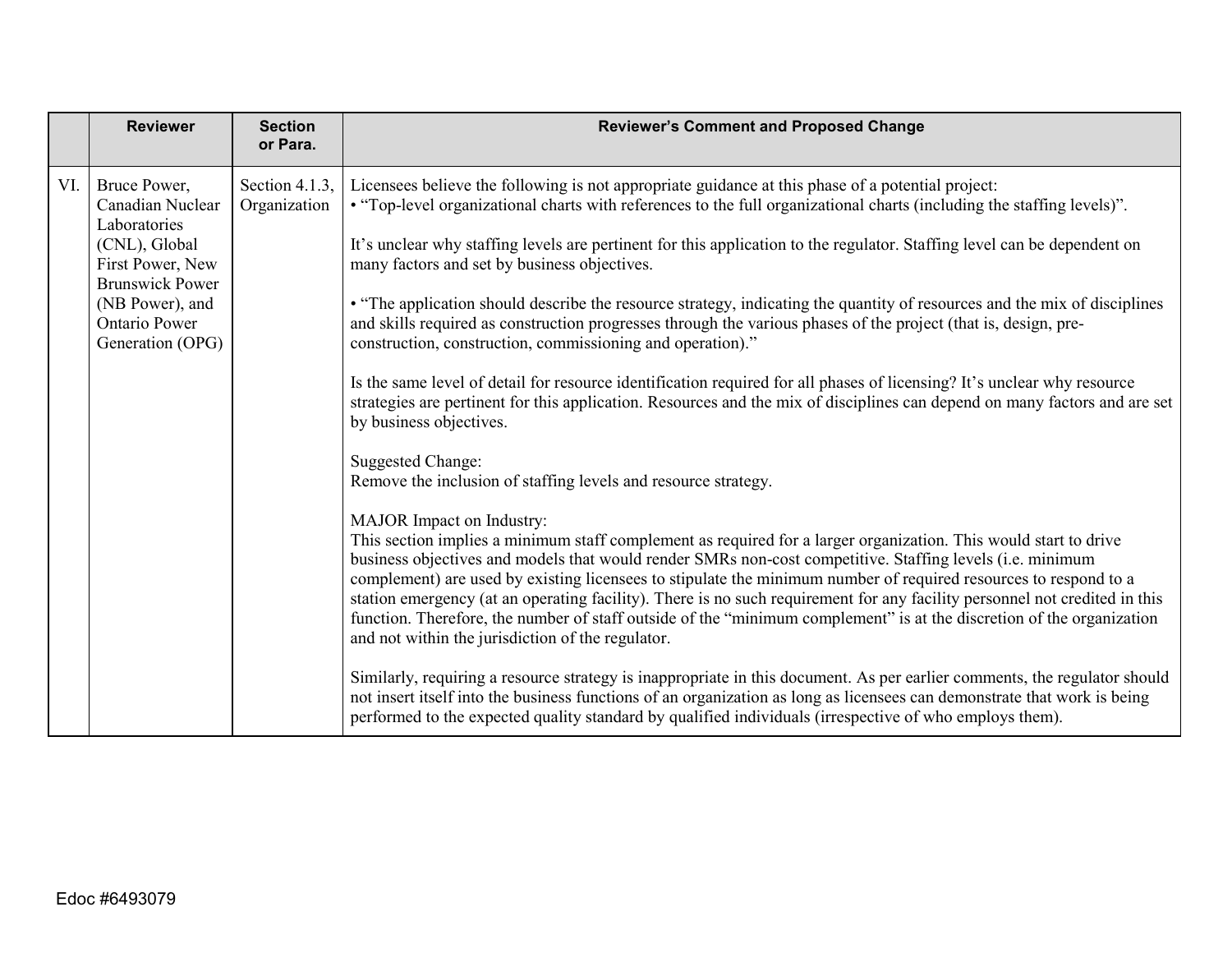|  | Reviewer | Section or Para. | Reviewer's Comment and Proposed Change |
|---|---|---|---|
| VI. | Bruce Power, Canadian Nuclear Laboratories (CNL), Global First Power, New Brunswick Power (NB Power), and Ontario Power Generation (OPG) | Section 4.1.3, Organization | Licensees believe the following is not appropriate guidance at this phase of a potential project:<br>• "Top-level organizational charts with references to the full organizational charts (including the staffing levels)".<br><br>It's unclear why staffing levels are pertinent for this application to the regulator. Staffing level can be dependent on many factors and set by business objectives.<br><br>• "The application should describe the resource strategy, indicating the quantity of resources and the mix of disciplines and skills required as construction progresses through the various phases of the project (that is, design, pre-construction, construction, commissioning and operation)."<br><br>Is the same level of detail for resource identification required for all phases of licensing? It's unclear why resource strategies are pertinent for this application. Resources and the mix of disciplines can depend on many factors and are set by business objectives.<br><br>Suggested Change:<br>Remove the inclusion of staffing levels and resource strategy.<br><br>MAJOR Impact on Industry:<br>This section implies a minimum staff complement as required for a larger organization. This would start to drive business objectives and models that would render SMRs non-cost competitive. Staffing levels (i.e. minimum complement) are used by existing licensees to stipulate the minimum number of required resources to respond to a station emergency (at an operating facility). There is no such requirement for any facility personnel not credited in this function. Therefore, the number of staff outside of the "minimum complement" is at the discretion of the organization and not within the jurisdiction of the regulator.<br><br>Similarly, requiring a resource strategy is inappropriate in this document. As per earlier comments, the regulator should not insert itself into the business functions of an organization as long as licensees can demonstrate that work is being performed to the expected quality standard by qualified individuals (irrespective of who employs them). |

Edoc #6493079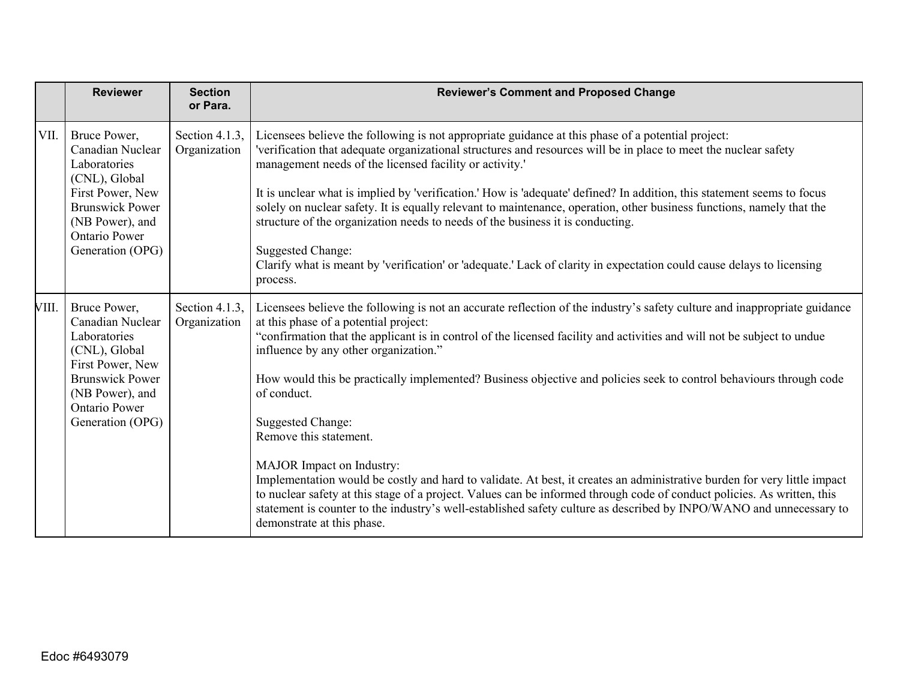| | Reviewer | Section or Para. | Reviewer's Comment and Proposed Change |
|---|---|---|---|
| VII. | Bruce Power, Canadian Nuclear Laboratories (CNL), Global First Power, New Brunswick Power (NB Power), and Ontario Power Generation (OPG) | Section 4.1.3, Organization | Licensees believe the following is not appropriate guidance at this phase of a potential project:<br>'verification that adequate organizational structures and resources will be in place to meet the nuclear safety management needs of the licensed facility or activity.'<br><br>It is unclear what is implied by 'verification.' How is 'adequate' defined? In addition, this statement seems to focus solely on nuclear safety. It is equally relevant to maintenance, operation, other business functions, namely that the structure of the organization needs to needs of the business it is conducting.<br><br>Suggested Change:<br>Clarify what is meant by 'verification' or 'adequate.' Lack of clarity in expectation could cause delays to licensing process. |
| VIII. | Bruce Power, Canadian Nuclear Laboratories (CNL), Global First Power, New Brunswick Power (NB Power), and Ontario Power Generation (OPG) | Section 4.1.3, Organization | Licensees believe the following is not an accurate reflection of the industry's safety culture and inappropriate guidance at this phase of a potential project:<br>"confirmation that the applicant is in control of the licensed facility and activities and will not be subject to undue influence by any other organization."<br><br>How would this be practically implemented? Business objective and policies seek to control behaviours through code of conduct.<br><br>Suggested Change:<br>Remove this statement.<br><br>MAJOR Impact on Industry:<br>Implementation would be costly and hard to validate. At best, it creates an administrative burden for very little impact to nuclear safety at this stage of a project. Values can be informed through code of conduct policies. As written, this statement is counter to the industry's well-established safety culture as described by INPO/WANO and unnecessary to demonstrate at this phase. |

Edoc #6493079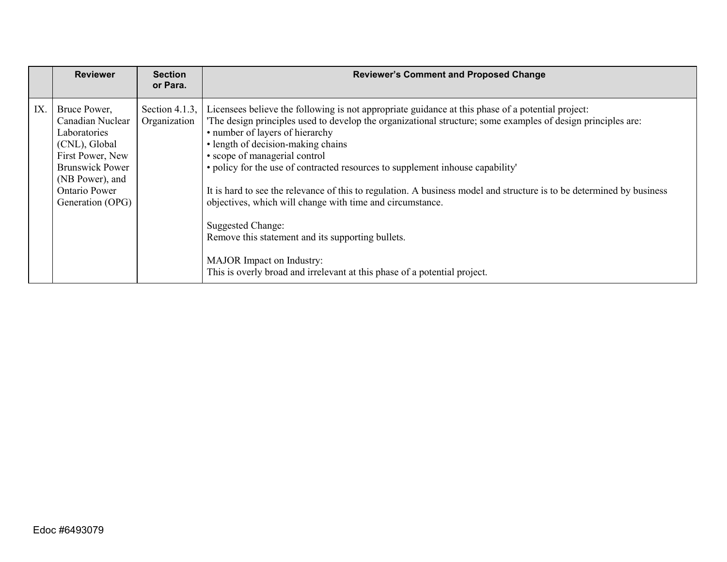| | Reviewer | Section or Para. | Reviewer's Comment and Proposed Change |
|---|---|---|---|
| IX. | Bruce Power, Canadian Nuclear Laboratories (CNL), Global First Power, New Brunswick Power (NB Power), and Ontario Power Generation (OPG) | Section 4.1.3, Organization | Licensees believe the following is not appropriate guidance at this phase of a potential project:<br>'The design principles used to develop the organizational structure; some examples of design principles are:<br>• number of layers of hierarchy<br>• length of decision-making chains<br>• scope of managerial control<br>• policy for the use of contracted resources to supplement inhouse capability'<br><br>It is hard to see the relevance of this to regulation. A business model and structure is to be determined by business objectives, which will change with time and circumstance.<br><br>Suggested Change:<br>Remove this statement and its supporting bullets.<br><br>MAJOR Impact on Industry:<br>This is overly broad and irrelevant at this phase of a potential project. |

Edoc #6493079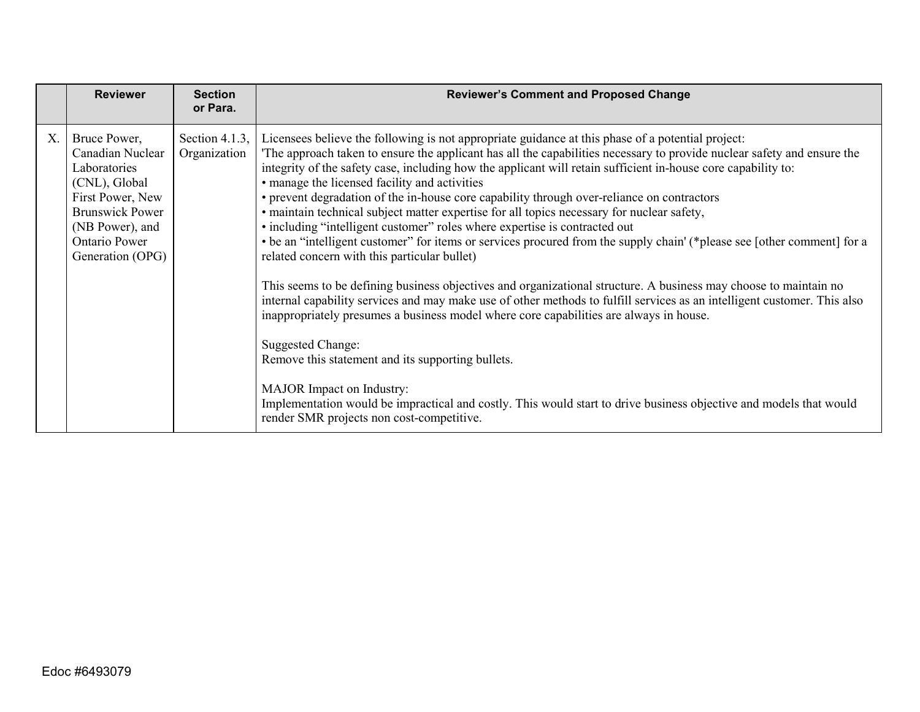|  | Reviewer | Section or Para. | Reviewer's Comment and Proposed Change |
|---|---|---|---|
| X. | Bruce Power, Canadian Nuclear Laboratories (CNL), Global First Power, New Brunswick Power (NB Power), and Ontario Power Generation (OPG) | Section 4.1.3, Organization | Licensees believe the following is not appropriate guidance at this phase of a potential project:<br>'The approach taken to ensure the applicant has all the capabilities necessary to provide nuclear safety and ensure the integrity of the safety case, including how the applicant will retain sufficient in-house core capability to:<br>• manage the licensed facility and activities<br>• prevent degradation of the in-house core capability through over-reliance on contractors<br>• maintain technical subject matter expertise for all topics necessary for nuclear safety,<br>• including "intelligent customer" roles where expertise is contracted out<br>• be an "intelligent customer" for items or services procured from the supply chain' (*please see [other comment] for a related concern with this particular bullet)<br><br>This seems to be defining business objectives and organizational structure. A business may choose to maintain no internal capability services and may make use of other methods to fulfill services as an intelligent customer. This also inappropriately presumes a business model where core capabilities are always in house.<br><br>Suggested Change:<br>Remove this statement and its supporting bullets.<br><br>MAJOR Impact on Industry:<br>Implementation would be impractical and costly. This would start to drive business objective and models that would render SMR projects non cost-competitive. |

Edoc #6493079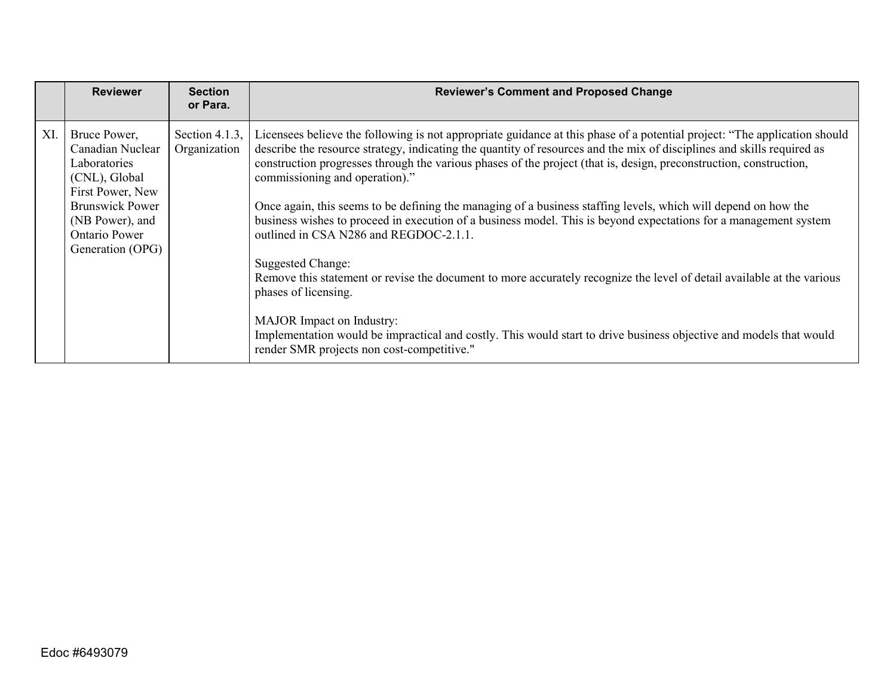| | Reviewer | Section or Para. | Reviewer's Comment and Proposed Change |
|---|---|---|---|
| XI. | Bruce Power, Canadian Nuclear Laboratories (CNL), Global First Power, New Brunswick Power (NB Power), and Ontario Power Generation (OPG) | Section 4.1.3, Organization | Licensees believe the following is not appropriate guidance at this phase of a potential project: "The application should describe the resource strategy, indicating the quantity of resources and the mix of disciplines and skills required as construction progresses through the various phases of the project (that is, design, preconstruction, construction, commissioning and operation)."<br><br>Once again, this seems to be defining the managing of a business staffing levels, which will depend on how the business wishes to proceed in execution of a business model. This is beyond expectations for a management system outlined in CSA N286 and REGDOC-2.1.1.<br><br>Suggested Change:<br>Remove this statement or revise the document to more accurately recognize the level of detail available at the various phases of licensing.<br><br>MAJOR Impact on Industry:<br>Implementation would be impractical and costly. This would start to drive business objective and models that would render SMR projects non cost-competitive." |

Edoc #6493079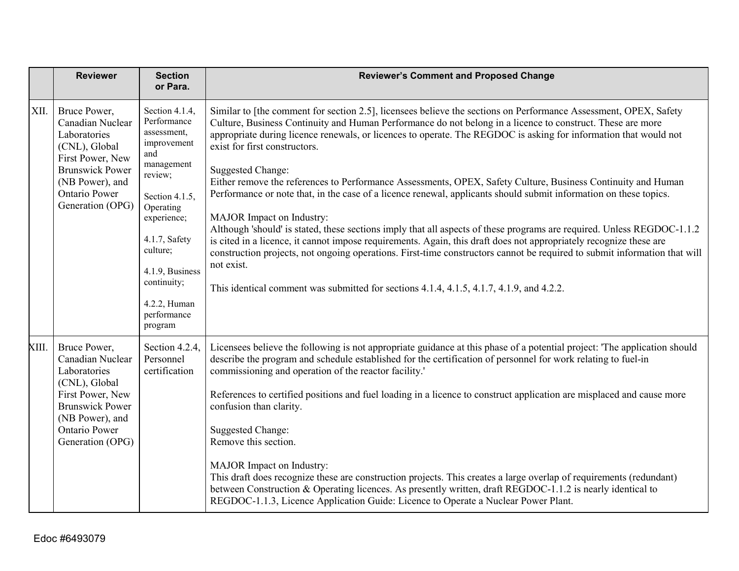| | Reviewer | Section or Para. | Reviewer's Comment and Proposed Change |
|---|---|---|---|
| XII. | Bruce Power, Canadian Nuclear Laboratories (CNL), Global First Power, New Brunswick Power (NB Power), and Ontario Power Generation (OPG) | Section 4.1.4, Performance assessment, improvement and management review;<br><br>Section 4.1.5, Operating experience;<br><br>4.1.7, Safety culture;<br><br>4.1.9, Business continuity;<br><br>4.2.2, Human performance program | Similar to [the comment for section 2.5], licensees believe the sections on Performance Assessment, OPEX, Safety Culture, Business Continuity and Human Performance do not belong in a licence to construct. These are more appropriate during licence renewals, or licences to operate. The REGDOC is asking for information that would not exist for first constructors.<br><br>Suggested Change:<br>Either remove the references to Performance Assessments, OPEX, Safety Culture, Business Continuity and Human Performance or note that, in the case of a licence renewal, applicants should submit information on these topics.<br><br>MAJOR Impact on Industry:<br>Although 'should' is stated, these sections imply that all aspects of these programs are required. Unless REGDOC-1.1.2 is cited in a licence, it cannot impose requirements. Again, this draft does not appropriately recognize these are construction projects, not ongoing operations. First-time constructors cannot be required to submit information that will not exist.<br><br>This identical comment was submitted for sections 4.1.4, 4.1.5, 4.1.7, 4.1.9, and 4.2.2. |
| XIII. | Bruce Power, Canadian Nuclear Laboratories (CNL), Global First Power, New Brunswick Power (NB Power), and Ontario Power Generation (OPG) | Section 4.2.4, Personnel certification | Licensees believe the following is not appropriate guidance at this phase of a potential project: 'The application should describe the program and schedule established for the certification of personnel for work relating to fuel-in commissioning and operation of the reactor facility.'<br><br>References to certified positions and fuel loading in a licence to construct application are misplaced and cause more confusion than clarity.<br><br>Suggested Change:<br>Remove this section.<br><br>MAJOR Impact on Industry:<br>This draft does recognize these are construction projects. This creates a large overlap of requirements (redundant) between Construction & Operating licences. As presently written, draft REGDOC-1.1.2 is nearly identical to REGDOC-1.1.3, Licence Application Guide: Licence to Operate a Nuclear Power Plant. |

Edoc #6493079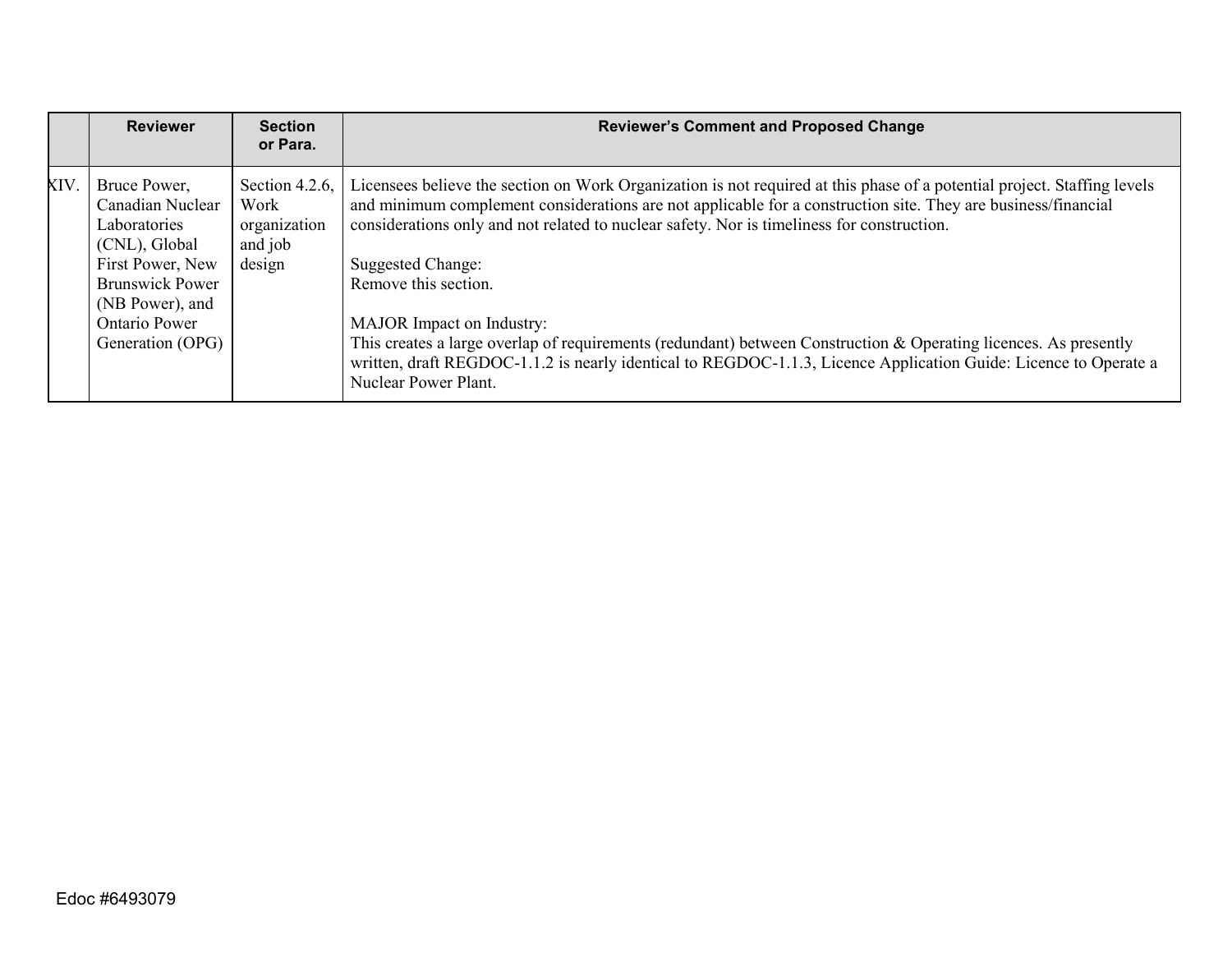| | Reviewer | Section or Para. | Reviewer's Comment and Proposed Change |
|---|---|---|---|
| XIV. | Bruce Power, Canadian Nuclear Laboratories (CNL), Global First Power, New Brunswick Power (NB Power), and Ontario Power Generation (OPG) | Section 4.2.6, Work organization and job design | Licensees believe the section on Work Organization is not required at this phase of a potential project. Staffing levels and minimum complement considerations are not applicable for a construction site. They are business/financial considerations only and not related to nuclear safety. Nor is timeliness for construction.<br><br>Suggested Change:<br>Remove this section.<br><br>MAJOR Impact on Industry:<br>This creates a large overlap of requirements (redundant) between Construction & Operating licences. As presently written, draft REGDOC-1.1.2 is nearly identical to REGDOC-1.1.3, Licence Application Guide: Licence to Operate a Nuclear Power Plant. |

Edoc #6493079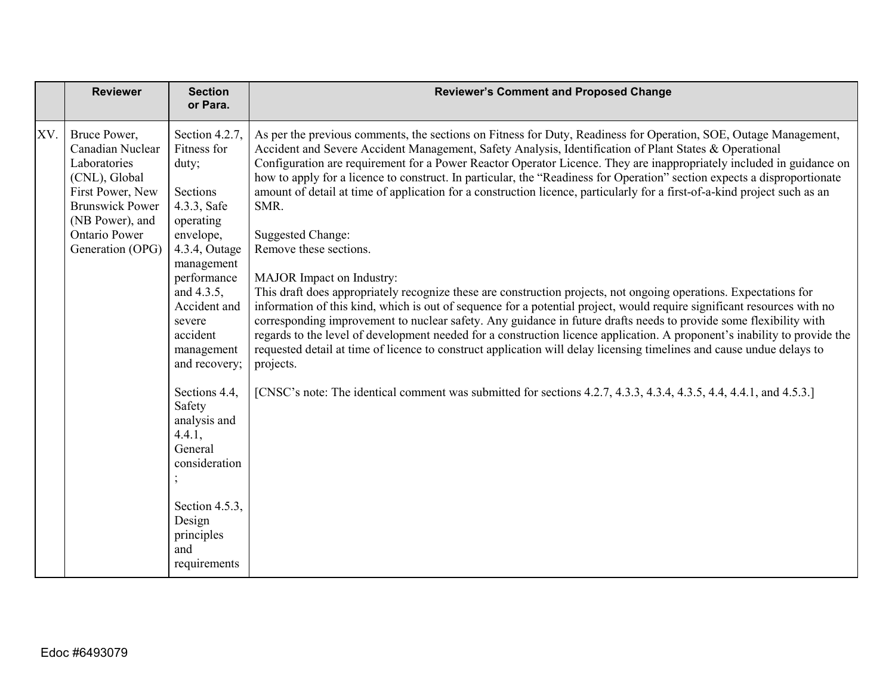| | Reviewer | Section or Para. | Reviewer's Comment and Proposed Change |
|---|---|---|---|
| XV. | Bruce Power, Canadian Nuclear Laboratories (CNL), Global First Power, New Brunswick Power (NB Power), and Ontario Power Generation (OPG) | Section 4.2.7, Fitness for duty;<br><br>Sections 4.3.3, Safe operating envelope, 4.3.4, Outage management performance and 4.3.5, Accident and severe accident management and recovery;<br><br>Sections 4.4, Safety analysis and 4.4.1, General consideration;<br><br>Section 4.5.3, Design principles and requirements | As per the previous comments, the sections on Fitness for Duty, Readiness for Operation, SOE, Outage Management, Accident and Severe Accident Management, Safety Analysis, Identification of Plant States & Operational Configuration are requirement for a Power Reactor Operator Licence. They are inappropriately included in guidance on how to apply for a licence to construct. In particular, the "Readiness for Operation" section expects a disproportionate amount of detail at time of application for a construction licence, particularly for a first-of-a-kind project such as an SMR.<br><br>Suggested Change:<br>Remove these sections.<br><br>MAJOR Impact on Industry:<br>This draft does appropriately recognize these are construction projects, not ongoing operations. Expectations for information of this kind, which is out of sequence for a potential project, would require significant resources with no corresponding improvement to nuclear safety. Any guidance in future drafts needs to provide some flexibility with regards to the level of development needed for a construction licence application. A proponent's inability to provide the requested detail at time of licence to construct application will delay licensing timelines and cause undue delays to projects.<br><br>[CNSC's note: The identical comment was submitted for sections 4.2.7, 4.3.3, 4.3.4, 4.3.5, 4.4, 4.4.1, and 4.5.3.] |

Edoc #6493079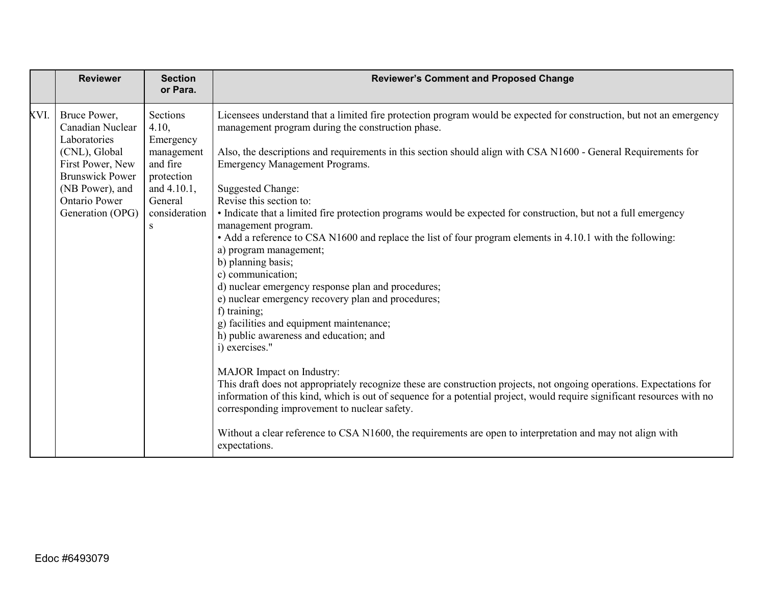| | Reviewer | Section or Para. | Reviewer's Comment and Proposed Change |
|---|---|---|---|
| XVI. | Bruce Power, Canadian Nuclear Laboratories (CNL), Global First Power, New Brunswick Power (NB Power), and Ontario Power Generation (OPG) | Sections 4.10, Emergency management and fire protection and 4.10.1, General considerations | Licensees understand that a limited fire protection program would be expected for construction, but not an emergency management program during the construction phase.<br><br>Also, the descriptions and requirements in this section should align with CSA N1600 - General Requirements for Emergency Management Programs.<br><br>Suggested Change:<br>Revise this section to:<br>• Indicate that a limited fire protection programs would be expected for construction, but not a full emergency management program.<br>• Add a reference to CSA N1600 and replace the list of four program elements in 4.10.1 with the following:<br>a) program management;<br>b) planning basis;<br>c) communication;<br>d) nuclear emergency response plan and procedures;<br>e) nuclear emergency recovery plan and procedures;<br>f) training;<br>g) facilities and equipment maintenance;<br>h) public awareness and education; and<br>i) exercises."<br><br>MAJOR Impact on Industry:<br>This draft does not appropriately recognize these are construction projects, not ongoing operations. Expectations for information of this kind, which is out of sequence for a potential project, would require significant resources with no corresponding improvement to nuclear safety.<br><br>Without a clear reference to CSA N1600, the requirements are open to interpretation and may not align with expectations. |

Edoc #6493079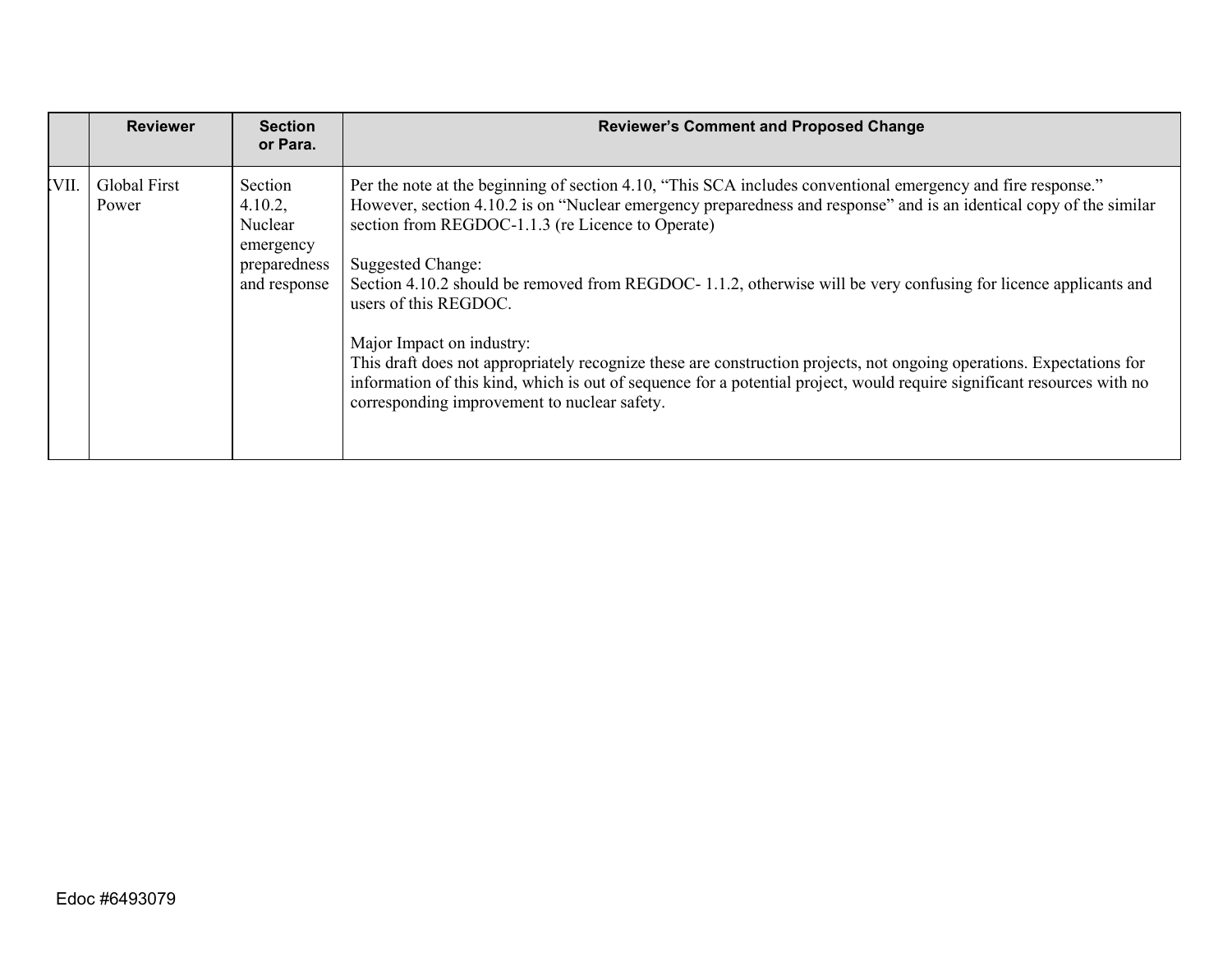| | Reviewer | Section or Para. | Reviewer's Comment and Proposed Change |
|---|---|---|---|
| XVII. | Global First Power | Section 4.10.2, Nuclear emergency preparedness and response | Per the note at the beginning of section 4.10, "This SCA includes conventional emergency and fire response." However, section 4.10.2 is on "Nuclear emergency preparedness and response" and is an identical copy of the similar section from REGDOC-1.1.3 (re Licence to Operate)<br><br>Suggested Change:<br>Section 4.10.2 should be removed from REGDOC- 1.1.2, otherwise will be very confusing for licence applicants and users of this REGDOC.<br><br>Major Impact on industry:<br>This draft does not appropriately recognize these are construction projects, not ongoing operations. Expectations for information of this kind, which is out of sequence for a potential project, would require significant resources with no corresponding improvement to nuclear safety. |

Edoc #6493079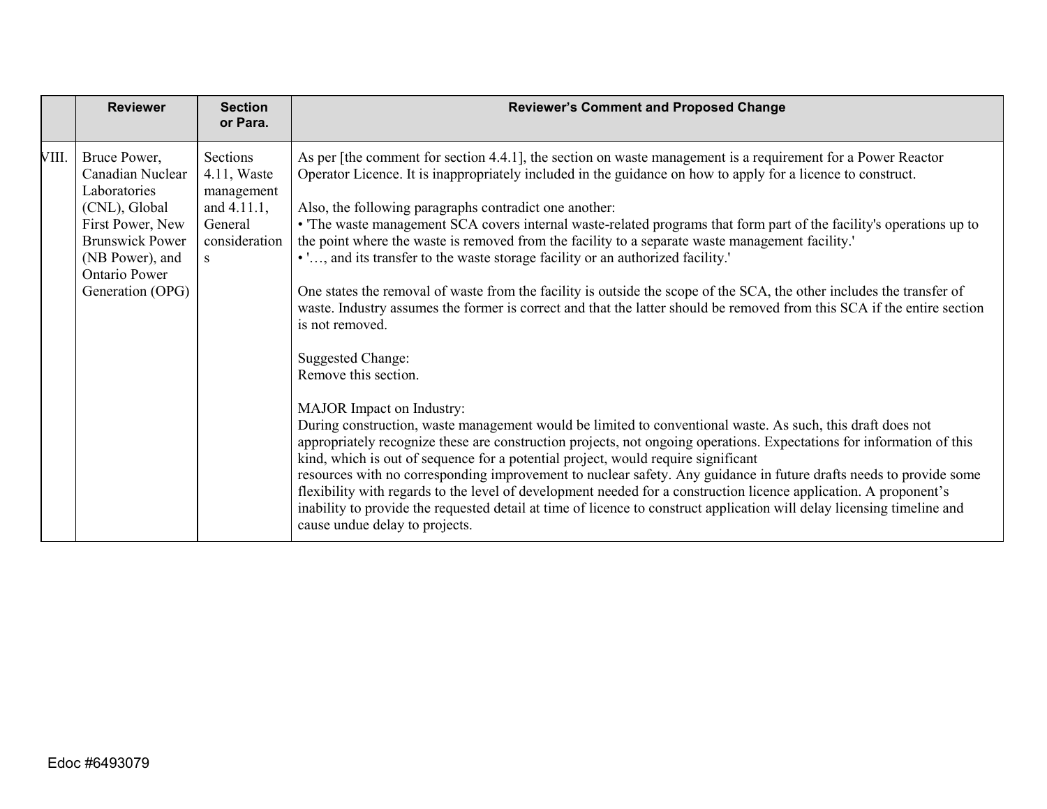| | Reviewer | Section or Para. | Reviewer's Comment and Proposed Change |
|---|---|---|---|
| VIII. | Bruce Power, Canadian Nuclear Laboratories (CNL), Global First Power, New Brunswick Power (NB Power), and Ontario Power Generation (OPG) | Sections 4.11, Waste management and 4.11.1, General considerations | As per [the comment for section 4.4.1], the section on waste management is a requirement for a Power Reactor Operator Licence. It is inappropriately included in the guidance on how to apply for a licence to construct.<br><br>Also, the following paragraphs contradict one another:<br>• 'The waste management SCA covers internal waste-related programs that form part of the facility's operations up to the point where the waste is removed from the facility to a separate waste management facility.'<br>• '…, and its transfer to the waste storage facility or an authorized facility.'<br><br>One states the removal of waste from the facility is outside the scope of the SCA, the other includes the transfer of waste. Industry assumes the former is correct and that the latter should be removed from this SCA if the entire section is not removed.<br><br>Suggested Change:<br>Remove this section.<br><br>MAJOR Impact on Industry:<br>During construction, waste management would be limited to conventional waste. As such, this draft does not appropriately recognize these are construction projects, not ongoing operations. Expectations for information of this kind, which is out of sequence for a potential project, would require significant resources with no corresponding improvement to nuclear safety. Any guidance in future drafts needs to provide some flexibility with regards to the level of development needed for a construction licence application. A proponent's inability to provide the requested detail at time of licence to construct application will delay licensing timeline and cause undue delay to projects. |

Edoc #6493079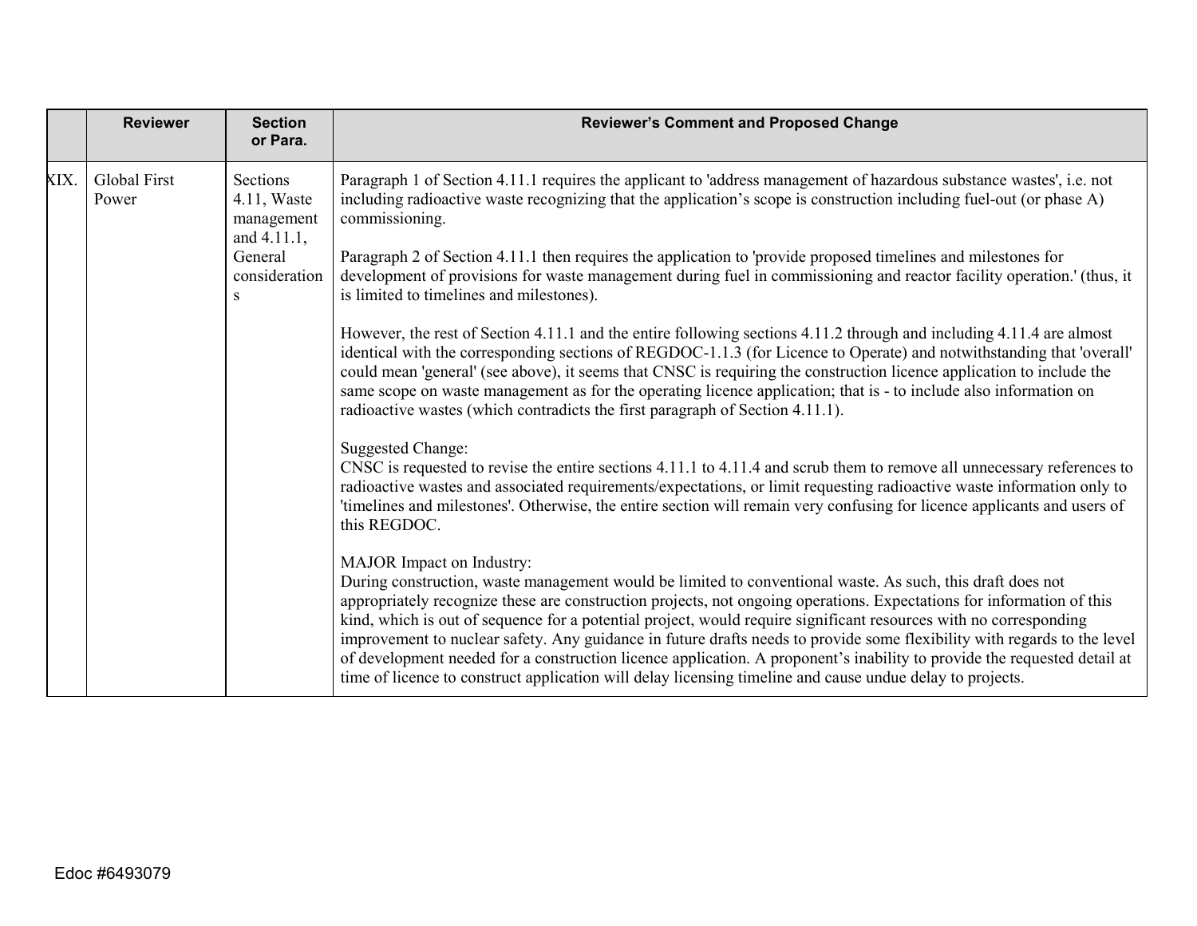| | Reviewer | Section or Para. | Reviewer's Comment and Proposed Change |
|---|---|---|---|
| XIX. | Global First Power | Sections 4.11, Waste management and 4.11.1, General considerations | Paragraph 1 of Section 4.11.1 requires the applicant to 'address management of hazardous substance wastes', i.e. not including radioactive waste recognizing that the application's scope is construction including fuel-out (or phase A) commissioning.<br><br>Paragraph 2 of Section 4.11.1 then requires the application to 'provide proposed timelines and milestones for development of provisions for waste management during fuel in commissioning and reactor facility operation.' (thus, it is limited to timelines and milestones).<br><br>However, the rest of Section 4.11.1 and the entire following sections 4.11.2 through and including 4.11.4 are almost identical with the corresponding sections of REGDOC-1.1.3 (for Licence to Operate) and notwithstanding that 'overall' could mean 'general' (see above), it seems that CNSC is requiring the construction licence application to include the same scope on waste management as for the operating licence application; that is - to include also information on radioactive wastes (which contradicts the first paragraph of Section 4.11.1).<br><br>Suggested Change:<br>CNSC is requested to revise the entire sections 4.11.1 to 4.11.4 and scrub them to remove all unnecessary references to radioactive wastes and associated requirements/expectations, or limit requesting radioactive waste information only to 'timelines and milestones'. Otherwise, the entire section will remain very confusing for licence applicants and users of this REGDOC.<br><br>MAJOR Impact on Industry:<br>During construction, waste management would be limited to conventional waste. As such, this draft does not appropriately recognize these are construction projects, not ongoing operations. Expectations for information of this kind, which is out of sequence for a potential project, would require significant resources with no corresponding improvement to nuclear safety. Any guidance in future drafts needs to provide some flexibility with regards to the level of development needed for a construction licence application. A proponent's inability to provide the requested detail at time of licence to construct application will delay licensing timeline and cause undue delay to projects. |

Edoc #6493079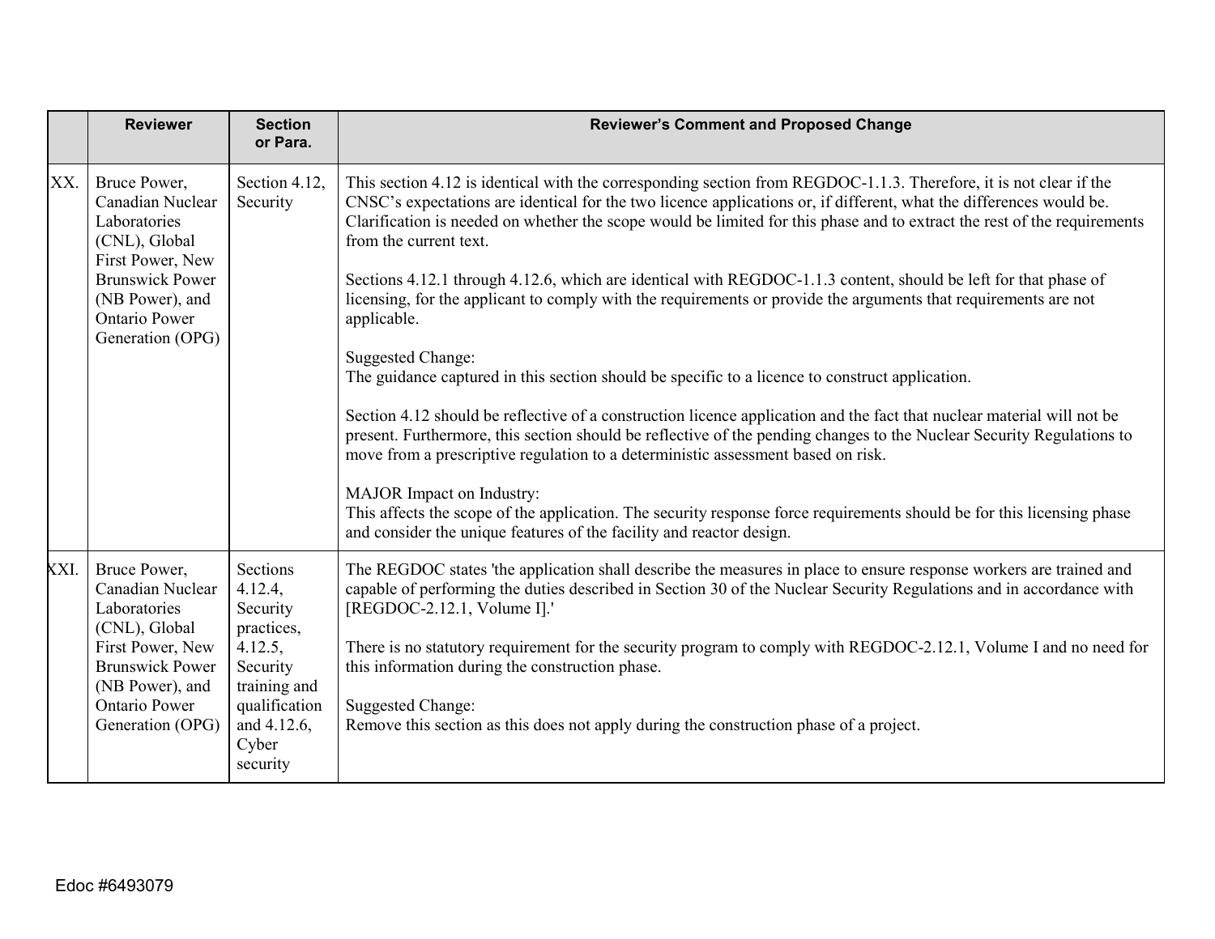| | Reviewer | Section or Para. | Reviewer's Comment and Proposed Change |
|---|---|---|---|
| XX. | Bruce Power, Canadian Nuclear Laboratories (CNL), Global First Power, New Brunswick Power (NB Power), and Ontario Power Generation (OPG) | Section 4.12, Security | This section 4.12 is identical with the corresponding section from REGDOC-1.1.3. Therefore, it is not clear if the CNSC's expectations are identical for the two licence applications or, if different, what the differences would be. Clarification is needed on whether the scope would be limited for this phase and to extract the rest of the requirements from the current text.<br><br>Sections 4.12.1 through 4.12.6, which are identical with REGDOC-1.1.3 content, should be left for that phase of licensing, for the applicant to comply with the requirements or provide the arguments that requirements are not applicable.<br><br>Suggested Change:<br>The guidance captured in this section should be specific to a licence to construct application.<br><br>Section 4.12 should be reflective of a construction licence application and the fact that nuclear material will not be present. Furthermore, this section should be reflective of the pending changes to the Nuclear Security Regulations to move from a prescriptive regulation to a deterministic assessment based on risk.<br><br>MAJOR Impact on Industry:<br>This affects the scope of the application. The security response force requirements should be for this licensing phase and consider the unique features of the facility and reactor design. |
| XXI. | Bruce Power, Canadian Nuclear Laboratories (CNL), Global First Power, New Brunswick Power (NB Power), and Ontario Power Generation (OPG) | Sections 4.12.4, Security practices, 4.12.5, Security training and qualification and 4.12.6, Cyber security | The REGDOC states 'the application shall describe the measures in place to ensure response workers are trained and capable of performing the duties described in Section 30 of the Nuclear Security Regulations and in accordance with [REGDOC-2.12.1, Volume I].'<br><br>There is no statutory requirement for the security program to comply with REGDOC-2.12.1, Volume I and no need for this information during the construction phase.<br><br>Suggested Change:<br>Remove this section as this does not apply during the construction phase of a project. |

Edoc #6493079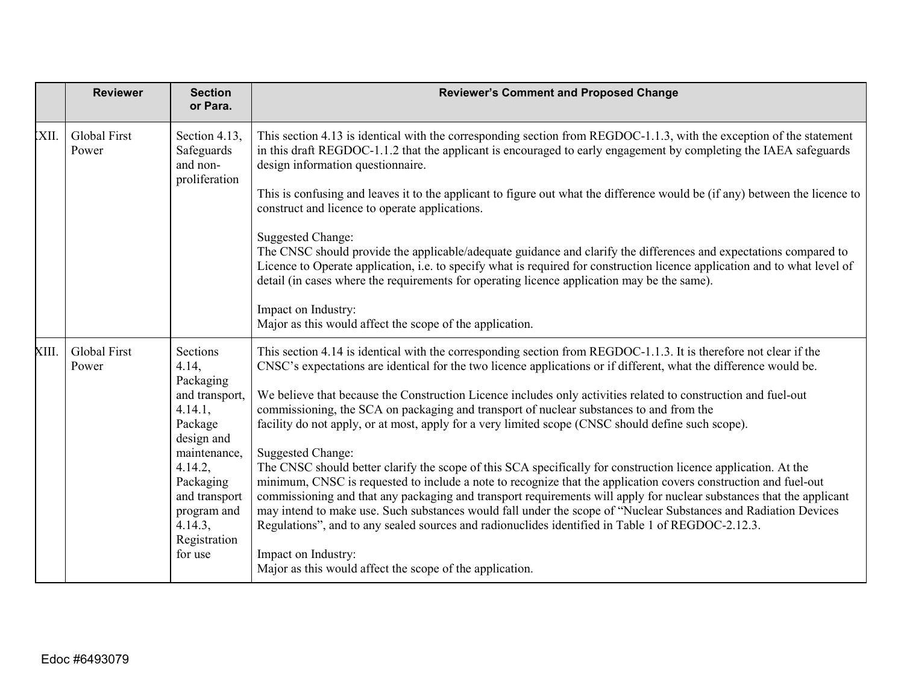| | Reviewer | Section or Para. | Reviewer's Comment and Proposed Change |
|---|---|---|---|
| XII. | Global First Power | Section 4.13, Safeguards and non-proliferation | This section 4.13 is identical with the corresponding section from REGDOC-1.1.3, with the exception of the statement in this draft REGDOC-1.1.2 that the applicant is encouraged to early engagement by completing the IAEA safeguards design information questionnaire.<br><br>This is confusing and leaves it to the applicant to figure out what the difference would be (if any) between the licence to construct and licence to operate applications.<br><br>Suggested Change:<br>The CNSC should provide the applicable/adequate guidance and clarify the differences and expectations compared to Licence to Operate application, i.e. to specify what is required for construction licence application and to what level of detail (in cases where the requirements for operating licence application may be the same).<br><br>Impact on Industry:<br>Major as this would affect the scope of the application. |
| XIII. | Global First Power | Sections 4.14, Packaging and transport, 4.14.1, Package design and maintenance, 4.14.2, Packaging and transport program and 4.14.3, Registration for use | This section 4.14 is identical with the corresponding section from REGDOC-1.1.3. It is therefore not clear if the CNSC's expectations are identical for the two licence applications or if different, what the difference would be.<br><br>We believe that because the Construction Licence includes only activities related to construction and fuel-out commissioning, the SCA on packaging and transport of nuclear substances to and from the facility do not apply, or at most, apply for a very limited scope (CNSC should define such scope).<br><br>Suggested Change:<br>The CNSC should better clarify the scope of this SCA specifically for construction licence application. At the minimum, CNSC is requested to include a note to recognize that the application covers construction and fuel-out commissioning and that any packaging and transport requirements will apply for nuclear substances that the applicant may intend to make use. Such substances would fall under the scope of "Nuclear Substances and Radiation Devices Regulations", and to any sealed sources and radionuclides identified in Table 1 of REGDOC-2.12.3.<br><br>Impact on Industry:<br>Major as this would affect the scope of the application. |

Edoc #6493079